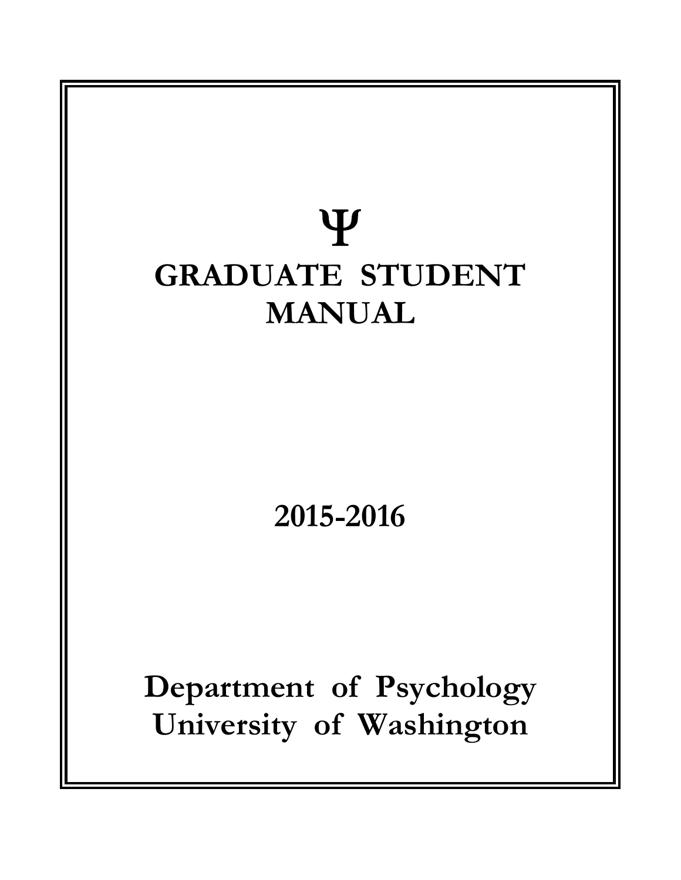Ψ

# GRADUATE STUDENT MANUAL

## 2015-2016

## Department of Psychology
## University of Washington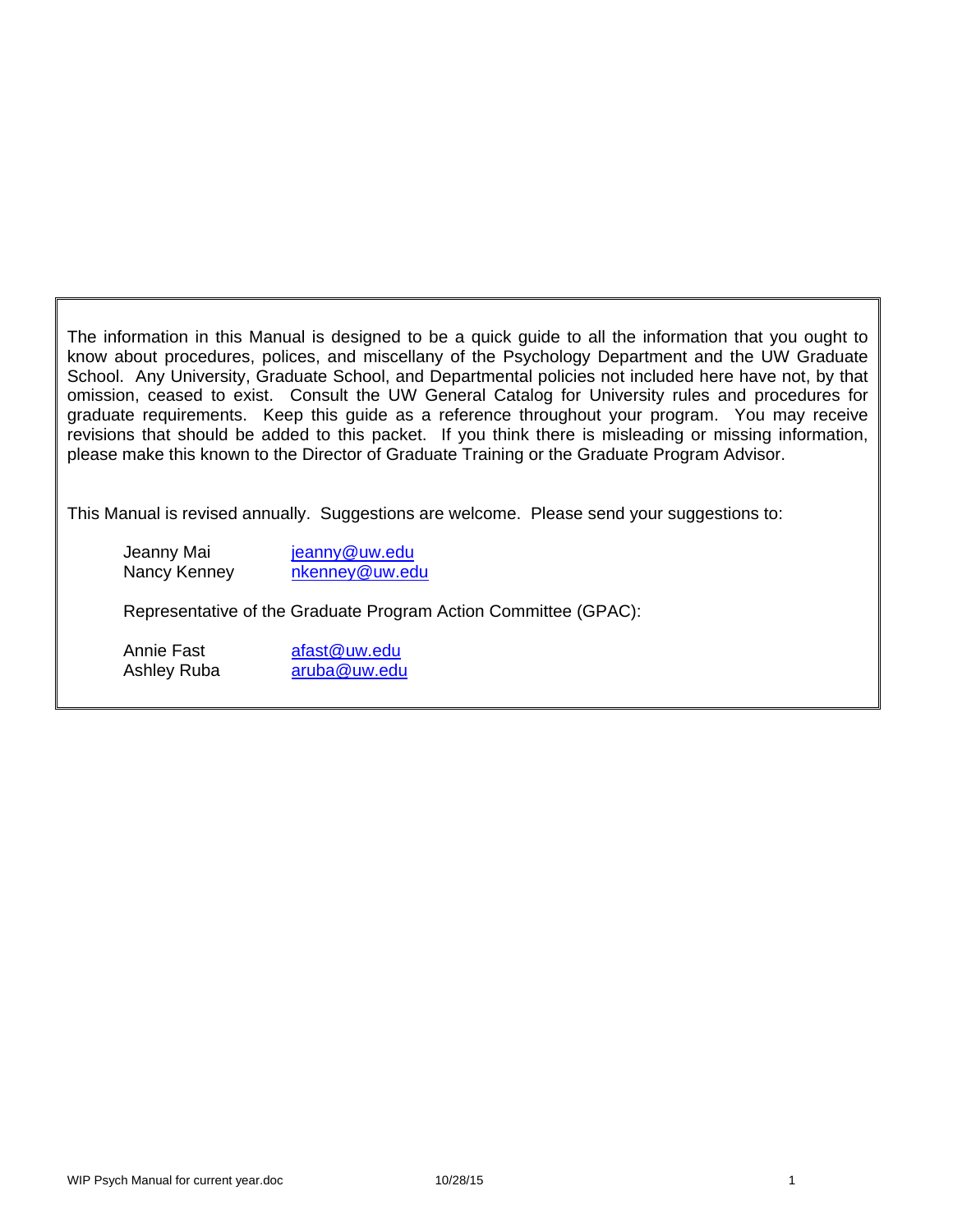The information in this Manual is designed to be a quick guide to all the information that you ought to know about procedures, polices, and miscellany of the Psychology Department and the UW Graduate School. Any University, Graduate School, and Departmental policies not included here have not, by that omission, ceased to exist. Consult the UW General Catalog for University rules and procedures for graduate requirements. Keep this guide as a reference throughout your program. You may receive revisions that should be added to this packet. If you think there is misleading or missing information, please make this known to the Director of Graduate Training or the Graduate Program Advisor.

This Manual is revised annually. Suggestions are welcome. Please send your suggestions to:

| | |
|---|---|
| Jeanny Mai | jeanny@uw.edu |
| Nancy Kenney | nkenney@uw.edu |

Representative of the Graduate Program Action Committee (GPAC):

| | |
|---|---|
| Annie Fast | afast@uw.edu |
| Ashley Ruba | aruba@uw.edu |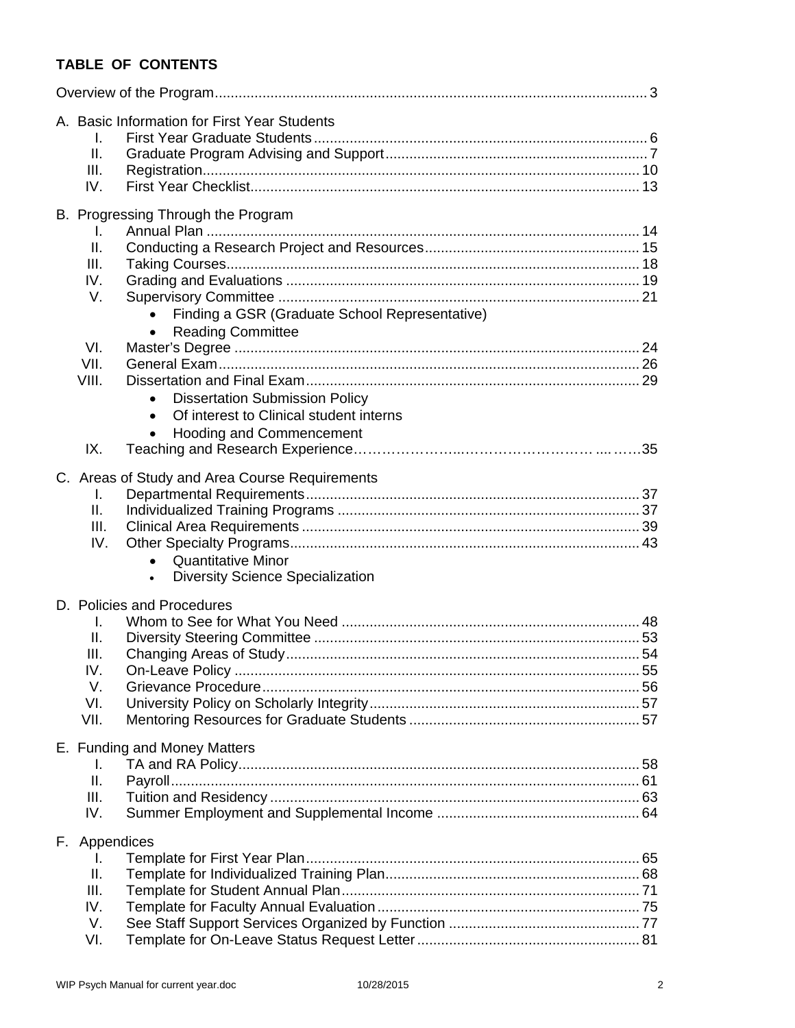**TABLE OF CONTENTS**

Overview of the Program ... 3

A. Basic Information for First Year Students
- I. First Year Graduate Students ... 6
- II. Graduate Program Advising and Support ... 7
- III. Registration ... 10
- IV. First Year Checklist ... 13

B. Progressing Through the Program
- I. Annual Plan ... 14
- II. Conducting a Research Project and Resources ... 15
- III. Taking Courses ... 18
- IV. Grading and Evaluations ... 19
- V. Supervisory Committee ... 21
  - Finding a GSR (Graduate School Representative)
  - Reading Committee
- VI. Master's Degree ... 24
- VII. General Exam ... 26
- VIII. Dissertation and Final Exam ... 29
  - Dissertation Submission Policy
  - Of interest to Clinical student interns
  - Hooding and Commencement
- IX. Teaching and Research Experience ... 35

C. Areas of Study and Area Course Requirements
- I. Departmental Requirements ... 37
- II. Individualized Training Programs ... 37
- III. Clinical Area Requirements ... 39
- IV. Other Specialty Programs ... 43
  - Quantitative Minor
  - Diversity Science Specialization

D. Policies and Procedures
- I. Whom to See for What You Need ... 48
- II. Diversity Steering Committee ... 53
- III. Changing Areas of Study ... 54
- IV. On-Leave Policy ... 55
- V. Grievance Procedure ... 56
- VI. University Policy on Scholarly Integrity ... 57
- VII. Mentoring Resources for Graduate Students ... 57

E. Funding and Money Matters
- I. TA and RA Policy ... 58
- II. Payroll ... 61
- III. Tuition and Residency ... 63
- IV. Summer Employment and Supplemental Income ... 64

F. Appendices
- I. Template for First Year Plan ... 65
- II. Template for Individualized Training Plan ... 68
- III. Template for Student Annual Plan ... 71
- IV. Template for Faculty Annual Evaluation ... 75
- V. See Staff Support Services Organized by Function ... 77
- VI. Template for On-Leave Status Request Letter ... 81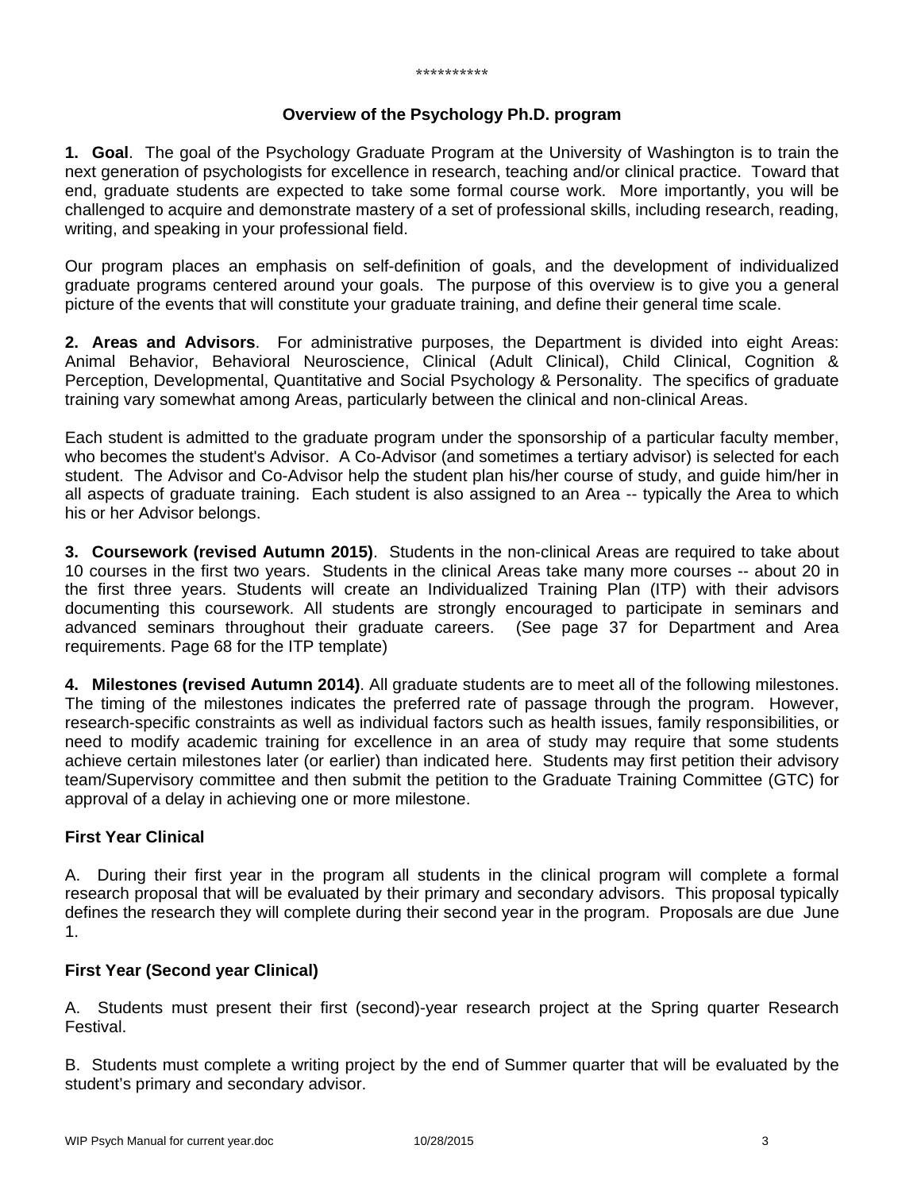\*\*\*\*\*\*\*\*\*\*

## Overview of the Psychology Ph.D. program

**1. Goal**. The goal of the Psychology Graduate Program at the University of Washington is to train the next generation of psychologists for excellence in research, teaching and/or clinical practice. Toward that end, graduate students are expected to take some formal course work. More importantly, you will be challenged to acquire and demonstrate mastery of a set of professional skills, including research, reading, writing, and speaking in your professional field.

Our program places an emphasis on self-definition of goals, and the development of individualized graduate programs centered around your goals. The purpose of this overview is to give you a general picture of the events that will constitute your graduate training, and define their general time scale.

**2. Areas and Advisors**. For administrative purposes, the Department is divided into eight Areas: Animal Behavior, Behavioral Neuroscience, Clinical (Adult Clinical), Child Clinical, Cognition & Perception, Developmental, Quantitative and Social Psychology & Personality. The specifics of graduate training vary somewhat among Areas, particularly between the clinical and non-clinical Areas.

Each student is admitted to the graduate program under the sponsorship of a particular faculty member, who becomes the student's Advisor. A Co-Advisor (and sometimes a tertiary advisor) is selected for each student. The Advisor and Co-Advisor help the student plan his/her course of study, and guide him/her in all aspects of graduate training. Each student is also assigned to an Area -- typically the Area to which his or her Advisor belongs.

**3. Coursework (revised Autumn 2015)**. Students in the non-clinical Areas are required to take about 10 courses in the first two years. Students in the clinical Areas take many more courses -- about 20 in the first three years. Students will create an Individualized Training Plan (ITP) with their advisors documenting this coursework. All students are strongly encouraged to participate in seminars and advanced seminars throughout their graduate careers. (See page 37 for Department and Area requirements. Page 68 for the ITP template)

**4. Milestones (revised Autumn 2014)**. All graduate students are to meet all of the following milestones. The timing of the milestones indicates the preferred rate of passage through the program. However, research-specific constraints as well as individual factors such as health issues, family responsibilities, or need to modify academic training for excellence in an area of study may require that some students achieve certain milestones later (or earlier) than indicated here. Students may first petition their advisory team/Supervisory committee and then submit the petition to the Graduate Training Committee (GTC) for approval of a delay in achieving one or more milestone.

### First Year Clinical

A. During their first year in the program all students in the clinical program will complete a formal research proposal that will be evaluated by their primary and secondary advisors. This proposal typically defines the research they will complete during their second year in the program. Proposals are due June 1.

### First Year (Second year Clinical)

A. Students must present their first (second)-year research project at the Spring quarter Research Festival.

B. Students must complete a writing project by the end of Summer quarter that will be evaluated by the student's primary and secondary advisor.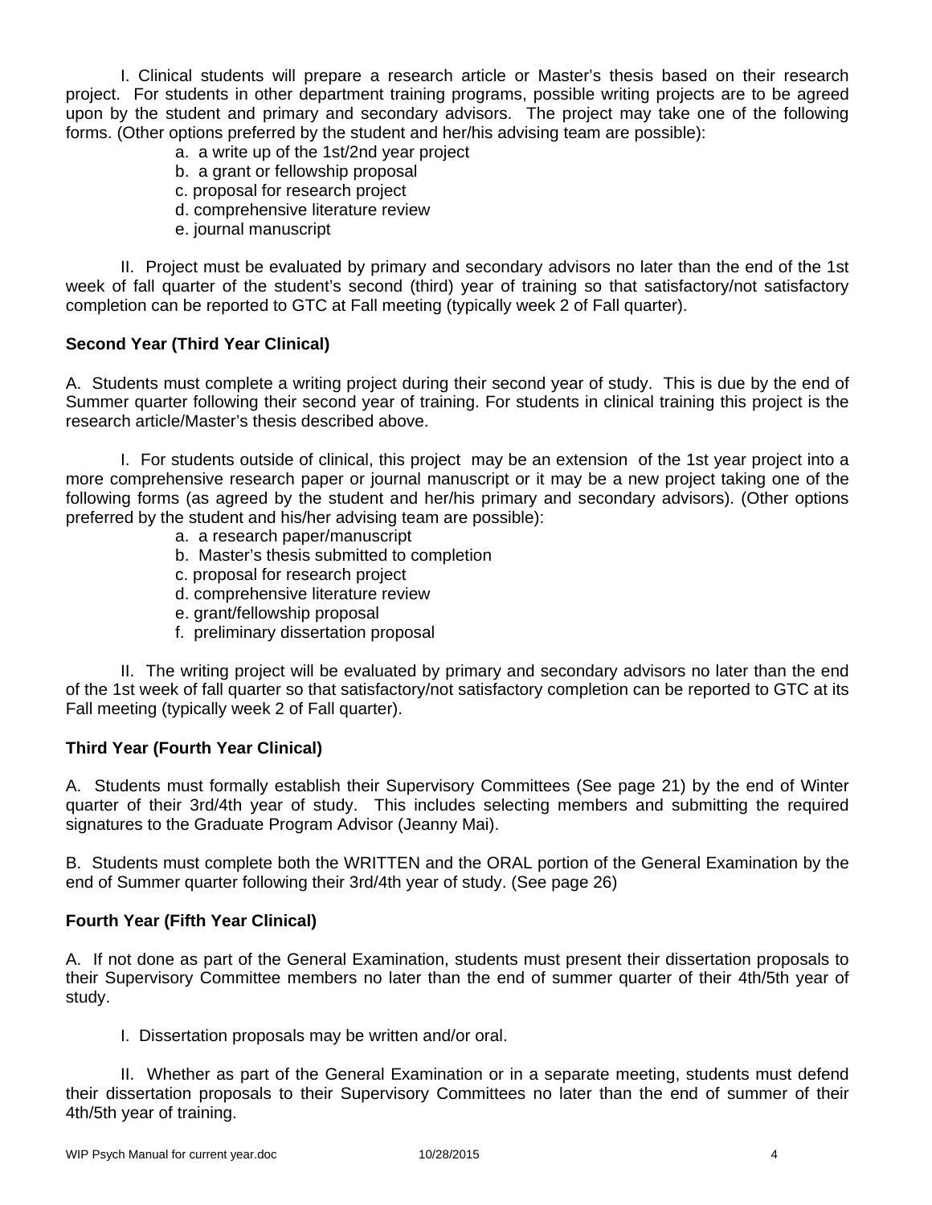I. Clinical students will prepare a research article or Master's thesis based on their research project. For students in other department training programs, possible writing projects are to be agreed upon by the student and primary and secondary advisors. The project may take one of the following forms. (Other options preferred by the student and her/his advising team are possible):

a. a write up of the 1st/2nd year project
b. a grant or fellowship proposal
c. proposal for research project
d. comprehensive literature review
e. journal manuscript

II. Project must be evaluated by primary and secondary advisors no later than the end of the 1st week of fall quarter of the student's second (third) year of training so that satisfactory/not satisfactory completion can be reported to GTC at Fall meeting (typically week 2 of Fall quarter).

**Second Year (Third Year Clinical)**

A. Students must complete a writing project during their second year of study. This is due by the end of Summer quarter following their second year of training. For students in clinical training this project is the research article/Master's thesis described above.

I. For students outside of clinical, this project may be an extension of the 1st year project into a more comprehensive research paper or journal manuscript or it may be a new project taking one of the following forms (as agreed by the student and her/his primary and secondary advisors). (Other options preferred by the student and his/her advising team are possible):

a. a research paper/manuscript
b. Master's thesis submitted to completion
c. proposal for research project
d. comprehensive literature review
e. grant/fellowship proposal
f. preliminary dissertation proposal

II. The writing project will be evaluated by primary and secondary advisors no later than the end of the 1st week of fall quarter so that satisfactory/not satisfactory completion can be reported to GTC at its Fall meeting (typically week 2 of Fall quarter).

**Third Year (Fourth Year Clinical)**

A. Students must formally establish their Supervisory Committees (See page 21) by the end of Winter quarter of their 3rd/4th year of study. This includes selecting members and submitting the required signatures to the Graduate Program Advisor (Jeanny Mai).

B. Students must complete both the WRITTEN and the ORAL portion of the General Examination by the end of Summer quarter following their 3rd/4th year of study. (See page 26)

**Fourth Year (Fifth Year Clinical)**

A. If not done as part of the General Examination, students must present their dissertation proposals to their Supervisory Committee members no later than the end of summer quarter of their 4th/5th year of study.

I. Dissertation proposals may be written and/or oral.

II. Whether as part of the General Examination or in a separate meeting, students must defend their dissertation proposals to their Supervisory Committees no later than the end of summer of their 4th/5th year of training.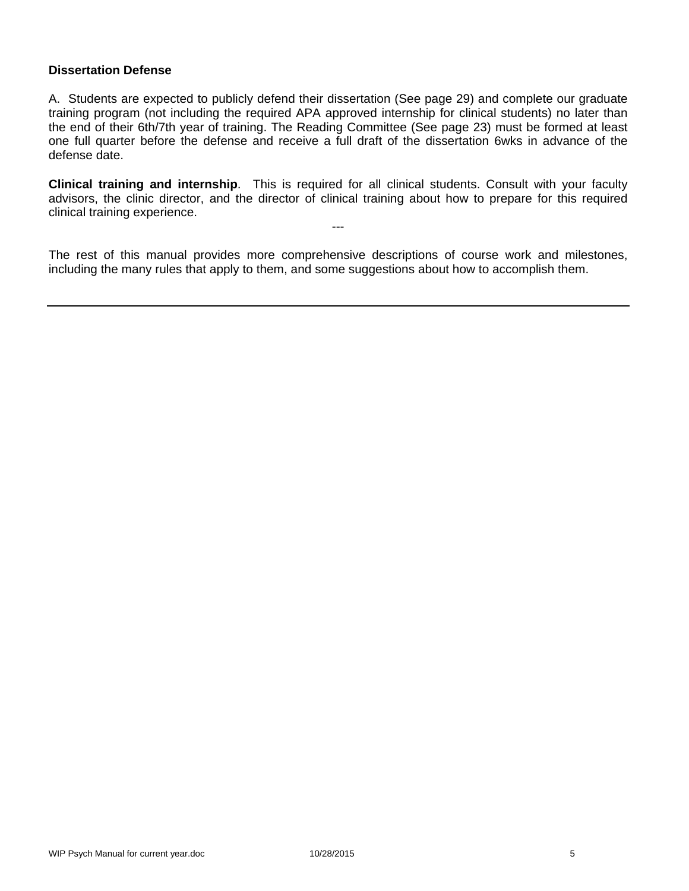**Dissertation Defense**

A. Students are expected to publicly defend their dissertation (See page 29) and complete our graduate training program (not including the required APA approved internship for clinical students) no later than the end of their 6th/7th year of training. The Reading Committee (See page 23) must be formed at least one full quarter before the defense and receive a full draft of the dissertation 6wks in advance of the defense date.

**Clinical training and internship**. This is required for all clinical students. Consult with your faculty advisors, the clinic director, and the director of clinical training about how to prepare for this required clinical training experience.

---

The rest of this manual provides more comprehensive descriptions of course work and milestones, including the many rules that apply to them, and some suggestions about how to accomplish them.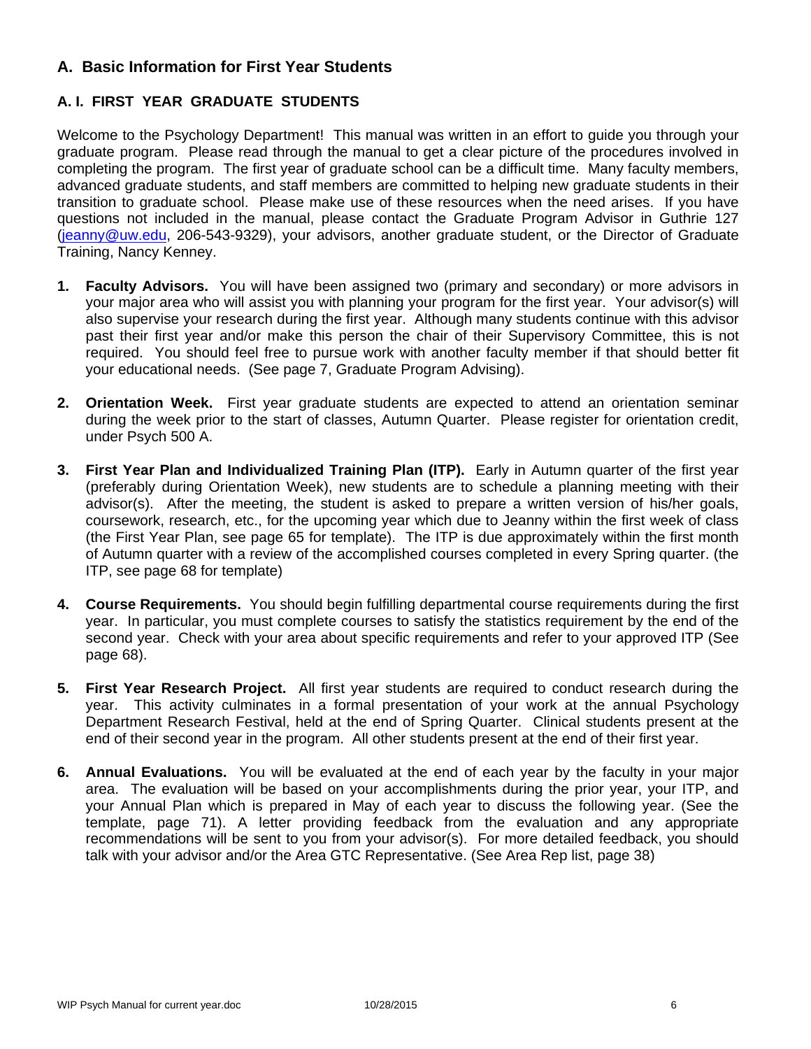## A. Basic Information for First Year Students

### A. I. FIRST YEAR GRADUATE STUDENTS

Welcome to the Psychology Department! This manual was written in an effort to guide you through your graduate program. Please read through the manual to get a clear picture of the procedures involved in completing the program. The first year of graduate school can be a difficult time. Many faculty members, advanced graduate students, and staff members are committed to helping new graduate students in their transition to graduate school. Please make use of these resources when the need arises. If you have questions not included in the manual, please contact the Graduate Program Advisor in Guthrie 127 (jeanny@uw.edu, 206-543-9329), your advisors, another graduate student, or the Director of Graduate Training, Nancy Kenney.

1. **Faculty Advisors.** You will have been assigned two (primary and secondary) or more advisors in your major area who will assist you with planning your program for the first year. Your advisor(s) will also supervise your research during the first year. Although many students continue with this advisor past their first year and/or make this person the chair of their Supervisory Committee, this is not required. You should feel free to pursue work with another faculty member if that should better fit your educational needs. (See page 7, Graduate Program Advising).

2. **Orientation Week.** First year graduate students are expected to attend an orientation seminar during the week prior to the start of classes, Autumn Quarter. Please register for orientation credit, under Psych 500 A.

3. **First Year Plan and Individualized Training Plan (ITP).** Early in Autumn quarter of the first year (preferably during Orientation Week), new students are to schedule a planning meeting with their advisor(s). After the meeting, the student is asked to prepare a written version of his/her goals, coursework, research, etc., for the upcoming year which due to Jeanny within the first week of class (the First Year Plan, see page 65 for template). The ITP is due approximately within the first month of Autumn quarter with a review of the accomplished courses completed in every Spring quarter. (the ITP, see page 68 for template)

4. **Course Requirements.** You should begin fulfilling departmental course requirements during the first year. In particular, you must complete courses to satisfy the statistics requirement by the end of the second year. Check with your area about specific requirements and refer to your approved ITP (See page 68).

5. **First Year Research Project.** All first year students are required to conduct research during the year. This activity culminates in a formal presentation of your work at the annual Psychology Department Research Festival, held at the end of Spring Quarter. Clinical students present at the end of their second year in the program. All other students present at the end of their first year.

6. **Annual Evaluations.** You will be evaluated at the end of each year by the faculty in your major area. The evaluation will be based on your accomplishments during the prior year, your ITP, and your Annual Plan which is prepared in May of each year to discuss the following year. (See the template, page 71). A letter providing feedback from the evaluation and any appropriate recommendations will be sent to you from your advisor(s). For more detailed feedback, you should talk with your advisor and/or the Area GTC Representative. (See Area Rep list, page 38)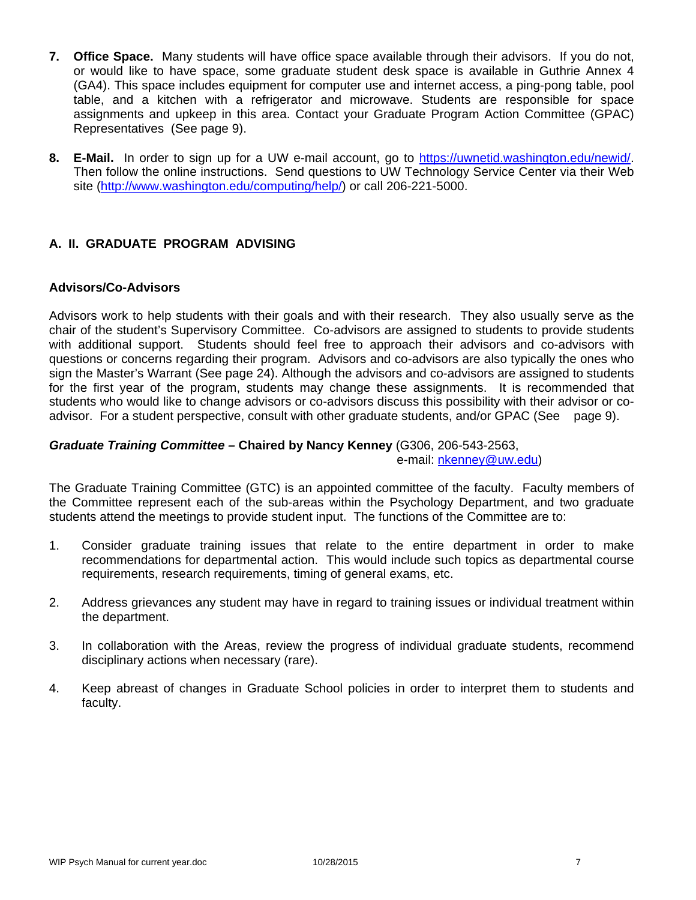7. **Office Space.** Many students will have office space available through their advisors. If you do not, or would like to have space, some graduate student desk space is available in Guthrie Annex 4 (GA4). This space includes equipment for computer use and internet access, a ping-pong table, pool table, and a kitchen with a refrigerator and microwave. Students are responsible for space assignments and upkeep in this area. Contact your Graduate Program Action Committee (GPAC) Representatives (See page 9).

8. **E-Mail.** In order to sign up for a UW e-mail account, go to https://uwnetid.washington.edu/newid/. Then follow the online instructions. Send questions to UW Technology Service Center via their Web site (http://www.washington.edu/computing/help/) or call 206-221-5000.

## A. II. GRADUATE PROGRAM ADVISING

### Advisors/Co-Advisors

Advisors work to help students with their goals and with their research. They also usually serve as the chair of the student's Supervisory Committee. Co-advisors are assigned to students to provide students with additional support. Students should feel free to approach their advisors and co-advisors with questions or concerns regarding their program. Advisors and co-advisors are also typically the ones who sign the Master's Warrant (See page 24). Although the advisors and co-advisors are assigned to students for the first year of the program, students may change these assignments. It is recommended that students who would like to change advisors or co-advisors discuss this possibility with their advisor or co-advisor. For a student perspective, consult with other graduate students, and/or GPAC (See page 9).

***Graduate Training Committee* – Chaired by Nancy Kenney** (G306, 206-543-2563, e-mail: nkenney@uw.edu)

The Graduate Training Committee (GTC) is an appointed committee of the faculty. Faculty members of the Committee represent each of the sub-areas within the Psychology Department, and two graduate students attend the meetings to provide student input. The functions of the Committee are to:

1. Consider graduate training issues that relate to the entire department in order to make recommendations for departmental action. This would include such topics as departmental course requirements, research requirements, timing of general exams, etc.

2. Address grievances any student may have in regard to training issues or individual treatment within the department.

3. In collaboration with the Areas, review the progress of individual graduate students, recommend disciplinary actions when necessary (rare).

4. Keep abreast of changes in Graduate School policies in order to interpret them to students and faculty.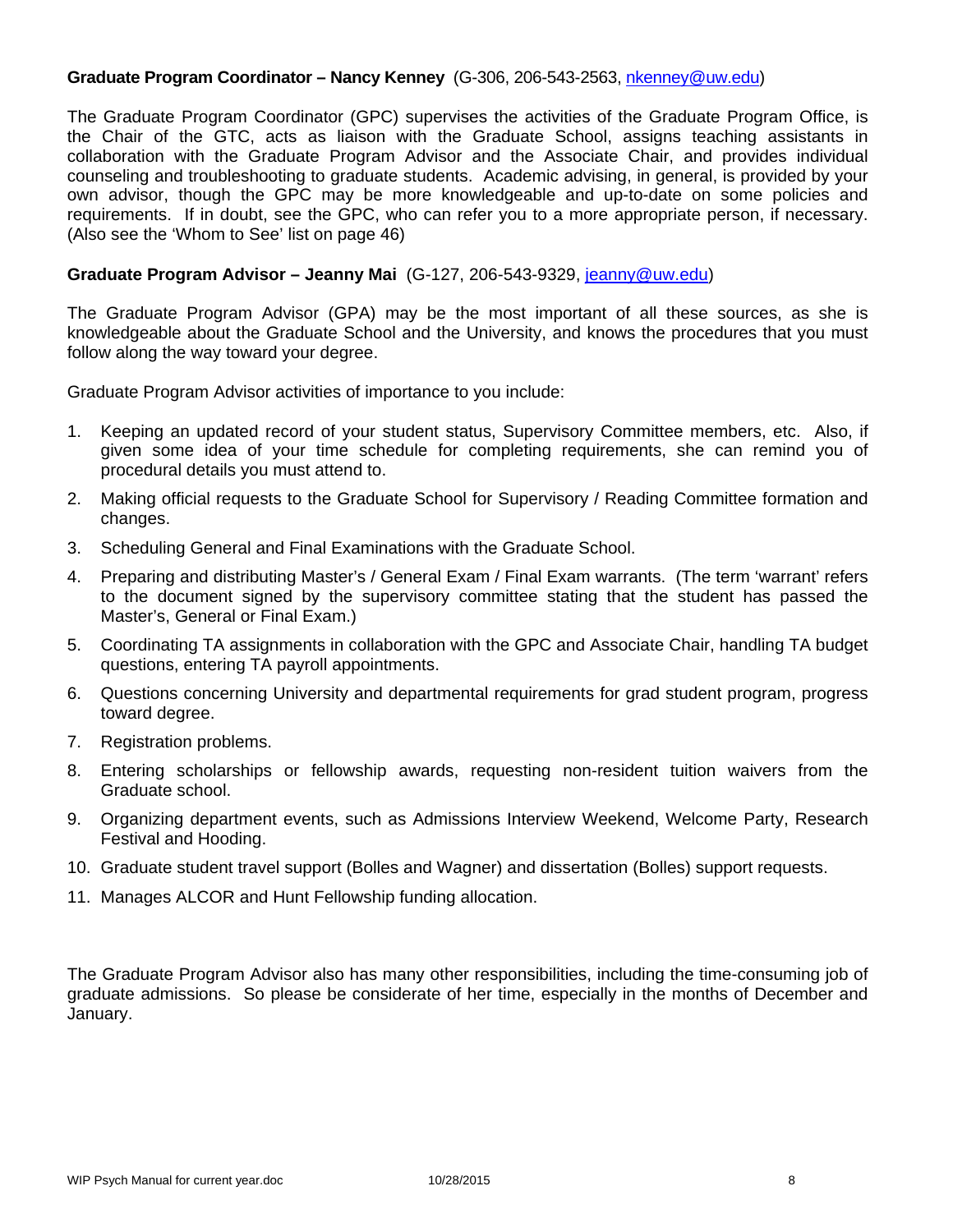**Graduate Program Coordinator – Nancy Kenney** (G-306, 206-543-2563, nkenney@uw.edu)

The Graduate Program Coordinator (GPC) supervises the activities of the Graduate Program Office, is the Chair of the GTC, acts as liaison with the Graduate School, assigns teaching assistants in collaboration with the Graduate Program Advisor and the Associate Chair, and provides individual counseling and troubleshooting to graduate students. Academic advising, in general, is provided by your own advisor, though the GPC may be more knowledgeable and up-to-date on some policies and requirements. If in doubt, see the GPC, who can refer you to a more appropriate person, if necessary. (Also see the 'Whom to See' list on page 46)

**Graduate Program Advisor – Jeanny Mai** (G-127, 206-543-9329, jeanny@uw.edu)

The Graduate Program Advisor (GPA) may be the most important of all these sources, as she is knowledgeable about the Graduate School and the University, and knows the procedures that you must follow along the way toward your degree.

Graduate Program Advisor activities of importance to you include:

1. Keeping an updated record of your student status, Supervisory Committee members, etc. Also, if given some idea of your time schedule for completing requirements, she can remind you of procedural details you must attend to.
2. Making official requests to the Graduate School for Supervisory / Reading Committee formation and changes.
3. Scheduling General and Final Examinations with the Graduate School.
4. Preparing and distributing Master's / General Exam / Final Exam warrants. (The term 'warrant' refers to the document signed by the supervisory committee stating that the student has passed the Master's, General or Final Exam.)
5. Coordinating TA assignments in collaboration with the GPC and Associate Chair, handling TA budget questions, entering TA payroll appointments.
6. Questions concerning University and departmental requirements for grad student program, progress toward degree.
7. Registration problems.
8. Entering scholarships or fellowship awards, requesting non-resident tuition waivers from the Graduate school.
9. Organizing department events, such as Admissions Interview Weekend, Welcome Party, Research Festival and Hooding.
10. Graduate student travel support (Bolles and Wagner) and dissertation (Bolles) support requests.
11. Manages ALCOR and Hunt Fellowship funding allocation.

The Graduate Program Advisor also has many other responsibilities, including the time-consuming job of graduate admissions. So please be considerate of her time, especially in the months of December and January.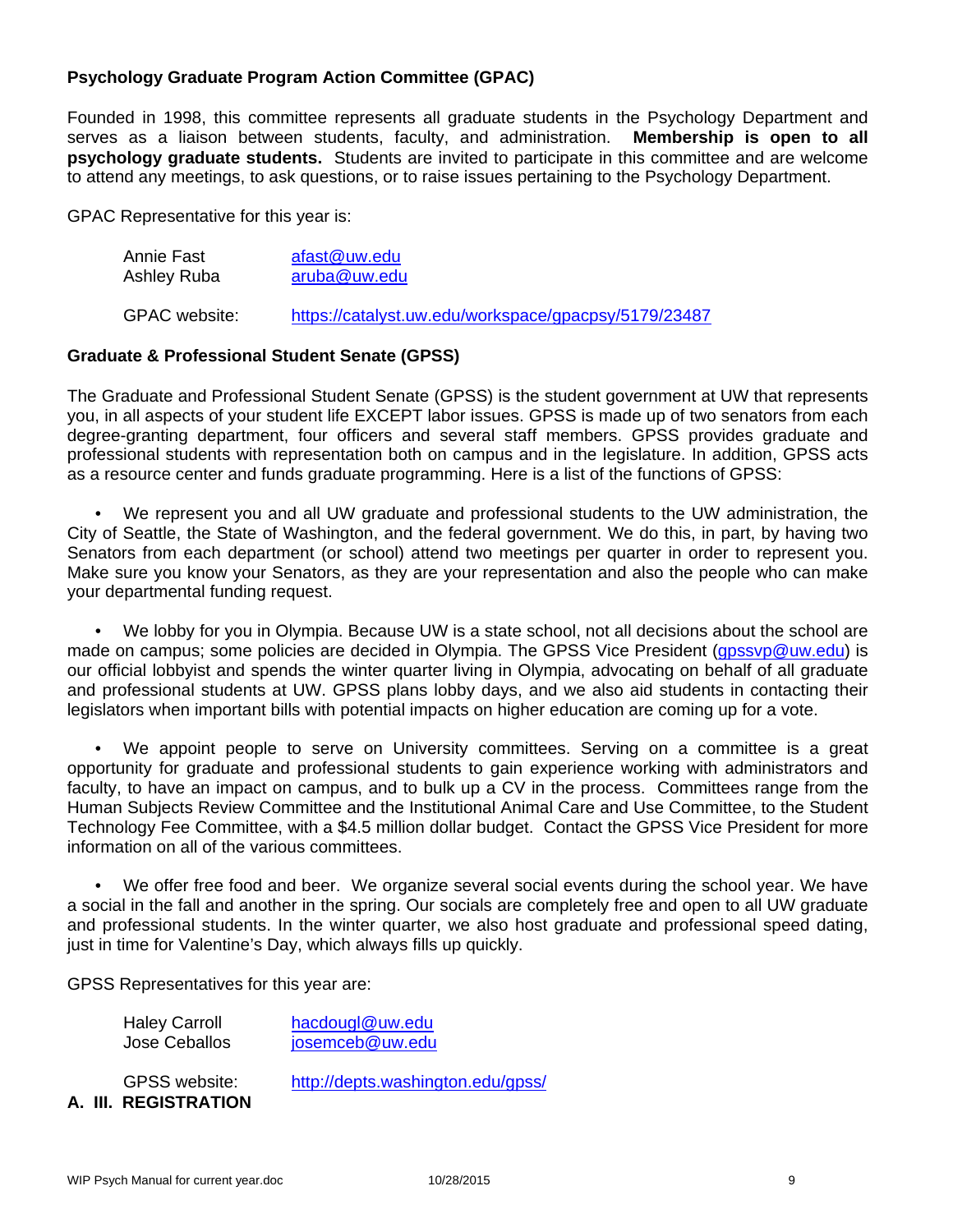**Psychology Graduate Program Action Committee (GPAC)**

Founded in 1998, this committee represents all graduate students in the Psychology Department and serves as a liaison between students, faculty, and administration. **Membership is open to all psychology graduate students.** Students are invited to participate in this committee and are welcome to attend any meetings, to ask questions, or to raise issues pertaining to the Psychology Department.

GPAC Representative for this year is:

| | |
|---|---|
| Annie Fast | afast@uw.edu |
| Ashley Ruba | aruba@uw.edu |

GPAC website: https://catalyst.uw.edu/workspace/gpacpsy/5179/23487

**Graduate & Professional Student Senate (GPSS)**

The Graduate and Professional Student Senate (GPSS) is the student government at UW that represents you, in all aspects of your student life EXCEPT labor issues. GPSS is made up of two senators from each degree-granting department, four officers and several staff members. GPSS provides graduate and professional students with representation both on campus and in the legislature. In addition, GPSS acts as a resource center and funds graduate programming. Here is a list of the functions of GPSS:

- We represent you and all UW graduate and professional students to the UW administration, the City of Seattle, the State of Washington, and the federal government. We do this, in part, by having two Senators from each department (or school) attend two meetings per quarter in order to represent you. Make sure you know your Senators, as they are your representation and also the people who can make your departmental funding request.

- We lobby for you in Olympia. Because UW is a state school, not all decisions about the school are made on campus; some policies are decided in Olympia. The GPSS Vice President (gpssvp@uw.edu) is our official lobbyist and spends the winter quarter living in Olympia, advocating on behalf of all graduate and professional students at UW. GPSS plans lobby days, and we also aid students in contacting their legislators when important bills with potential impacts on higher education are coming up for a vote.

- We appoint people to serve on University committees. Serving on a committee is a great opportunity for graduate and professional students to gain experience working with administrators and faculty, to have an impact on campus, and to bulk up a CV in the process. Committees range from the Human Subjects Review Committee and the Institutional Animal Care and Use Committee, to the Student Technology Fee Committee, with a $4.5 million dollar budget. Contact the GPSS Vice President for more information on all of the various committees.

- We offer free food and beer. We organize several social events during the school year. We have a social in the fall and another in the spring. Our socials are completely free and open to all UW graduate and professional students. In the winter quarter, we also host graduate and professional speed dating, just in time for Valentine's Day, which always fills up quickly.

GPSS Representatives for this year are:

| | |
|---|---|
| Haley Carroll | hacdougl@uw.edu |
| Jose Ceballos | josemceb@uw.edu |

GPSS website: http://depts.washington.edu/gpss/

## A. III. REGISTRATION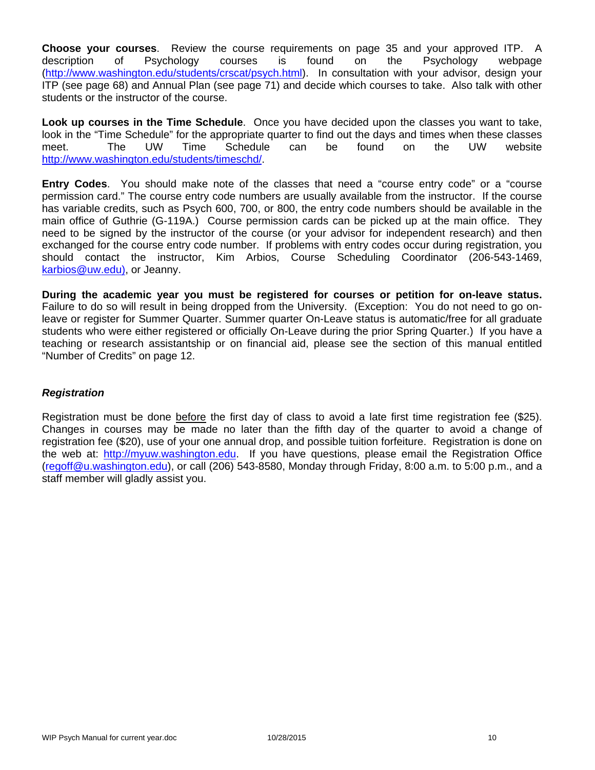**Choose your courses**. Review the course requirements on page 35 and your approved ITP. A description of Psychology courses is found on the Psychology webpage (http://www.washington.edu/students/crscat/psych.html). In consultation with your advisor, design your ITP (see page 68) and Annual Plan (see page 71) and decide which courses to take. Also talk with other students or the instructor of the course.

**Look up courses in the Time Schedule**. Once you have decided upon the classes you want to take, look in the "Time Schedule" for the appropriate quarter to find out the days and times when these classes meet. The UW Time Schedule can be found on the UW website http://www.washington.edu/students/timeschd/.

**Entry Codes**. You should make note of the classes that need a "course entry code" or a "course permission card." The course entry code numbers are usually available from the instructor. If the course has variable credits, such as Psych 600, 700, or 800, the entry code numbers should be available in the main office of Guthrie (G-119A.) Course permission cards can be picked up at the main office. They need to be signed by the instructor of the course (or your advisor for independent research) and then exchanged for the course entry code number. If problems with entry codes occur during registration, you should contact the instructor, Kim Arbios, Course Scheduling Coordinator (206-543-1469, karbios@uw.edu), or Jeanny.

**During the academic year you must be registered for courses or petition for on-leave status.** Failure to do so will result in being dropped from the University. (Exception: You do not need to go on-leave or register for Summer Quarter. Summer quarter On-Leave status is automatic/free for all graduate students who were either registered or officially On-Leave during the prior Spring Quarter.) If you have a teaching or research assistantship or on financial aid, please see the section of this manual entitled "Number of Credits" on page 12.

### *Registration*

Registration must be done before the first day of class to avoid a late first time registration fee ($25). Changes in courses may be made no later than the fifth day of the quarter to avoid a change of registration fee ($20), use of your one annual drop, and possible tuition forfeiture. Registration is done on the web at: http://myuw.washington.edu. If you have questions, please email the Registration Office (regoff@u.washington.edu), or call (206) 543-8580, Monday through Friday, 8:00 a.m. to 5:00 p.m., and a staff member will gladly assist you.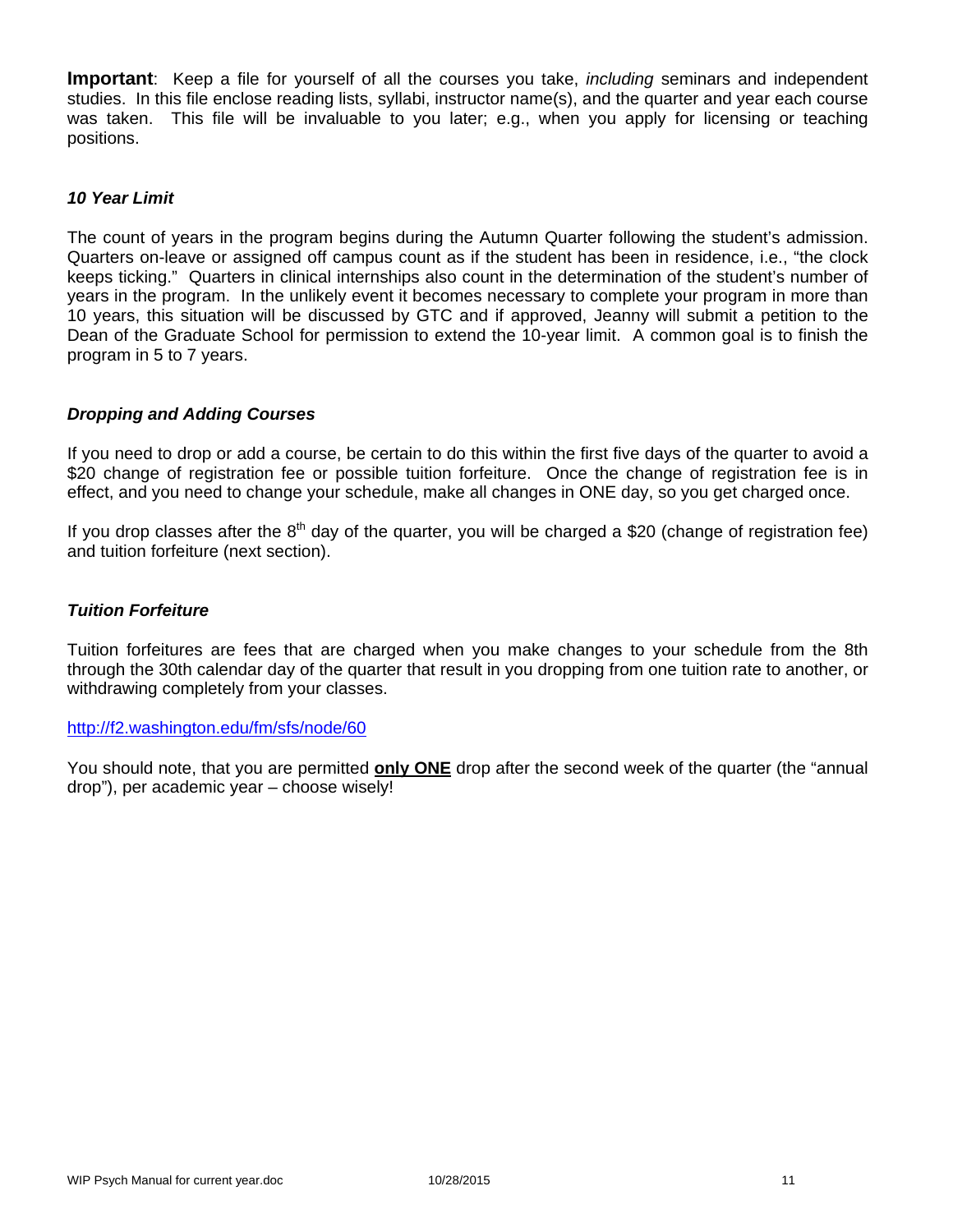**Important**: Keep a file for yourself of all the courses you take, *including* seminars and independent studies. In this file enclose reading lists, syllabi, instructor name(s), and the quarter and year each course was taken. This file will be invaluable to you later; e.g., when you apply for licensing or teaching positions.

### *10 Year Limit*

The count of years in the program begins during the Autumn Quarter following the student's admission. Quarters on-leave or assigned off campus count as if the student has been in residence, i.e., "the clock keeps ticking." Quarters in clinical internships also count in the determination of the student's number of years in the program. In the unlikely event it becomes necessary to complete your program in more than 10 years, this situation will be discussed by GTC and if approved, Jeanny will submit a petition to the Dean of the Graduate School for permission to extend the 10-year limit. A common goal is to finish the program in 5 to 7 years.

### *Dropping and Adding Courses*

If you need to drop or add a course, be certain to do this within the first five days of the quarter to avoid a $20 change of registration fee or possible tuition forfeiture. Once the change of registration fee is in effect, and you need to change your schedule, make all changes in ONE day, so you get charged once.

If you drop classes after the 8th day of the quarter, you will be charged a $20 (change of registration fee) and tuition forfeiture (next section).

### *Tuition Forfeiture*

Tuition forfeitures are fees that are charged when you make changes to your schedule from the 8th through the 30th calendar day of the quarter that result in you dropping from one tuition rate to another, or withdrawing completely from your classes.

http://f2.washington.edu/fm/sfs/node/60

You should note, that you are permitted **only ONE** drop after the second week of the quarter (the "annual drop"), per academic year – choose wisely!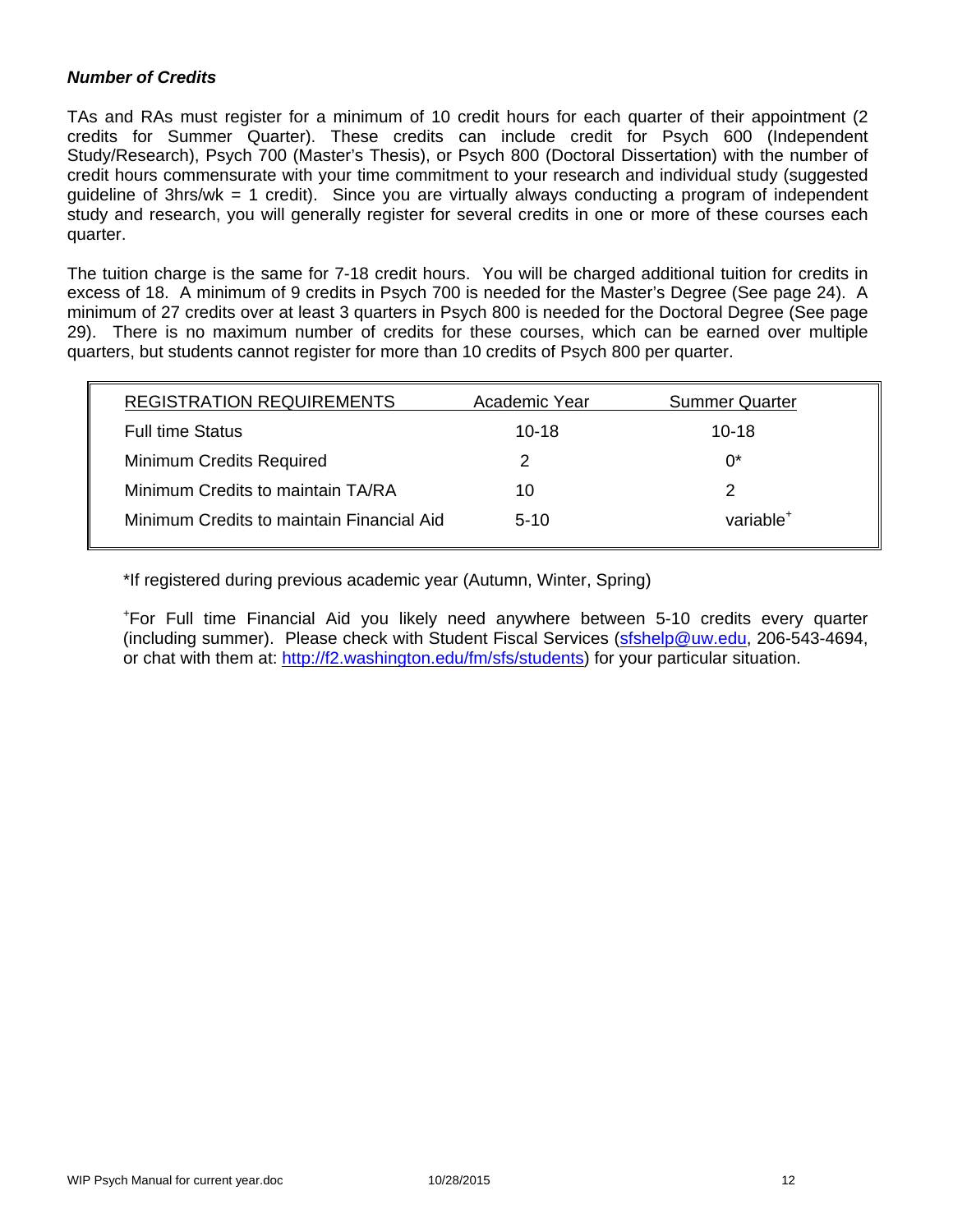### *Number of Credits*

TAs and RAs must register for a minimum of 10 credit hours for each quarter of their appointment (2 credits for Summer Quarter). These credits can include credit for Psych 600 (Independent Study/Research), Psych 700 (Master's Thesis), or Psych 800 (Doctoral Dissertation) with the number of credit hours commensurate with your time commitment to your research and individual study (suggested guideline of 3hrs/wk = 1 credit). Since you are virtually always conducting a program of independent study and research, you will generally register for several credits in one or more of these courses each quarter.

The tuition charge is the same for 7-18 credit hours. You will be charged additional tuition for credits in excess of 18. A minimum of 9 credits in Psych 700 is needed for the Master's Degree (See page 24). A minimum of 27 credits over at least 3 quarters in Psych 800 is needed for the Doctoral Degree (See page 29). There is no maximum number of credits for these courses, which can be earned over multiple quarters, but students cannot register for more than 10 credits of Psych 800 per quarter.

| REGISTRATION REQUIREMENTS | Academic Year | Summer Quarter |
|---|---|---|
| Full time Status | 10-18 | 10-18 |
| Minimum Credits Required | 2 | 0* |
| Minimum Credits to maintain TA/RA | 10 | 2 |
| Minimum Credits to maintain Financial Aid | 5-10 | variable+ |

*If registered during previous academic year (Autumn, Winter, Spring)

+For Full time Financial Aid you likely need anywhere between 5-10 credits every quarter (including summer). Please check with Student Fiscal Services (sfshelp@uw.edu, 206-543-4694, or chat with them at: http://f2.washington.edu/fm/sfs/students) for your particular situation.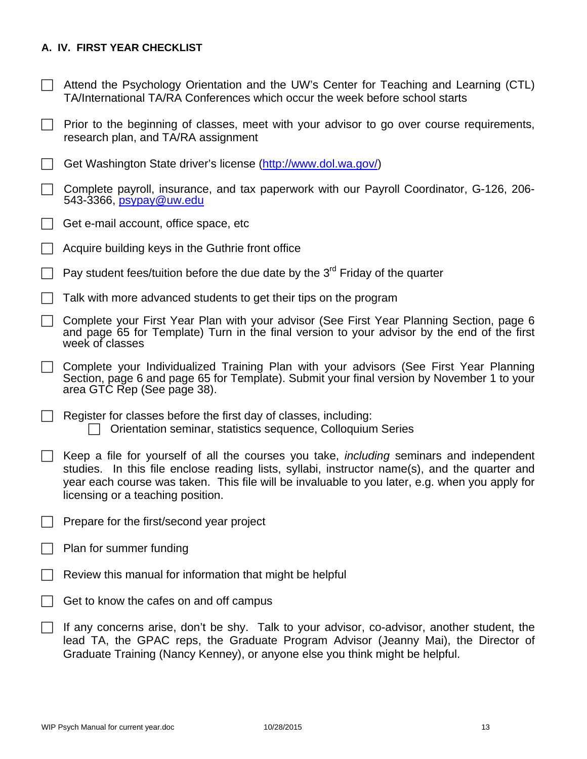### A. IV. FIRST YEAR CHECKLIST

- [ ] Attend the Psychology Orientation and the UW's Center for Teaching and Learning (CTL) TA/International TA/RA Conferences which occur the week before school starts
- [ ] Prior to the beginning of classes, meet with your advisor to go over course requirements, research plan, and TA/RA assignment
- [ ] Get Washington State driver's license (http://www.dol.wa.gov/)
- [ ] Complete payroll, insurance, and tax paperwork with our Payroll Coordinator, G-126, 206-543-3366, psypay@uw.edu
- [ ] Get e-mail account, office space, etc
- [ ] Acquire building keys in the Guthrie front office
- [ ] Pay student fees/tuition before the due date by the 3rd Friday of the quarter
- [ ] Talk with more advanced students to get their tips on the program
- [ ] Complete your First Year Plan with your advisor (See First Year Planning Section, page 6 and page 65 for Template) Turn in the final version to your advisor by the end of the first week of classes
- [ ] Complete your Individualized Training Plan with your advisors (See First Year Planning Section, page 6 and page 65 for Template). Submit your final version by November 1 to your area GTC Rep (See page 38).
- [ ] Register for classes before the first day of classes, including:
  - [ ] Orientation seminar, statistics sequence, Colloquium Series
- [ ] Keep a file for yourself of all the courses you take, *including* seminars and independent studies. In this file enclose reading lists, syllabi, instructor name(s), and the quarter and year each course was taken. This file will be invaluable to you later, e.g. when you apply for licensing or a teaching position.
- [ ] Prepare for the first/second year project
- [ ] Plan for summer funding
- [ ] Review this manual for information that might be helpful
- [ ] Get to know the cafes on and off campus
- [ ] If any concerns arise, don't be shy. Talk to your advisor, co-advisor, another student, the lead TA, the GPAC reps, the Graduate Program Advisor (Jeanny Mai), the Director of Graduate Training (Nancy Kenney), or anyone else you think might be helpful.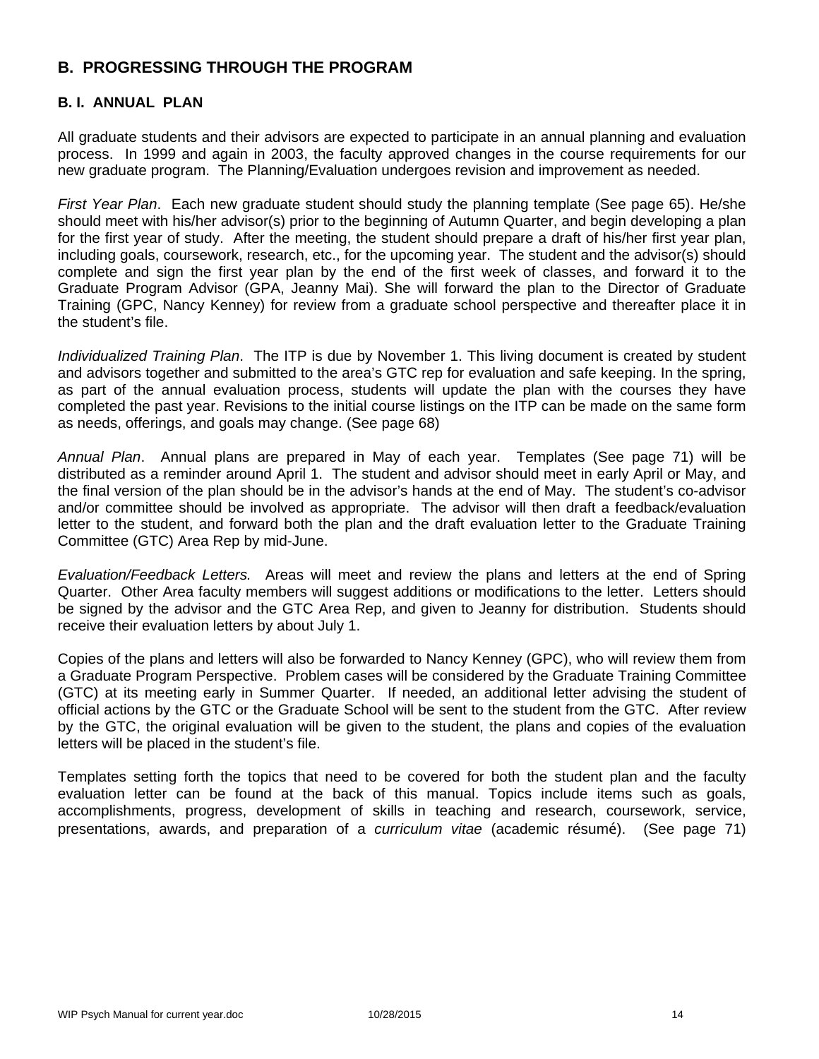## B. PROGRESSING THROUGH THE PROGRAM

### B. I. ANNUAL PLAN

All graduate students and their advisors are expected to participate in an annual planning and evaluation process. In 1999 and again in 2003, the faculty approved changes in the course requirements for our new graduate program. The Planning/Evaluation undergoes revision and improvement as needed.

*First Year Plan*. Each new graduate student should study the planning template (See page 65). He/she should meet with his/her advisor(s) prior to the beginning of Autumn Quarter, and begin developing a plan for the first year of study. After the meeting, the student should prepare a draft of his/her first year plan, including goals, coursework, research, etc., for the upcoming year. The student and the advisor(s) should complete and sign the first year plan by the end of the first week of classes, and forward it to the Graduate Program Advisor (GPA, Jeanny Mai). She will forward the plan to the Director of Graduate Training (GPC, Nancy Kenney) for review from a graduate school perspective and thereafter place it in the student's file.

*Individualized Training Plan*. The ITP is due by November 1. This living document is created by student and advisors together and submitted to the area's GTC rep for evaluation and safe keeping. In the spring, as part of the annual evaluation process, students will update the plan with the courses they have completed the past year. Revisions to the initial course listings on the ITP can be made on the same form as needs, offerings, and goals may change. (See page 68)

*Annual Plan*. Annual plans are prepared in May of each year. Templates (See page 71) will be distributed as a reminder around April 1. The student and advisor should meet in early April or May, and the final version of the plan should be in the advisor's hands at the end of May. The student's co-advisor and/or committee should be involved as appropriate. The advisor will then draft a feedback/evaluation letter to the student, and forward both the plan and the draft evaluation letter to the Graduate Training Committee (GTC) Area Rep by mid-June.

*Evaluation/Feedback Letters.* Areas will meet and review the plans and letters at the end of Spring Quarter. Other Area faculty members will suggest additions or modifications to the letter. Letters should be signed by the advisor and the GTC Area Rep, and given to Jeanny for distribution. Students should receive their evaluation letters by about July 1.

Copies of the plans and letters will also be forwarded to Nancy Kenney (GPC), who will review them from a Graduate Program Perspective. Problem cases will be considered by the Graduate Training Committee (GTC) at its meeting early in Summer Quarter. If needed, an additional letter advising the student of official actions by the GTC or the Graduate School will be sent to the student from the GTC. After review by the GTC, the original evaluation will be given to the student, the plans and copies of the evaluation letters will be placed in the student's file.

Templates setting forth the topics that need to be covered for both the student plan and the faculty evaluation letter can be found at the back of this manual. Topics include items such as goals, accomplishments, progress, development of skills in teaching and research, coursework, service, presentations, awards, and preparation of a *curriculum vitae* (academic résumé). (See page 71)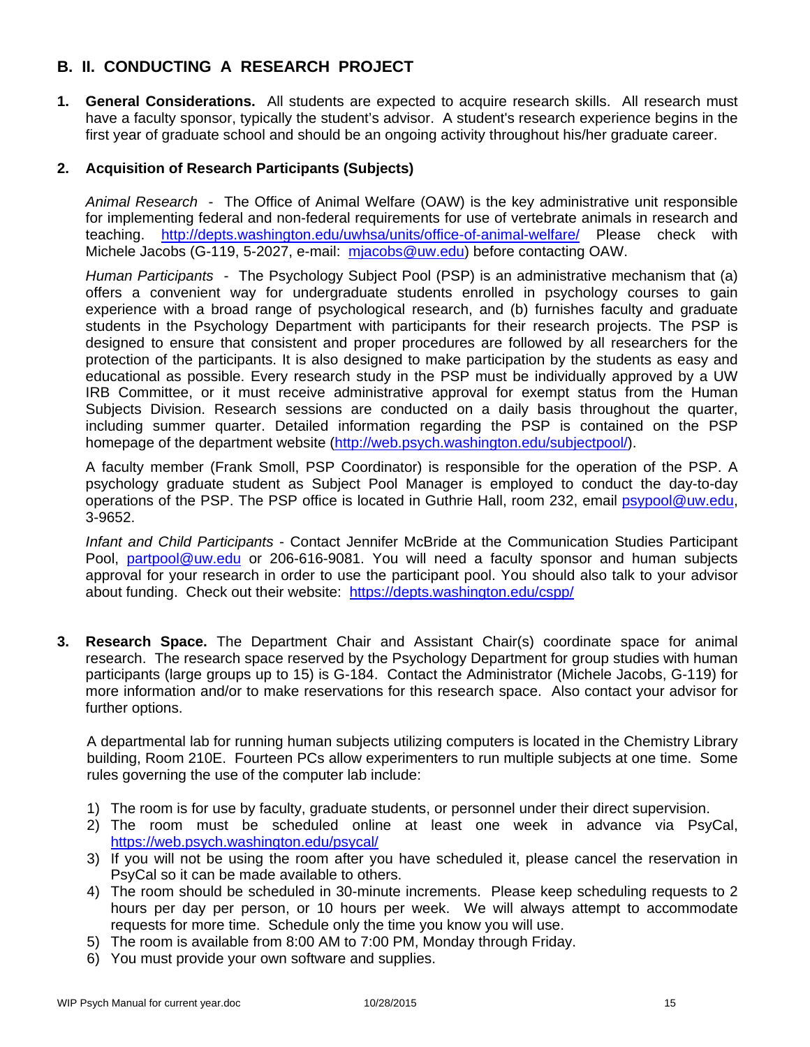## B. II. CONDUCTING A RESEARCH PROJECT

1. **General Considerations.** All students are expected to acquire research skills. All research must have a faculty sponsor, typically the student's advisor. A student's research experience begins in the first year of graduate school and should be an ongoing activity throughout his/her graduate career.

2. **Acquisition of Research Participants (Subjects)**

   *Animal Research* - The Office of Animal Welfare (OAW) is the key administrative unit responsible for implementing federal and non-federal requirements for use of vertebrate animals in research and teaching. http://depts.washington.edu/uwhsa/units/office-of-animal-welfare/ Please check with Michele Jacobs (G-119, 5-2027, e-mail: mjacobs@uw.edu) before contacting OAW.

   *Human Participants* - The Psychology Subject Pool (PSP) is an administrative mechanism that (a) offers a convenient way for undergraduate students enrolled in psychology courses to gain experience with a broad range of psychological research, and (b) furnishes faculty and graduate students in the Psychology Department with participants for their research projects. The PSP is designed to ensure that consistent and proper procedures are followed by all researchers for the protection of the participants. It is also designed to make participation by the students as easy and educational as possible. Every research study in the PSP must be individually approved by a UW IRB Committee, or it must receive administrative approval for exempt status from the Human Subjects Division. Research sessions are conducted on a daily basis throughout the quarter, including summer quarter. Detailed information regarding the PSP is contained on the PSP homepage of the department website (http://web.psych.washington.edu/subjectpool/).

   A faculty member (Frank Smoll, PSP Coordinator) is responsible for the operation of the PSP. A psychology graduate student as Subject Pool Manager is employed to conduct the day-to-day operations of the PSP. The PSP office is located in Guthrie Hall, room 232, email psypool@uw.edu, 3-9652.

   *Infant and Child Participants* - Contact Jennifer McBride at the Communication Studies Participant Pool, partpool@uw.edu or 206-616-9081. You will need a faculty sponsor and human subjects approval for your research in order to use the participant pool. You should also talk to your advisor about funding. Check out their website: https://depts.washington.edu/cspp/

3. **Research Space.** The Department Chair and Assistant Chair(s) coordinate space for animal research. The research space reserved by the Psychology Department for group studies with human participants (large groups up to 15) is G-184. Contact the Administrator (Michele Jacobs, G-119) for more information and/or to make reservations for this research space. Also contact your advisor for further options.

   A departmental lab for running human subjects utilizing computers is located in the Chemistry Library building, Room 210E. Fourteen PCs allow experimenters to run multiple subjects at one time. Some rules governing the use of the computer lab include:

   1) The room is for use by faculty, graduate students, or personnel under their direct supervision.
   2) The room must be scheduled online at least one week in advance via PsyCal, https://web.psych.washington.edu/psycal/
   3) If you will not be using the room after you have scheduled it, please cancel the reservation in PsyCal so it can be made available to others.
   4) The room should be scheduled in 30-minute increments. Please keep scheduling requests to 2 hours per day per person, or 10 hours per week. We will always attempt to accommodate requests for more time. Schedule only the time you know you will use.
   5) The room is available from 8:00 AM to 7:00 PM, Monday through Friday.
   6) You must provide your own software and supplies.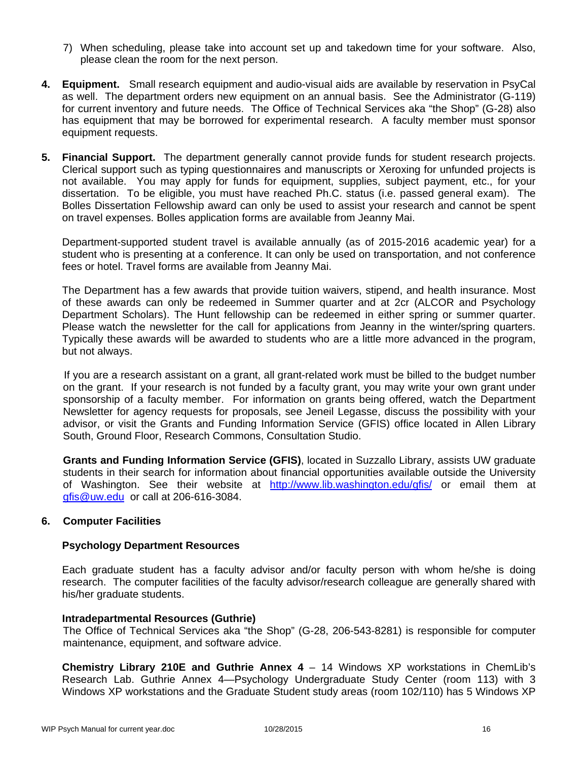7) When scheduling, please take into account set up and takedown time for your software. Also, please clean the room for the next person.

4. **Equipment.** Small research equipment and audio-visual aids are available by reservation in PsyCal as well. The department orders new equipment on an annual basis. See the Administrator (G-119) for current inventory and future needs. The Office of Technical Services aka "the Shop" (G-28) also has equipment that may be borrowed for experimental research. A faculty member must sponsor equipment requests.

5. **Financial Support.** The department generally cannot provide funds for student research projects. Clerical support such as typing questionnaires and manuscripts or Xeroxing for unfunded projects is not available. You may apply for funds for equipment, supplies, subject payment, etc., for your dissertation. To be eligible, you must have reached Ph.C. status (i.e. passed general exam). The Bolles Dissertation Fellowship award can only be used to assist your research and cannot be spent on travel expenses. Bolles application forms are available from Jeanny Mai.

   Department-supported student travel is available annually (as of 2015-2016 academic year) for a student who is presenting at a conference. It can only be used on transportation, and not conference fees or hotel. Travel forms are available from Jeanny Mai.

   The Department has a few awards that provide tuition waivers, stipend, and health insurance. Most of these awards can only be redeemed in Summer quarter and at 2cr (ALCOR and Psychology Department Scholars). The Hunt fellowship can be redeemed in either spring or summer quarter. Please watch the newsletter for the call for applications from Jeanny in the winter/spring quarters. Typically these awards will be awarded to students who are a little more advanced in the program, but not always.

   If you are a research assistant on a grant, all grant-related work must be billed to the budget number on the grant. If your research is not funded by a faculty grant, you may write your own grant under sponsorship of a faculty member. For information on grants being offered, watch the Department Newsletter for agency requests for proposals, see Jeneil Legasse, discuss the possibility with your advisor, or visit the Grants and Funding Information Service (GFIS) office located in Allen Library South, Ground Floor, Research Commons, Consultation Studio.

   **Grants and Funding Information Service (GFIS)**, located in Suzzallo Library, assists UW graduate students in their search for information about financial opportunities available outside the University of Washington. See their website at http://www.lib.washington.edu/gfis/ or email them at gfis@uw.edu or call at 206-616-3084.

6. **Computer Facilities**

   **Psychology Department Resources**

   Each graduate student has a faculty advisor and/or faculty person with whom he/she is doing research. The computer facilities of the faculty advisor/research colleague are generally shared with his/her graduate students.

   **Intradepartmental Resources (Guthrie)**

   The Office of Technical Services aka "the Shop" (G-28, 206-543-8281) is responsible for computer maintenance, equipment, and software advice.

   **Chemistry Library 210E and Guthrie Annex 4** – 14 Windows XP workstations in ChemLib's Research Lab. Guthrie Annex 4—Psychology Undergraduate Study Center (room 113) with 3 Windows XP workstations and the Graduate Student study areas (room 102/110) has 5 Windows XP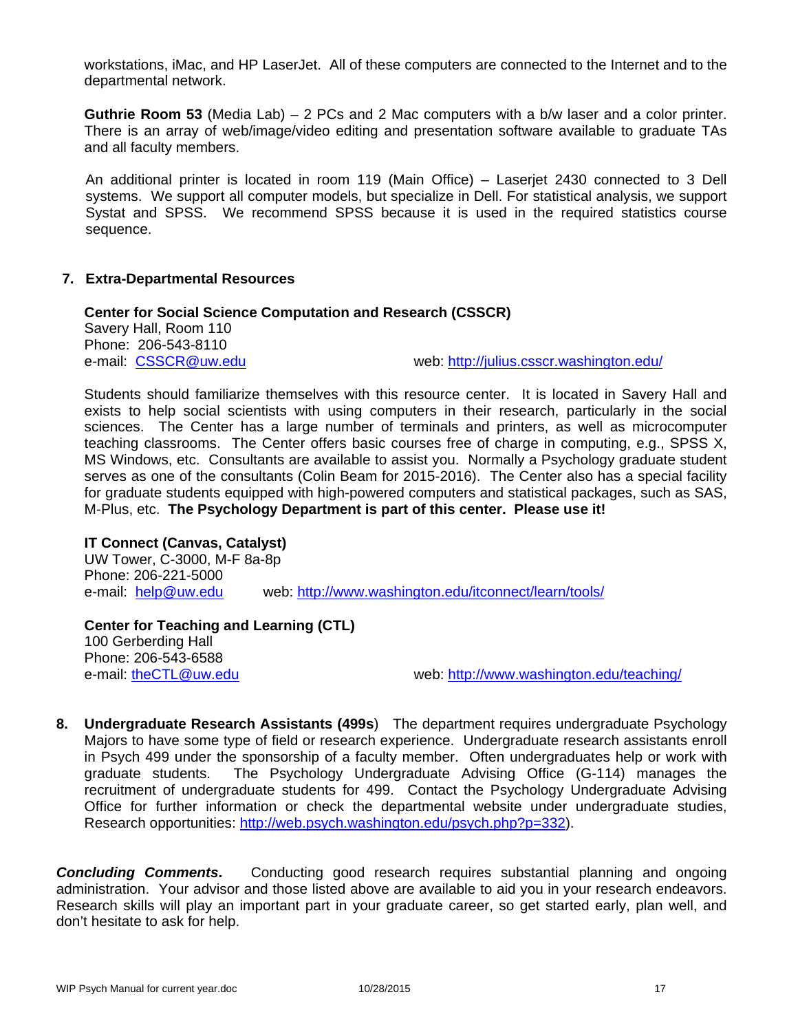workstations, iMac, and HP LaserJet. All of these computers are connected to the Internet and to the departmental network.

**Guthrie Room 53** (Media Lab) – 2 PCs and 2 Mac computers with a b/w laser and a color printer. There is an array of web/image/video editing and presentation software available to graduate TAs and all faculty members.

An additional printer is located in room 119 (Main Office) – Laserjet 2430 connected to 3 Dell systems. We support all computer models, but specialize in Dell. For statistical analysis, we support Systat and SPSS. We recommend SPSS because it is used in the required statistics course sequence.

## 7. Extra-Departmental Resources

**Center for Social Science Computation and Research (CSSCR)**
Savery Hall, Room 110
Phone: 206-543-8110
e-mail: CSSCR@uw.edu web: http://julius.csscr.washington.edu/

Students should familiarize themselves with this resource center. It is located in Savery Hall and exists to help social scientists with using computers in their research, particularly in the social sciences. The Center has a large number of terminals and printers, as well as microcomputer teaching classrooms. The Center offers basic courses free of charge in computing, e.g., SPSS X, MS Windows, etc. Consultants are available to assist you. Normally a Psychology graduate student serves as one of the consultants (Colin Beam for 2015-2016). The Center also has a special facility for graduate students equipped with high-powered computers and statistical packages, such as SAS, M-Plus, etc. **The Psychology Department is part of this center. Please use it!**

**IT Connect (Canvas, Catalyst)**
UW Tower, C-3000, M-F 8a-8p
Phone: 206-221-5000
e-mail: help@uw.edu web: http://www.washington.edu/itconnect/learn/tools/

**Center for Teaching and Learning (CTL)**
100 Gerberding Hall
Phone: 206-543-6588
e-mail: theCTL@uw.edu web: http://www.washington.edu/teaching/

**8. Undergraduate Research Assistants (499s**) The department requires undergraduate Psychology Majors to have some type of field or research experience. Undergraduate research assistants enroll in Psych 499 under the sponsorship of a faculty member. Often undergraduates help or work with graduate students. The Psychology Undergraduate Advising Office (G-114) manages the recruitment of undergraduate students for 499. Contact the Psychology Undergraduate Advising Office for further information or check the departmental website under undergraduate studies, Research opportunities: http://web.psych.washington.edu/psych.php?p=332).

***Concluding Comments.*** Conducting good research requires substantial planning and ongoing administration. Your advisor and those listed above are available to aid you in your research endeavors. Research skills will play an important part in your graduate career, so get started early, plan well, and don't hesitate to ask for help.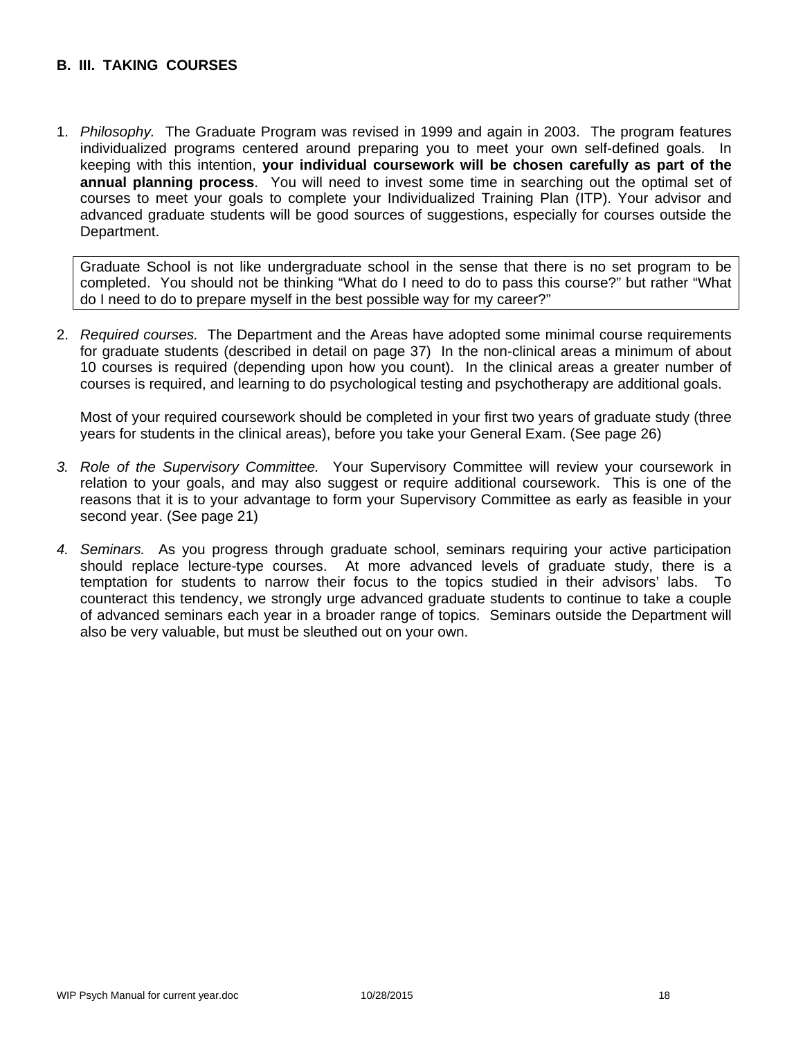## B. III. TAKING COURSES

1. *Philosophy.* The Graduate Program was revised in 1999 and again in 2003. The program features individualized programs centered around preparing you to meet your own self-defined goals. In keeping with this intention, **your individual coursework will be chosen carefully as part of the annual planning process**. You will need to invest some time in searching out the optimal set of courses to meet your goals to complete your Individualized Training Plan (ITP). Your advisor and advanced graduate students will be good sources of suggestions, especially for courses outside the Department.

   > Graduate School is not like undergraduate school in the sense that there is no set program to be completed. You should not be thinking "What do I need to do to pass this course?" but rather "What do I need to do to prepare myself in the best possible way for my career?"

2. *Required courses.* The Department and the Areas have adopted some minimal course requirements for graduate students (described in detail on page 37) In the non-clinical areas a minimum of about 10 courses is required (depending upon how you count). In the clinical areas a greater number of courses is required, and learning to do psychological testing and psychotherapy are additional goals.

   Most of your required coursework should be completed in your first two years of graduate study (three years for students in the clinical areas), before you take your General Exam. (See page 26)

3. *Role of the Supervisory Committee.* Your Supervisory Committee will review your coursework in relation to your goals, and may also suggest or require additional coursework. This is one of the reasons that it is to your advantage to form your Supervisory Committee as early as feasible in your second year. (See page 21)

4. *Seminars.* As you progress through graduate school, seminars requiring your active participation should replace lecture-type courses. At more advanced levels of graduate study, there is a temptation for students to narrow their focus to the topics studied in their advisors' labs. To counteract this tendency, we strongly urge advanced graduate students to continue to take a couple of advanced seminars each year in a broader range of topics. Seminars outside the Department will also be very valuable, but must be sleuthed out on your own.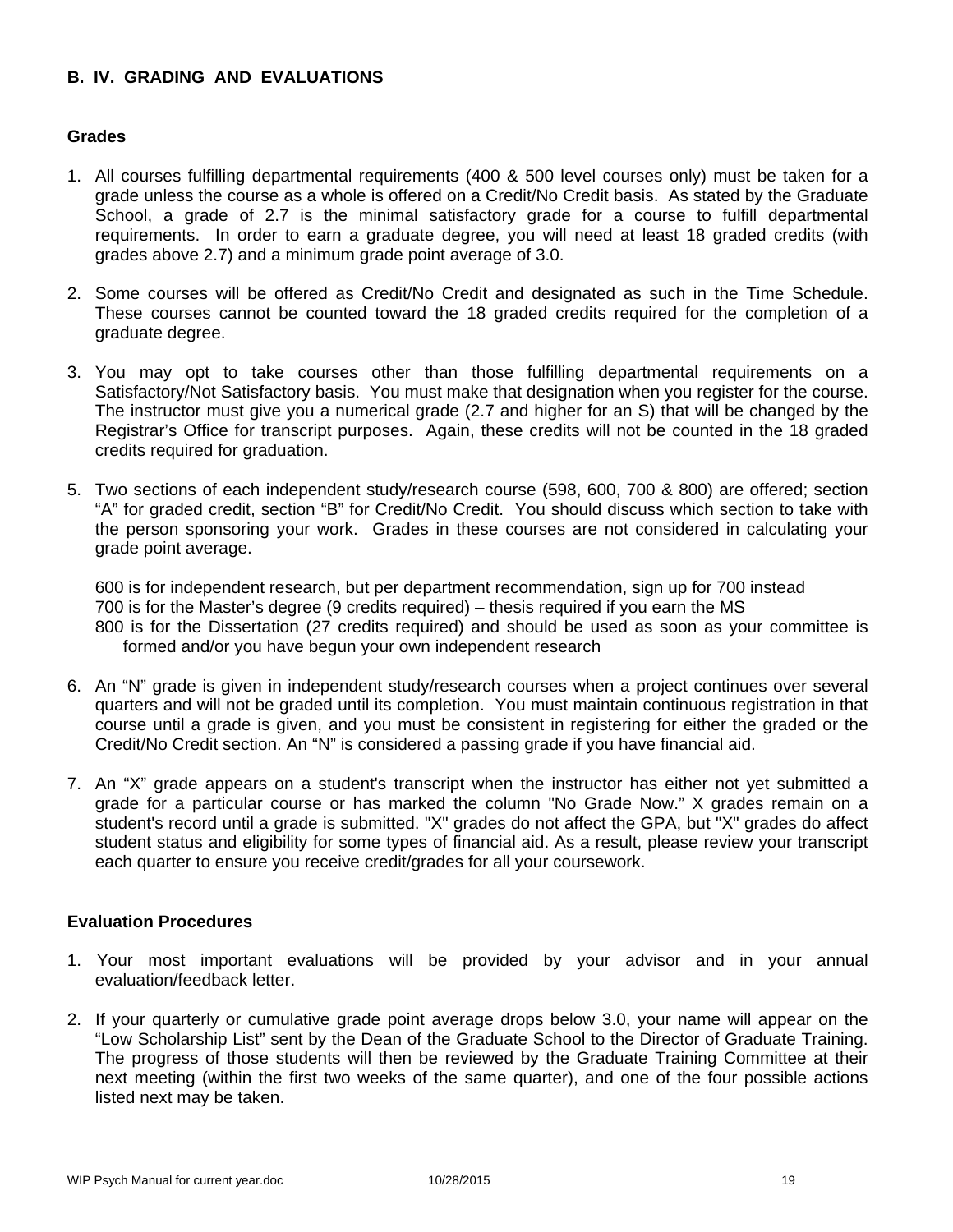## B. IV. GRADING AND EVALUATIONS

### Grades

1. All courses fulfilling departmental requirements (400 & 500 level courses only) must be taken for a grade unless the course as a whole is offered on a Credit/No Credit basis. As stated by the Graduate School, a grade of 2.7 is the minimal satisfactory grade for a course to fulfill departmental requirements. In order to earn a graduate degree, you will need at least 18 graded credits (with grades above 2.7) and a minimum grade point average of 3.0.

2. Some courses will be offered as Credit/No Credit and designated as such in the Time Schedule. These courses cannot be counted toward the 18 graded credits required for the completion of a graduate degree.

3. You may opt to take courses other than those fulfilling departmental requirements on a Satisfactory/Not Satisfactory basis. You must make that designation when you register for the course. The instructor must give you a numerical grade (2.7 and higher for an S) that will be changed by the Registrar's Office for transcript purposes. Again, these credits will not be counted in the 18 graded credits required for graduation.

5. Two sections of each independent study/research course (598, 600, 700 & 800) are offered; section "A" for graded credit, section "B" for Credit/No Credit. You should discuss which section to take with the person sponsoring your work. Grades in these courses are not considered in calculating your grade point average.

   600 is for independent research, but per department recommendation, sign up for 700 instead
   700 is for the Master's degree (9 credits required) – thesis required if you earn the MS
   800 is for the Dissertation (27 credits required) and should be used as soon as your committee is formed and/or you have begun your own independent research

6. An "N" grade is given in independent study/research courses when a project continues over several quarters and will not be graded until its completion. You must maintain continuous registration in that course until a grade is given, and you must be consistent in registering for either the graded or the Credit/No Credit section. An "N" is considered a passing grade if you have financial aid.

7. An "X" grade appears on a student's transcript when the instructor has either not yet submitted a grade for a particular course or has marked the column "No Grade Now." X grades remain on a student's record until a grade is submitted. "X" grades do not affect the GPA, but "X" grades do affect student status and eligibility for some types of financial aid. As a result, please review your transcript each quarter to ensure you receive credit/grades for all your coursework.

### Evaluation Procedures

1. Your most important evaluations will be provided by your advisor and in your annual evaluation/feedback letter.

2. If your quarterly or cumulative grade point average drops below 3.0, your name will appear on the "Low Scholarship List" sent by the Dean of the Graduate School to the Director of Graduate Training. The progress of those students will then be reviewed by the Graduate Training Committee at their next meeting (within the first two weeks of the same quarter), and one of the four possible actions listed next may be taken.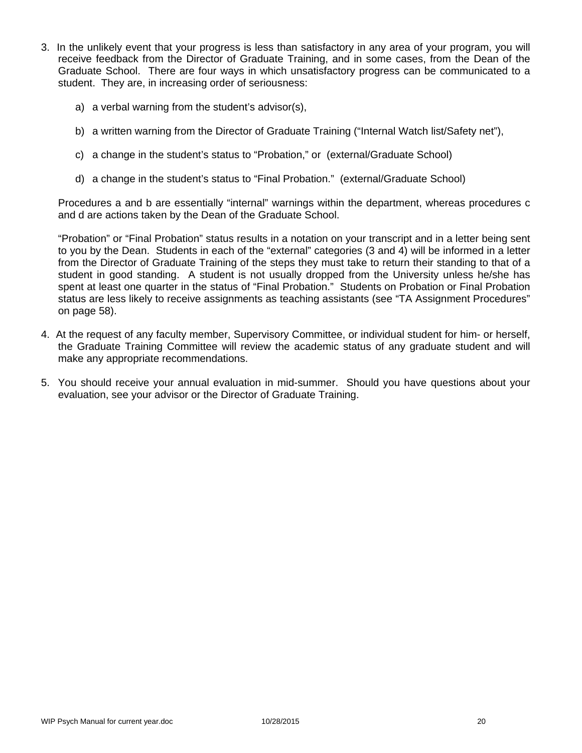3. In the unlikely event that your progress is less than satisfactory in any area of your program, you will receive feedback from the Director of Graduate Training, and in some cases, from the Dean of the Graduate School. There are four ways in which unsatisfactory progress can be communicated to a student. They are, in increasing order of seriousness:

   a) a verbal warning from the student's advisor(s),

   b) a written warning from the Director of Graduate Training ("Internal Watch list/Safety net"),

   c) a change in the student's status to "Probation," or (external/Graduate School)

   d) a change in the student's status to "Final Probation." (external/Graduate School)

   Procedures a and b are essentially "internal" warnings within the department, whereas procedures c and d are actions taken by the Dean of the Graduate School.

   "Probation" or "Final Probation" status results in a notation on your transcript and in a letter being sent to you by the Dean. Students in each of the "external" categories (3 and 4) will be informed in a letter from the Director of Graduate Training of the steps they must take to return their standing to that of a student in good standing. A student is not usually dropped from the University unless he/she has spent at least one quarter in the status of "Final Probation." Students on Probation or Final Probation status are less likely to receive assignments as teaching assistants (see "TA Assignment Procedures" on page 58).

4. At the request of any faculty member, Supervisory Committee, or individual student for him- or herself, the Graduate Training Committee will review the academic status of any graduate student and will make any appropriate recommendations.

5. You should receive your annual evaluation in mid-summer. Should you have questions about your evaluation, see your advisor or the Director of Graduate Training.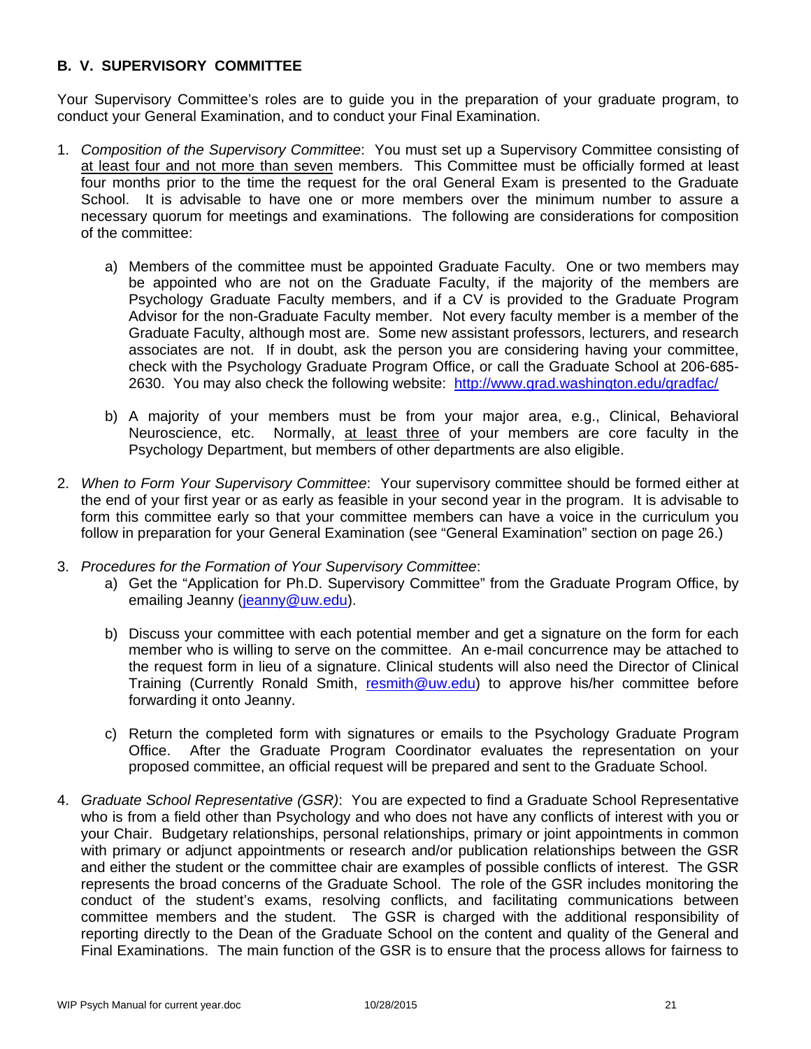## B. V. SUPERVISORY COMMITTEE

Your Supervisory Committee's roles are to guide you in the preparation of your graduate program, to conduct your General Examination, and to conduct your Final Examination.

1. *Composition of the Supervisory Committee*: You must set up a Supervisory Committee consisting of <u>at least four and not more than seven</u> members. This Committee must be officially formed at least four months prior to the time the request for the oral General Exam is presented to the Graduate School. It is advisable to have one or more members over the minimum number to assure a necessary quorum for meetings and examinations. The following are considerations for composition of the committee:

   a) Members of the committee must be appointed Graduate Faculty. One or two members may be appointed who are not on the Graduate Faculty, if the majority of the members are Psychology Graduate Faculty members, and if a CV is provided to the Graduate Program Advisor for the non-Graduate Faculty member. Not every faculty member is a member of the Graduate Faculty, although most are. Some new assistant professors, lecturers, and research associates are not. If in doubt, ask the person you are considering having your committee, check with the Psychology Graduate Program Office, or call the Graduate School at 206-685-2630. You may also check the following website: [http://www.grad.washington.edu/gradfac/](http://www.grad.washington.edu/gradfac/)

   b) A majority of your members must be from your major area, e.g., Clinical, Behavioral Neuroscience, etc. Normally, <u>at least three</u> of your members are core faculty in the Psychology Department, but members of other departments are also eligible.

2. *When to Form Your Supervisory Committee*: Your supervisory committee should be formed either at the end of your first year or as early as feasible in your second year in the program. It is advisable to form this committee early so that your committee members can have a voice in the curriculum you follow in preparation for your General Examination (see "General Examination" section on page 26.)

3. *Procedures for the Formation of Your Supervisory Committee*:

   a) Get the "Application for Ph.D. Supervisory Committee" from the Graduate Program Office, by emailing Jeanny ([jeanny@uw.edu](mailto:jeanny@uw.edu)).

   b) Discuss your committee with each potential member and get a signature on the form for each member who is willing to serve on the committee. An e-mail concurrence may be attached to the request form in lieu of a signature. Clinical students will also need the Director of Clinical Training (Currently Ronald Smith, [resmith@uw.edu](mailto:resmith@uw.edu)) to approve his/her committee before forwarding it onto Jeanny.

   c) Return the completed form with signatures or emails to the Psychology Graduate Program Office. After the Graduate Program Coordinator evaluates the representation on your proposed committee, an official request will be prepared and sent to the Graduate School.

4. *Graduate School Representative (GSR)*: You are expected to find a Graduate School Representative who is from a field other than Psychology and who does not have any conflicts of interest with you or your Chair. Budgetary relationships, personal relationships, primary or joint appointments in common with primary or adjunct appointments or research and/or publication relationships between the GSR and either the student or the committee chair are examples of possible conflicts of interest. The GSR represents the broad concerns of the Graduate School. The role of the GSR includes monitoring the conduct of the student's exams, resolving conflicts, and facilitating communications between committee members and the student. The GSR is charged with the additional responsibility of reporting directly to the Dean of the Graduate School on the content and quality of the General and Final Examinations. The main function of the GSR is to ensure that the process allows for fairness to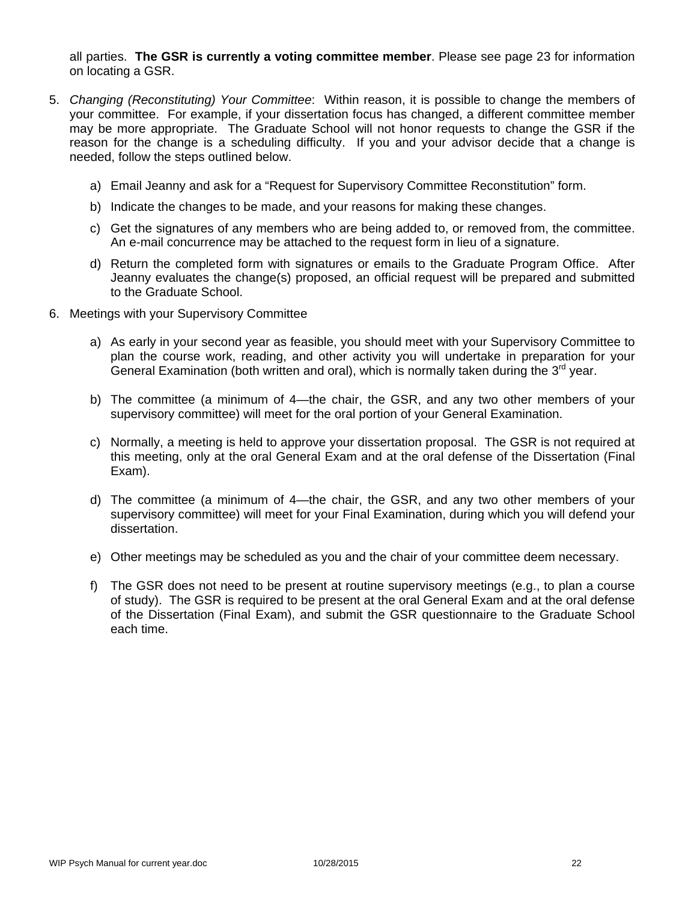all parties. **The GSR is currently a voting committee member**. Please see page 23 for information on locating a GSR.

5. *Changing (Reconstituting) Your Committee*: Within reason, it is possible to change the members of your committee. For example, if your dissertation focus has changed, a different committee member may be more appropriate. The Graduate School will not honor requests to change the GSR if the reason for the change is a scheduling difficulty. If you and your advisor decide that a change is needed, follow the steps outlined below.

   a) Email Jeanny and ask for a "Request for Supervisory Committee Reconstitution" form.

   b) Indicate the changes to be made, and your reasons for making these changes.

   c) Get the signatures of any members who are being added to, or removed from, the committee. An e-mail concurrence may be attached to the request form in lieu of a signature.

   d) Return the completed form with signatures or emails to the Graduate Program Office. After Jeanny evaluates the change(s) proposed, an official request will be prepared and submitted to the Graduate School.

6. Meetings with your Supervisory Committee

   a) As early in your second year as feasible, you should meet with your Supervisory Committee to plan the course work, reading, and other activity you will undertake in preparation for your General Examination (both written and oral), which is normally taken during the 3rd year.

   b) The committee (a minimum of 4—the chair, the GSR, and any two other members of your supervisory committee) will meet for the oral portion of your General Examination.

   c) Normally, a meeting is held to approve your dissertation proposal. The GSR is not required at this meeting, only at the oral General Exam and at the oral defense of the Dissertation (Final Exam).

   d) The committee (a minimum of 4—the chair, the GSR, and any two other members of your supervisory committee) will meet for your Final Examination, during which you will defend your dissertation.

   e) Other meetings may be scheduled as you and the chair of your committee deem necessary.

   f) The GSR does not need to be present at routine supervisory meetings (e.g., to plan a course of study). The GSR is required to be present at the oral General Exam and at the oral defense of the Dissertation (Final Exam), and submit the GSR questionnaire to the Graduate School each time.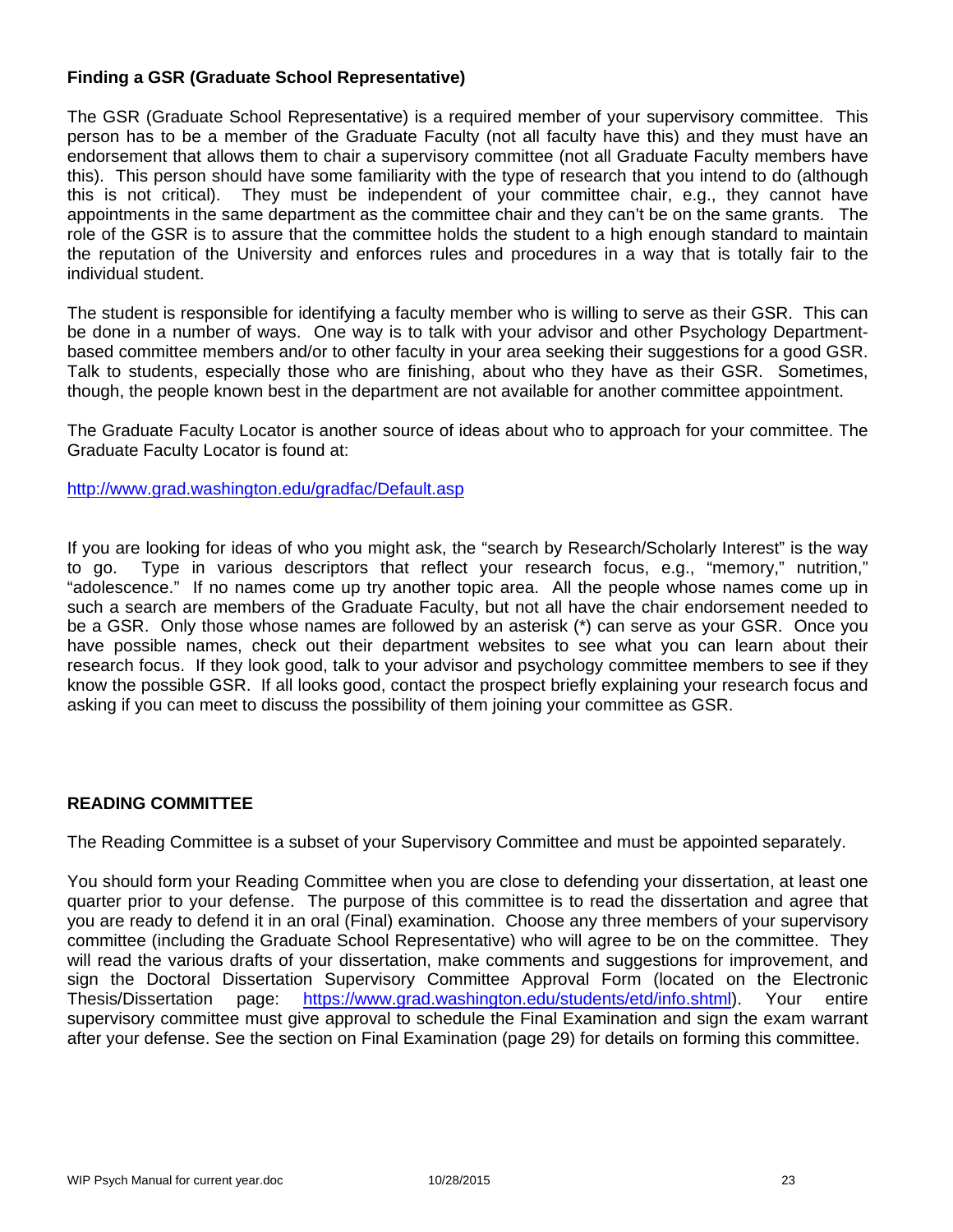**Finding a GSR (Graduate School Representative)**

The GSR (Graduate School Representative) is a required member of your supervisory committee. This person has to be a member of the Graduate Faculty (not all faculty have this) and they must have an endorsement that allows them to chair a supervisory committee (not all Graduate Faculty members have this). This person should have some familiarity with the type of research that you intend to do (although this is not critical). They must be independent of your committee chair, e.g., they cannot have appointments in the same department as the committee chair and they can't be on the same grants. The role of the GSR is to assure that the committee holds the student to a high enough standard to maintain the reputation of the University and enforces rules and procedures in a way that is totally fair to the individual student.

The student is responsible for identifying a faculty member who is willing to serve as their GSR. This can be done in a number of ways. One way is to talk with your advisor and other Psychology Department-based committee members and/or to other faculty in your area seeking their suggestions for a good GSR. Talk to students, especially those who are finishing, about who they have as their GSR. Sometimes, though, the people known best in the department are not available for another committee appointment.

The Graduate Faculty Locator is another source of ideas about who to approach for your committee. The Graduate Faculty Locator is found at:

http://www.grad.washington.edu/gradfac/Default.asp

If you are looking for ideas of who you might ask, the "search by Research/Scholarly Interest" is the way to go. Type in various descriptors that reflect your research focus, e.g., "memory," nutrition," "adolescence." If no names come up try another topic area. All the people whose names come up in such a search are members of the Graduate Faculty, but not all have the chair endorsement needed to be a GSR. Only those whose names are followed by an asterisk (*) can serve as your GSR. Once you have possible names, check out their department websites to see what you can learn about their research focus. If they look good, talk to your advisor and psychology committee members to see if they know the possible GSR. If all looks good, contact the prospect briefly explaining your research focus and asking if you can meet to discuss the possibility of them joining your committee as GSR.

**READING COMMITTEE**

The Reading Committee is a subset of your Supervisory Committee and must be appointed separately.

You should form your Reading Committee when you are close to defending your dissertation, at least one quarter prior to your defense. The purpose of this committee is to read the dissertation and agree that you are ready to defend it in an oral (Final) examination. Choose any three members of your supervisory committee (including the Graduate School Representative) who will agree to be on the committee. They will read the various drafts of your dissertation, make comments and suggestions for improvement, and sign the Doctoral Dissertation Supervisory Committee Approval Form (located on the Electronic Thesis/Dissertation page: https://www.grad.washington.edu/students/etd/info.shtml). Your entire supervisory committee must give approval to schedule the Final Examination and sign the exam warrant after your defense. See the section on Final Examination (page 29) for details on forming this committee.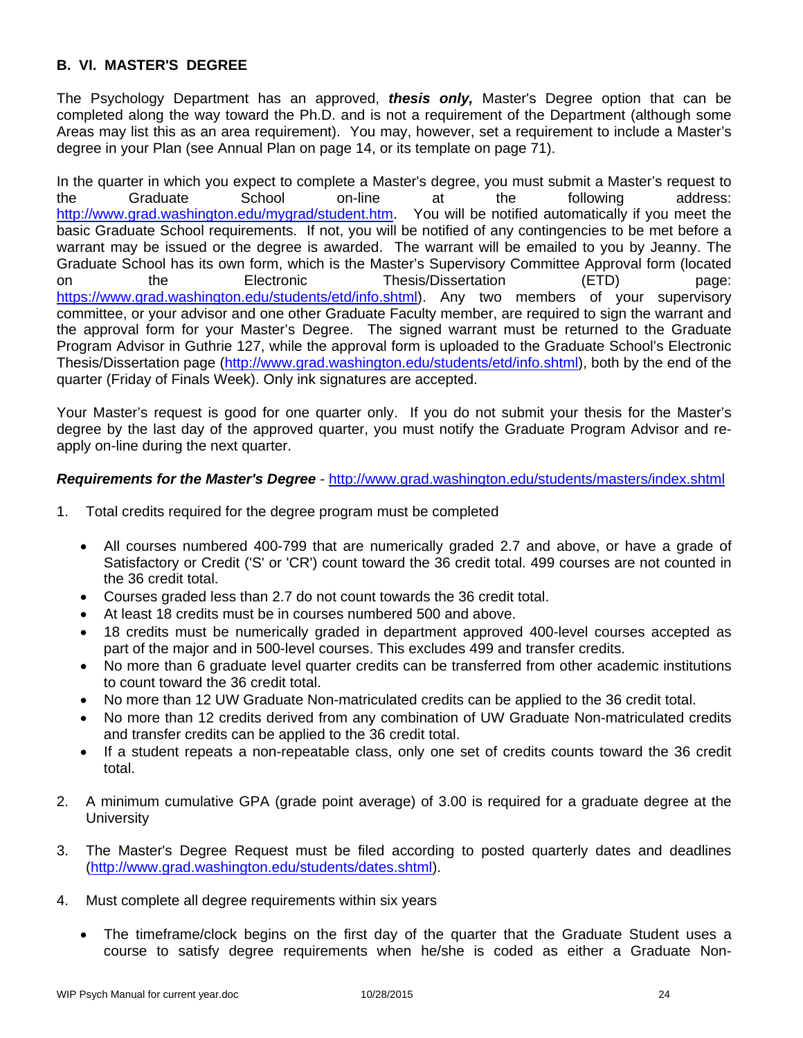## B. VI. MASTER'S DEGREE

The Psychology Department has an approved, ***thesis only,*** Master's Degree option that can be completed along the way toward the Ph.D. and is not a requirement of the Department (although some Areas may list this as an area requirement). You may, however, set a requirement to include a Master's degree in your Plan (see Annual Plan on page 14, or its template on page 71).

In the quarter in which you expect to complete a Master's degree, you must submit a Master's request to the Graduate School on-line at the following address: http://www.grad.washington.edu/mygrad/student.htm. You will be notified automatically if you meet the basic Graduate School requirements. If not, you will be notified of any contingencies to be met before a warrant may be issued or the degree is awarded. The warrant will be emailed to you by Jeanny. The Graduate School has its own form, which is the Master's Supervisory Committee Approval form (located on the Electronic Thesis/Dissertation (ETD) page: https://www.grad.washington.edu/students/etd/info.shtml). Any two members of your supervisory committee, or your advisor and one other Graduate Faculty member, are required to sign the warrant and the approval form for your Master's Degree. The signed warrant must be returned to the Graduate Program Advisor in Guthrie 127, while the approval form is uploaded to the Graduate School's Electronic Thesis/Dissertation page (http://www.grad.washington.edu/students/etd/info.shtml), both by the end of the quarter (Friday of Finals Week). Only ink signatures are accepted.

Your Master's request is good for one quarter only. If you do not submit your thesis for the Master's degree by the last day of the approved quarter, you must notify the Graduate Program Advisor and re-apply on-line during the next quarter.

***Requirements for the Master's Degree*** - http://www.grad.washington.edu/students/masters/index.shtml

1. Total credits required for the degree program must be completed
   - All courses numbered 400-799 that are numerically graded 2.7 and above, or have a grade of Satisfactory or Credit ('S' or 'CR') count toward the 36 credit total. 499 courses are not counted in the 36 credit total.
   - Courses graded less than 2.7 do not count towards the 36 credit total.
   - At least 18 credits must be in courses numbered 500 and above.
   - 18 credits must be numerically graded in department approved 400-level courses accepted as part of the major and in 500-level courses. This excludes 499 and transfer credits.
   - No more than 6 graduate level quarter credits can be transferred from other academic institutions to count toward the 36 credit total.
   - No more than 12 UW Graduate Non-matriculated credits can be applied to the 36 credit total.
   - No more than 12 credits derived from any combination of UW Graduate Non-matriculated credits and transfer credits can be applied to the 36 credit total.
   - If a student repeats a non-repeatable class, only one set of credits counts toward the 36 credit total.

2. A minimum cumulative GPA (grade point average) of 3.00 is required for a graduate degree at the University

3. The Master's Degree Request must be filed according to posted quarterly dates and deadlines (http://www.grad.washington.edu/students/dates.shtml).

4. Must complete all degree requirements within six years
   - The timeframe/clock begins on the first day of the quarter that the Graduate Student uses a course to satisfy degree requirements when he/she is coded as either a Graduate Non-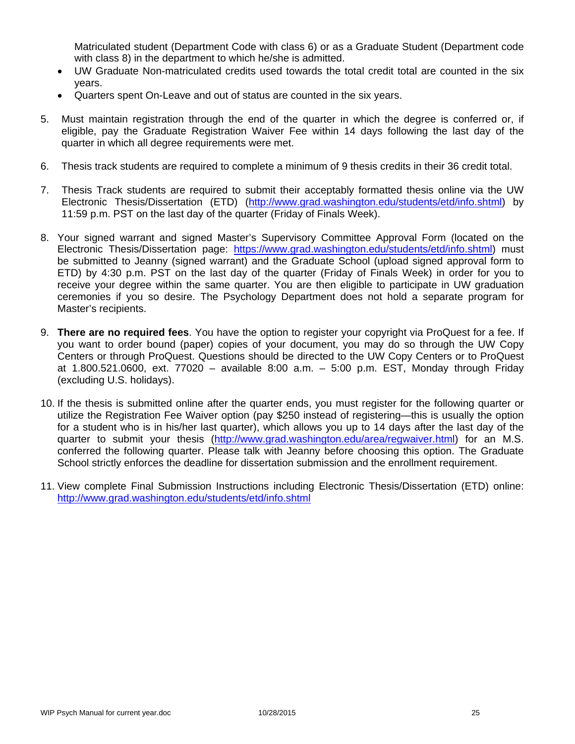Matriculated student (Department Code with class 6) or as a Graduate Student (Department code with class 8) in the department to which he/she is admitted.

- UW Graduate Non-matriculated credits used towards the total credit total are counted in the six years.
- Quarters spent On-Leave and out of status are counted in the six years.

5. Must maintain registration through the end of the quarter in which the degree is conferred or, if eligible, pay the Graduate Registration Waiver Fee within 14 days following the last day of the quarter in which all degree requirements were met.

6. Thesis track students are required to complete a minimum of 9 thesis credits in their 36 credit total.

7. Thesis Track students are required to submit their acceptably formatted thesis online via the UW Electronic Thesis/Dissertation (ETD) (http://www.grad.washington.edu/students/etd/info.shtml) by 11:59 p.m. PST on the last day of the quarter (Friday of Finals Week).

8. Your signed warrant and signed Master's Supervisory Committee Approval Form (located on the Electronic Thesis/Dissertation page: https://www.grad.washington.edu/students/etd/info.shtml) must be submitted to Jeanny (signed warrant) and the Graduate School (upload signed approval form to ETD) by 4:30 p.m. PST on the last day of the quarter (Friday of Finals Week) in order for you to receive your degree within the same quarter. You are then eligible to participate in UW graduation ceremonies if you so desire. The Psychology Department does not hold a separate program for Master's recipients.

9. **There are no required fees**. You have the option to register your copyright via ProQuest for a fee. If you want to order bound (paper) copies of your document, you may do so through the UW Copy Centers or through ProQuest. Questions should be directed to the UW Copy Centers or to ProQuest at 1.800.521.0600, ext. 77020 – available 8:00 a.m. – 5:00 p.m. EST, Monday through Friday (excluding U.S. holidays).

10. If the thesis is submitted online after the quarter ends, you must register for the following quarter or utilize the Registration Fee Waiver option (pay $250 instead of registering—this is usually the option for a student who is in his/her last quarter), which allows you up to 14 days after the last day of the quarter to submit your thesis (http://www.grad.washington.edu/area/regwaiver.html) for an M.S. conferred the following quarter. Please talk with Jeanny before choosing this option. The Graduate School strictly enforces the deadline for dissertation submission and the enrollment requirement.

11. View complete Final Submission Instructions including Electronic Thesis/Dissertation (ETD) online: http://www.grad.washington.edu/students/etd/info.shtml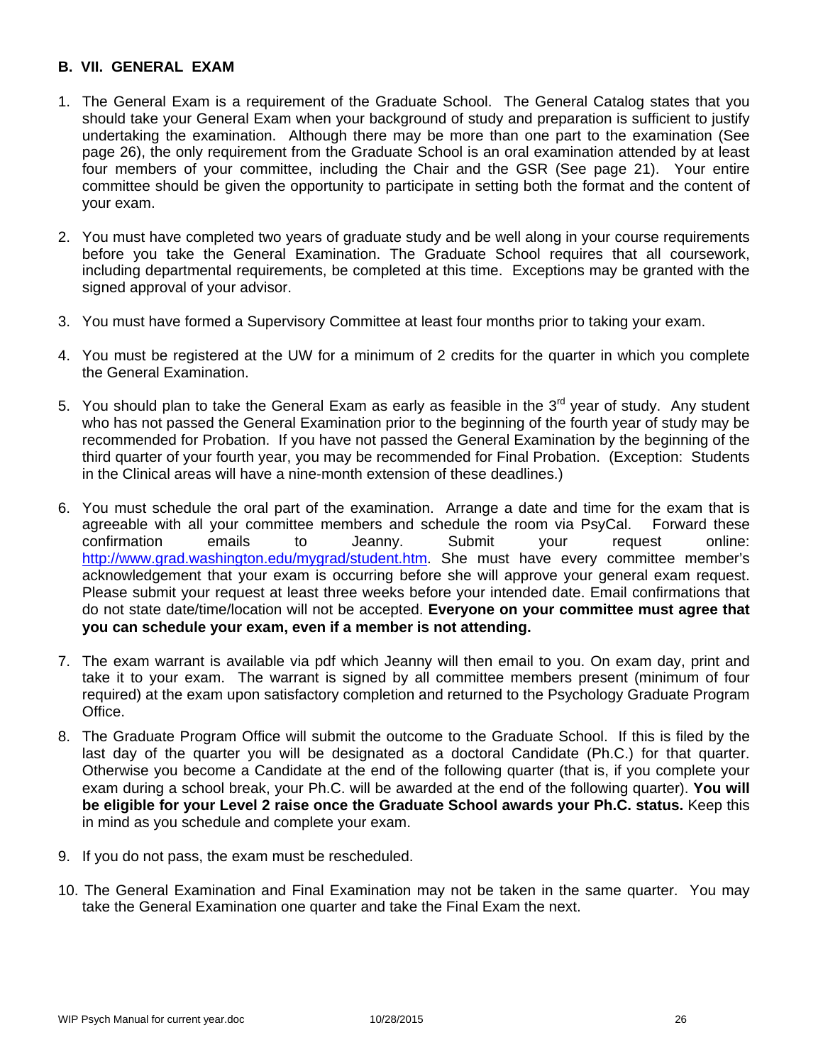## B. VII. GENERAL EXAM

1. The General Exam is a requirement of the Graduate School. The General Catalog states that you should take your General Exam when your background of study and preparation is sufficient to justify undertaking the examination. Although there may be more than one part to the examination (See page 26), the only requirement from the Graduate School is an oral examination attended by at least four members of your committee, including the Chair and the GSR (See page 21). Your entire committee should be given the opportunity to participate in setting both the format and the content of your exam.

2. You must have completed two years of graduate study and be well along in your course requirements before you take the General Examination. The Graduate School requires that all coursework, including departmental requirements, be completed at this time. Exceptions may be granted with the signed approval of your advisor.

3. You must have formed a Supervisory Committee at least four months prior to taking your exam.

4. You must be registered at the UW for a minimum of 2 credits for the quarter in which you complete the General Examination.

5. You should plan to take the General Exam as early as feasible in the 3rd year of study. Any student who has not passed the General Examination prior to the beginning of the fourth year of study may be recommended for Probation. If you have not passed the General Examination by the beginning of the third quarter of your fourth year, you may be recommended for Final Probation. (Exception: Students in the Clinical areas will have a nine-month extension of these deadlines.)

6. You must schedule the oral part of the examination. Arrange a date and time for the exam that is agreeable with all your committee members and schedule the room via PsyCal. Forward these confirmation emails to Jeanny. Submit your request online: http://www.grad.washington.edu/mygrad/student.htm. She must have every committee member's acknowledgement that your exam is occurring before she will approve your general exam request. Please submit your request at least three weeks before your intended date. Email confirmations that do not state date/time/location will not be accepted. **Everyone on your committee must agree that you can schedule your exam, even if a member is not attending.**

7. The exam warrant is available via pdf which Jeanny will then email to you. On exam day, print and take it to your exam. The warrant is signed by all committee members present (minimum of four required) at the exam upon satisfactory completion and returned to the Psychology Graduate Program Office.

8. The Graduate Program Office will submit the outcome to the Graduate School. If this is filed by the last day of the quarter you will be designated as a doctoral Candidate (Ph.C.) for that quarter. Otherwise you become a Candidate at the end of the following quarter (that is, if you complete your exam during a school break, your Ph.C. will be awarded at the end of the following quarter). **You will be eligible for your Level 2 raise once the Graduate School awards your Ph.C. status.** Keep this in mind as you schedule and complete your exam.

9. If you do not pass, the exam must be rescheduled.

10. The General Examination and Final Examination may not be taken in the same quarter. You may take the General Examination one quarter and take the Final Exam the next.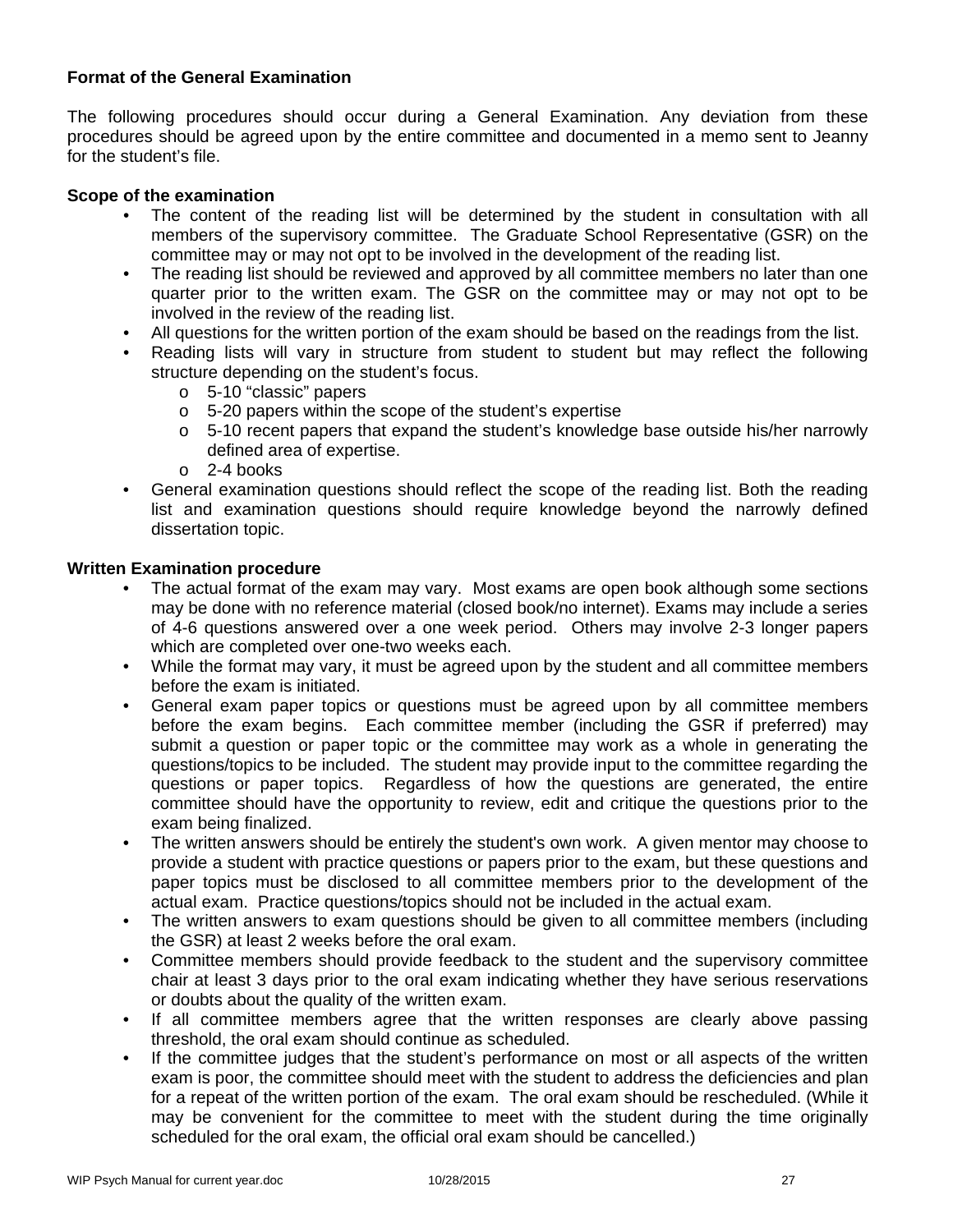**Format of the General Examination**

The following procedures should occur during a General Examination. Any deviation from these procedures should be agreed upon by the entire committee and documented in a memo sent to Jeanny for the student's file.

**Scope of the examination**

- The content of the reading list will be determined by the student in consultation with all members of the supervisory committee. The Graduate School Representative (GSR) on the committee may or may not opt to be involved in the development of the reading list.
- The reading list should be reviewed and approved by all committee members no later than one quarter prior to the written exam. The GSR on the committee may or may not opt to be involved in the review of the reading list.
- All questions for the written portion of the exam should be based on the readings from the list.
- Reading lists will vary in structure from student to student but may reflect the following structure depending on the student's focus.
    - 5-10 "classic" papers
    - 5-20 papers within the scope of the student's expertise
    - 5-10 recent papers that expand the student's knowledge base outside his/her narrowly defined area of expertise.
    - 2-4 books
- General examination questions should reflect the scope of the reading list. Both the reading list and examination questions should require knowledge beyond the narrowly defined dissertation topic.

**Written Examination procedure**

- The actual format of the exam may vary. Most exams are open book although some sections may be done with no reference material (closed book/no internet). Exams may include a series of 4-6 questions answered over a one week period. Others may involve 2-3 longer papers which are completed over one-two weeks each.
- While the format may vary, it must be agreed upon by the student and all committee members before the exam is initiated.
- General exam paper topics or questions must be agreed upon by all committee members before the exam begins. Each committee member (including the GSR if preferred) may submit a question or paper topic or the committee may work as a whole in generating the questions/topics to be included. The student may provide input to the committee regarding the questions or paper topics. Regardless of how the questions are generated, the entire committee should have the opportunity to review, edit and critique the questions prior to the exam being finalized.
- The written answers should be entirely the student's own work. A given mentor may choose to provide a student with practice questions or papers prior to the exam, but these questions and paper topics must be disclosed to all committee members prior to the development of the actual exam. Practice questions/topics should not be included in the actual exam.
- The written answers to exam questions should be given to all committee members (including the GSR) at least 2 weeks before the oral exam.
- Committee members should provide feedback to the student and the supervisory committee chair at least 3 days prior to the oral exam indicating whether they have serious reservations or doubts about the quality of the written exam.
- If all committee members agree that the written responses are clearly above passing threshold, the oral exam should continue as scheduled.
- If the committee judges that the student's performance on most or all aspects of the written exam is poor, the committee should meet with the student to address the deficiencies and plan for a repeat of the written portion of the exam. The oral exam should be rescheduled. (While it may be convenient for the committee to meet with the student during the time originally scheduled for the oral exam, the official oral exam should be cancelled.)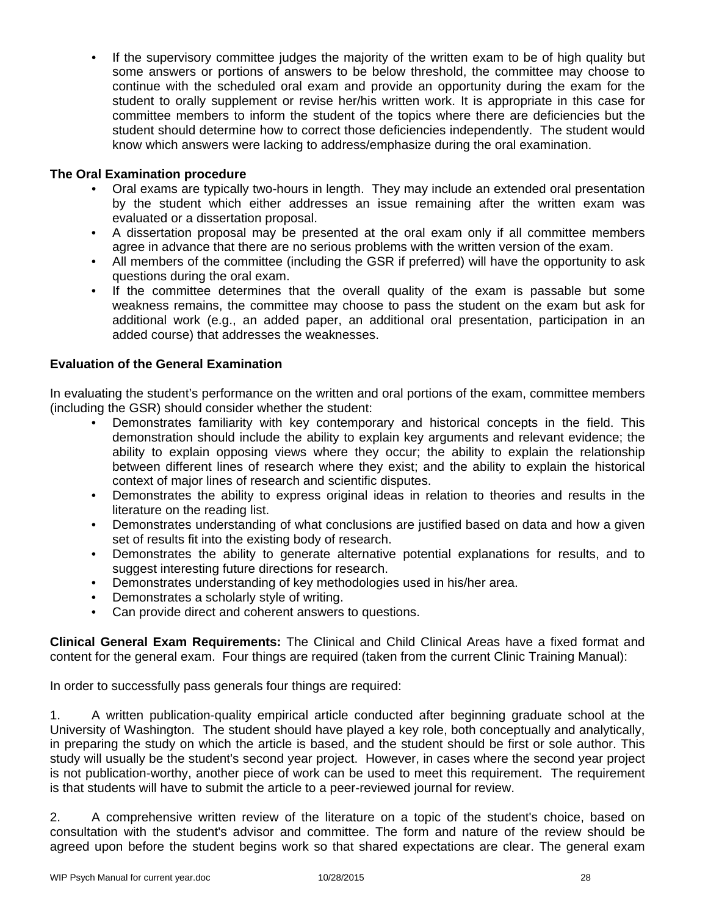- If the supervisory committee judges the majority of the written exam to be of high quality but some answers or portions of answers to be below threshold, the committee may choose to continue with the scheduled oral exam and provide an opportunity during the exam for the student to orally supplement or revise her/his written work. It is appropriate in this case for committee members to inform the student of the topics where there are deficiencies but the student should determine how to correct those deficiencies independently. The student would know which answers were lacking to address/emphasize during the oral examination.

**The Oral Examination procedure**

- Oral exams are typically two-hours in length. They may include an extended oral presentation by the student which either addresses an issue remaining after the written exam was evaluated or a dissertation proposal.
- A dissertation proposal may be presented at the oral exam only if all committee members agree in advance that there are no serious problems with the written version of the exam.
- All members of the committee (including the GSR if preferred) will have the opportunity to ask questions during the oral exam.
- If the committee determines that the overall quality of the exam is passable but some weakness remains, the committee may choose to pass the student on the exam but ask for additional work (e.g., an added paper, an additional oral presentation, participation in an added course) that addresses the weaknesses.

**Evaluation of the General Examination**

In evaluating the student's performance on the written and oral portions of the exam, committee members (including the GSR) should consider whether the student:

- Demonstrates familiarity with key contemporary and historical concepts in the field. This demonstration should include the ability to explain key arguments and relevant evidence; the ability to explain opposing views where they occur; the ability to explain the relationship between different lines of research where they exist; and the ability to explain the historical context of major lines of research and scientific disputes.
- Demonstrates the ability to express original ideas in relation to theories and results in the literature on the reading list.
- Demonstrates understanding of what conclusions are justified based on data and how a given set of results fit into the existing body of research.
- Demonstrates the ability to generate alternative potential explanations for results, and to suggest interesting future directions for research.
- Demonstrates understanding of key methodologies used in his/her area.
- Demonstrates a scholarly style of writing.
- Can provide direct and coherent answers to questions.

**Clinical General Exam Requirements:** The Clinical and Child Clinical Areas have a fixed format and content for the general exam. Four things are required (taken from the current Clinic Training Manual):

In order to successfully pass generals four things are required:

1. A written publication-quality empirical article conducted after beginning graduate school at the University of Washington. The student should have played a key role, both conceptually and analytically, in preparing the study on which the article is based, and the student should be first or sole author. This study will usually be the student's second year project. However, in cases where the second year project is not publication-worthy, another piece of work can be used to meet this requirement. The requirement is that students will have to submit the article to a peer-reviewed journal for review.

2. A comprehensive written review of the literature on a topic of the student's choice, based on consultation with the student's advisor and committee. The form and nature of the review should be agreed upon before the student begins work so that shared expectations are clear. The general exam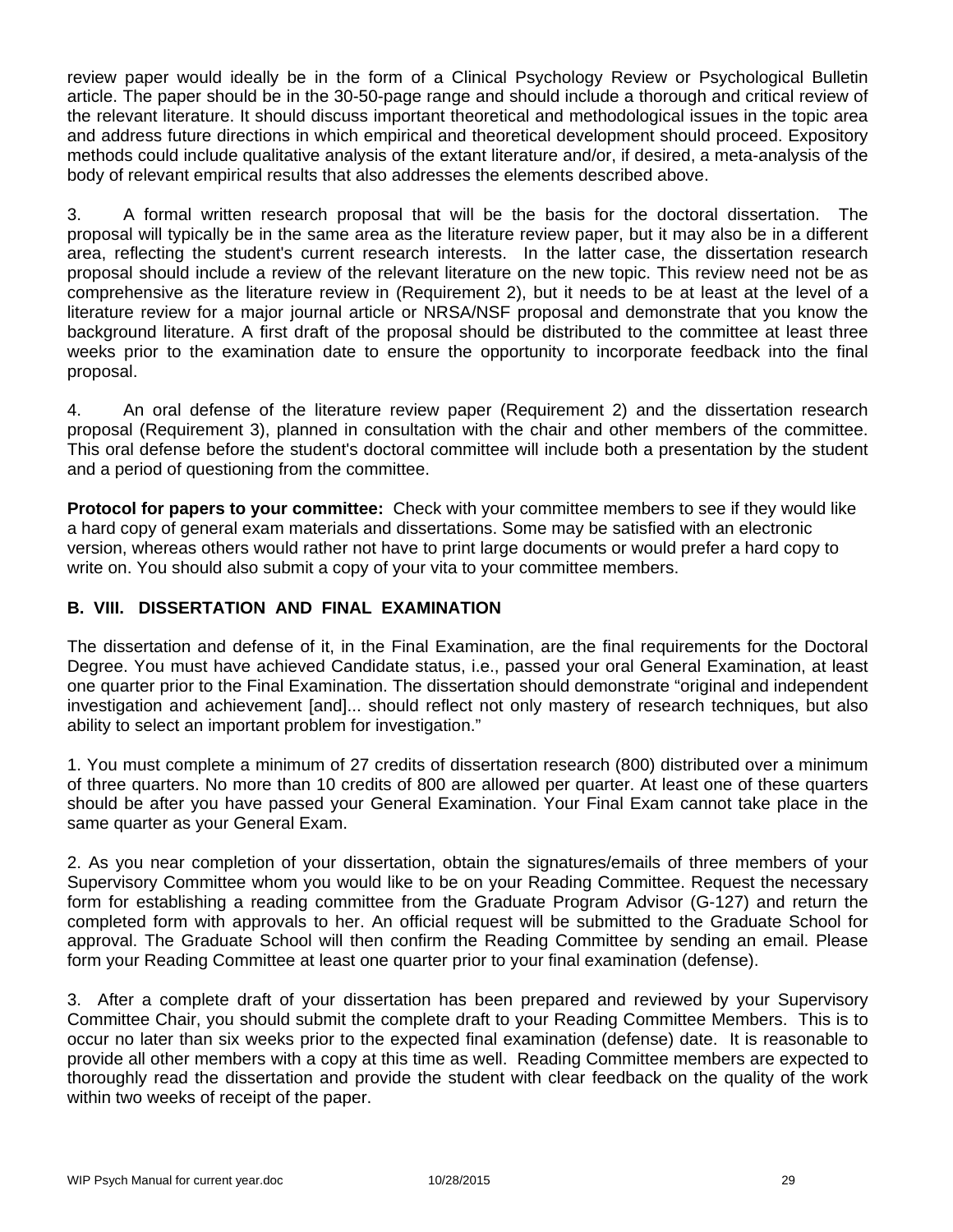review paper would ideally be in the form of a Clinical Psychology Review or Psychological Bulletin article. The paper should be in the 30-50-page range and should include a thorough and critical review of the relevant literature. It should discuss important theoretical and methodological issues in the topic area and address future directions in which empirical and theoretical development should proceed. Expository methods could include qualitative analysis of the extant literature and/or, if desired, a meta-analysis of the body of relevant empirical results that also addresses the elements described above.

3. A formal written research proposal that will be the basis for the doctoral dissertation. The proposal will typically be in the same area as the literature review paper, but it may also be in a different area, reflecting the student's current research interests. In the latter case, the dissertation research proposal should include a review of the relevant literature on the new topic. This review need not be as comprehensive as the literature review in (Requirement 2), but it needs to be at least at the level of a literature review for a major journal article or NRSA/NSF proposal and demonstrate that you know the background literature. A first draft of the proposal should be distributed to the committee at least three weeks prior to the examination date to ensure the opportunity to incorporate feedback into the final proposal.

4. An oral defense of the literature review paper (Requirement 2) and the dissertation research proposal (Requirement 3), planned in consultation with the chair and other members of the committee. This oral defense before the student's doctoral committee will include both a presentation by the student and a period of questioning from the committee.

**Protocol for papers to your committee:** Check with your committee members to see if they would like a hard copy of general exam materials and dissertations. Some may be satisfied with an electronic version, whereas others would rather not have to print large documents or would prefer a hard copy to write on. You should also submit a copy of your vita to your committee members.

## B. VIII. DISSERTATION AND FINAL EXAMINATION

The dissertation and defense of it, in the Final Examination, are the final requirements for the Doctoral Degree. You must have achieved Candidate status, i.e., passed your oral General Examination, at least one quarter prior to the Final Examination. The dissertation should demonstrate "original and independent investigation and achievement [and]... should reflect not only mastery of research techniques, but also ability to select an important problem for investigation."

1. You must complete a minimum of 27 credits of dissertation research (800) distributed over a minimum of three quarters. No more than 10 credits of 800 are allowed per quarter. At least one of these quarters should be after you have passed your General Examination. Your Final Exam cannot take place in the same quarter as your General Exam.

2. As you near completion of your dissertation, obtain the signatures/emails of three members of your Supervisory Committee whom you would like to be on your Reading Committee. Request the necessary form for establishing a reading committee from the Graduate Program Advisor (G-127) and return the completed form with approvals to her. An official request will be submitted to the Graduate School for approval. The Graduate School will then confirm the Reading Committee by sending an email. Please form your Reading Committee at least one quarter prior to your final examination (defense).

3. After a complete draft of your dissertation has been prepared and reviewed by your Supervisory Committee Chair, you should submit the complete draft to your Reading Committee Members. This is to occur no later than six weeks prior to the expected final examination (defense) date. It is reasonable to provide all other members with a copy at this time as well. Reading Committee members are expected to thoroughly read the dissertation and provide the student with clear feedback on the quality of the work within two weeks of receipt of the paper.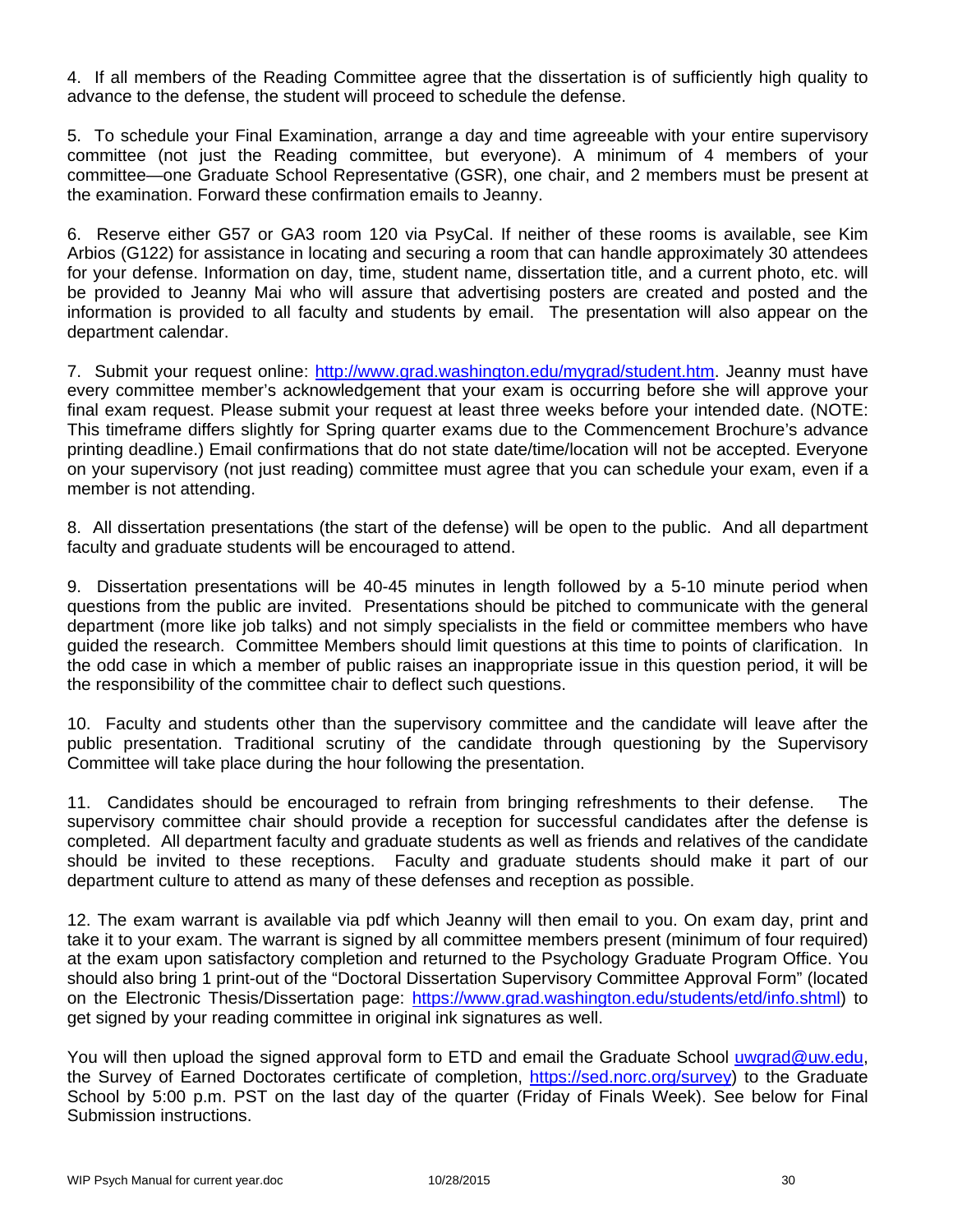4. If all members of the Reading Committee agree that the dissertation is of sufficiently high quality to advance to the defense, the student will proceed to schedule the defense.

5. To schedule your Final Examination, arrange a day and time agreeable with your entire supervisory committee (not just the Reading committee, but everyone). A minimum of 4 members of your committee—one Graduate School Representative (GSR), one chair, and 2 members must be present at the examination. Forward these confirmation emails to Jeanny.

6. Reserve either G57 or GA3 room 120 via PsyCal. If neither of these rooms is available, see Kim Arbios (G122) for assistance in locating and securing a room that can handle approximately 30 attendees for your defense. Information on day, time, student name, dissertation title, and a current photo, etc. will be provided to Jeanny Mai who will assure that advertising posters are created and posted and the information is provided to all faculty and students by email. The presentation will also appear on the department calendar.

7. Submit your request online: http://www.grad.washington.edu/mygrad/student.htm. Jeanny must have every committee member's acknowledgement that your exam is occurring before she will approve your final exam request. Please submit your request at least three weeks before your intended date. (NOTE: This timeframe differs slightly for Spring quarter exams due to the Commencement Brochure's advance printing deadline.) Email confirmations that do not state date/time/location will not be accepted. Everyone on your supervisory (not just reading) committee must agree that you can schedule your exam, even if a member is not attending.

8. All dissertation presentations (the start of the defense) will be open to the public. And all department faculty and graduate students will be encouraged to attend.

9. Dissertation presentations will be 40-45 minutes in length followed by a 5-10 minute period when questions from the public are invited. Presentations should be pitched to communicate with the general department (more like job talks) and not simply specialists in the field or committee members who have guided the research. Committee Members should limit questions at this time to points of clarification. In the odd case in which a member of public raises an inappropriate issue in this question period, it will be the responsibility of the committee chair to deflect such questions.

10. Faculty and students other than the supervisory committee and the candidate will leave after the public presentation. Traditional scrutiny of the candidate through questioning by the Supervisory Committee will take place during the hour following the presentation.

11. Candidates should be encouraged to refrain from bringing refreshments to their defense. The supervisory committee chair should provide a reception for successful candidates after the defense is completed. All department faculty and graduate students as well as friends and relatives of the candidate should be invited to these receptions. Faculty and graduate students should make it part of our department culture to attend as many of these defenses and reception as possible.

12. The exam warrant is available via pdf which Jeanny will then email to you. On exam day, print and take it to your exam. The warrant is signed by all committee members present (minimum of four required) at the exam upon satisfactory completion and returned to the Psychology Graduate Program Office. You should also bring 1 print-out of the "Doctoral Dissertation Supervisory Committee Approval Form" (located on the Electronic Thesis/Dissertation page: https://www.grad.washington.edu/students/etd/info.shtml) to get signed by your reading committee in original ink signatures as well.

You will then upload the signed approval form to ETD and email the Graduate School uwgrad@uw.edu, the Survey of Earned Doctorates certificate of completion, https://sed.norc.org/survey) to the Graduate School by 5:00 p.m. PST on the last day of the quarter (Friday of Finals Week). See below for Final Submission instructions.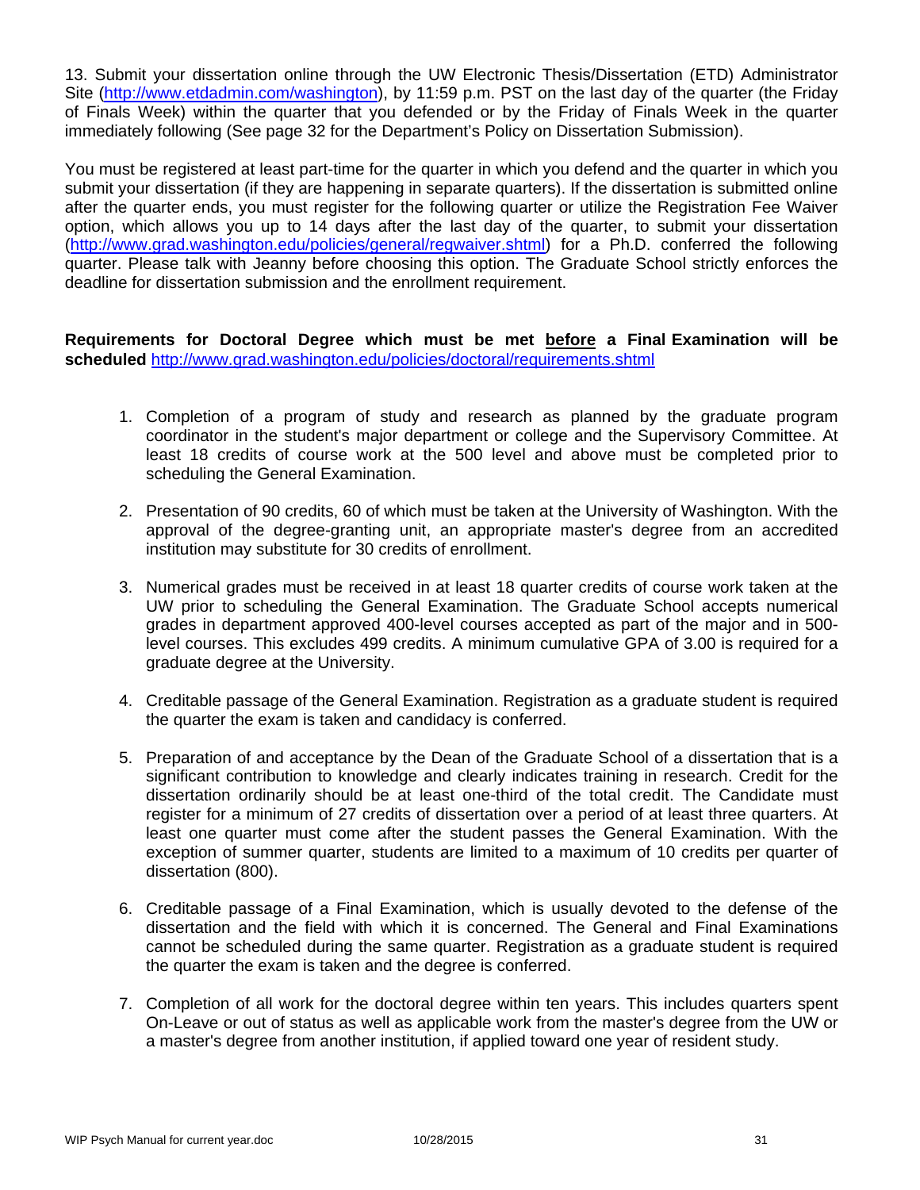13. Submit your dissertation online through the UW Electronic Thesis/Dissertation (ETD) Administrator Site (http://www.etdadmin.com/washington), by 11:59 p.m. PST on the last day of the quarter (the Friday of Finals Week) within the quarter that you defended or by the Friday of Finals Week in the quarter immediately following (See page 32 for the Department's Policy on Dissertation Submission).

You must be registered at least part-time for the quarter in which you defend and the quarter in which you submit your dissertation (if they are happening in separate quarters). If the dissertation is submitted online after the quarter ends, you must register for the following quarter or utilize the Registration Fee Waiver option, which allows you up to 14 days after the last day of the quarter, to submit your dissertation (http://www.grad.washington.edu/policies/general/regwaiver.shtml) for a Ph.D. conferred the following quarter. Please talk with Jeanny before choosing this option. The Graduate School strictly enforces the deadline for dissertation submission and the enrollment requirement.

**Requirements for Doctoral Degree which must be met <u>before</u> a Final Examination will be scheduled** http://www.grad.washington.edu/policies/doctoral/requirements.shtml

1. Completion of a program of study and research as planned by the graduate program coordinator in the student's major department or college and the Supervisory Committee. At least 18 credits of course work at the 500 level and above must be completed prior to scheduling the General Examination.
2. Presentation of 90 credits, 60 of which must be taken at the University of Washington. With the approval of the degree-granting unit, an appropriate master's degree from an accredited institution may substitute for 30 credits of enrollment.
3. Numerical grades must be received in at least 18 quarter credits of course work taken at the UW prior to scheduling the General Examination. The Graduate School accepts numerical grades in department approved 400-level courses accepted as part of the major and in 500-level courses. This excludes 499 credits. A minimum cumulative GPA of 3.00 is required for a graduate degree at the University.
4. Creditable passage of the General Examination. Registration as a graduate student is required the quarter the exam is taken and candidacy is conferred.
5. Preparation of and acceptance by the Dean of the Graduate School of a dissertation that is a significant contribution to knowledge and clearly indicates training in research. Credit for the dissertation ordinarily should be at least one-third of the total credit. The Candidate must register for a minimum of 27 credits of dissertation over a period of at least three quarters. At least one quarter must come after the student passes the General Examination. With the exception of summer quarter, students are limited to a maximum of 10 credits per quarter of dissertation (800).
6. Creditable passage of a Final Examination, which is usually devoted to the defense of the dissertation and the field with which it is concerned. The General and Final Examinations cannot be scheduled during the same quarter. Registration as a graduate student is required the quarter the exam is taken and the degree is conferred.
7. Completion of all work for the doctoral degree within ten years. This includes quarters spent On-Leave or out of status as well as applicable work from the master's degree from the UW or a master's degree from another institution, if applied toward one year of resident study.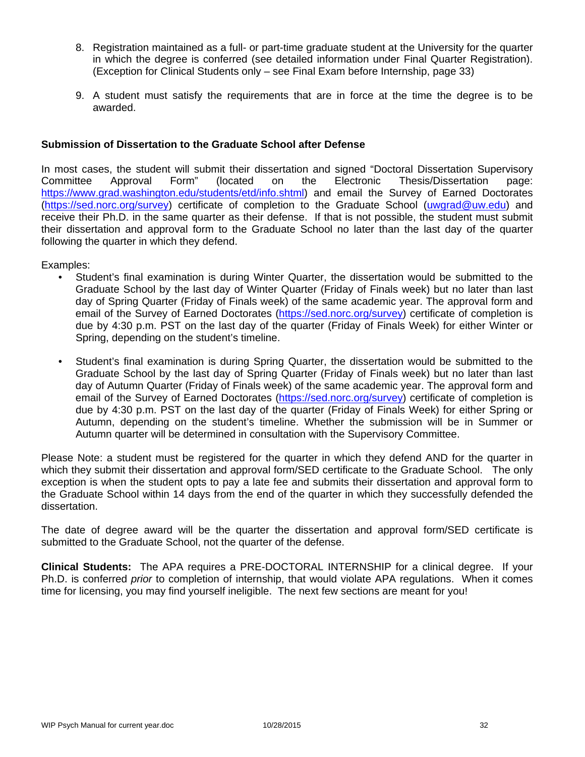8. Registration maintained as a full- or part-time graduate student at the University for the quarter in which the degree is conferred (see detailed information under Final Quarter Registration). (Exception for Clinical Students only – see Final Exam before Internship, page 33)

9. A student must satisfy the requirements that are in force at the time the degree is to be awarded.

**Submission of Dissertation to the Graduate School after Defense**

In most cases, the student will submit their dissertation and signed "Doctoral Dissertation Supervisory Committee Approval Form" (located on the Electronic Thesis/Dissertation page: https://www.grad.washington.edu/students/etd/info.shtml) and email the Survey of Earned Doctorates (https://sed.norc.org/survey) certificate of completion to the Graduate School (uwgrad@uw.edu) and receive their Ph.D. in the same quarter as their defense. If that is not possible, the student must submit their dissertation and approval form to the Graduate School no later than the last day of the quarter following the quarter in which they defend.

Examples:

- Student's final examination is during Winter Quarter, the dissertation would be submitted to the Graduate School by the last day of Winter Quarter (Friday of Finals week) but no later than last day of Spring Quarter (Friday of Finals week) of the same academic year. The approval form and email of the Survey of Earned Doctorates (https://sed.norc.org/survey) certificate of completion is due by 4:30 p.m. PST on the last day of the quarter (Friday of Finals Week) for either Winter or Spring, depending on the student's timeline.

- Student's final examination is during Spring Quarter, the dissertation would be submitted to the Graduate School by the last day of Spring Quarter (Friday of Finals week) but no later than last day of Autumn Quarter (Friday of Finals week) of the same academic year. The approval form and email of the Survey of Earned Doctorates (https://sed.norc.org/survey) certificate of completion is due by 4:30 p.m. PST on the last day of the quarter (Friday of Finals Week) for either Spring or Autumn, depending on the student's timeline. Whether the submission will be in Summer or Autumn quarter will be determined in consultation with the Supervisory Committee.

Please Note: a student must be registered for the quarter in which they defend AND for the quarter in which they submit their dissertation and approval form/SED certificate to the Graduate School. The only exception is when the student opts to pay a late fee and submits their dissertation and approval form to the Graduate School within 14 days from the end of the quarter in which they successfully defended the dissertation.

The date of degree award will be the quarter the dissertation and approval form/SED certificate is submitted to the Graduate School, not the quarter of the defense.

**Clinical Students:** The APA requires a PRE-DOCTORAL INTERNSHIP for a clinical degree. If your Ph.D. is conferred *prior* to completion of internship, that would violate APA regulations. When it comes time for licensing, you may find yourself ineligible. The next few sections are meant for you!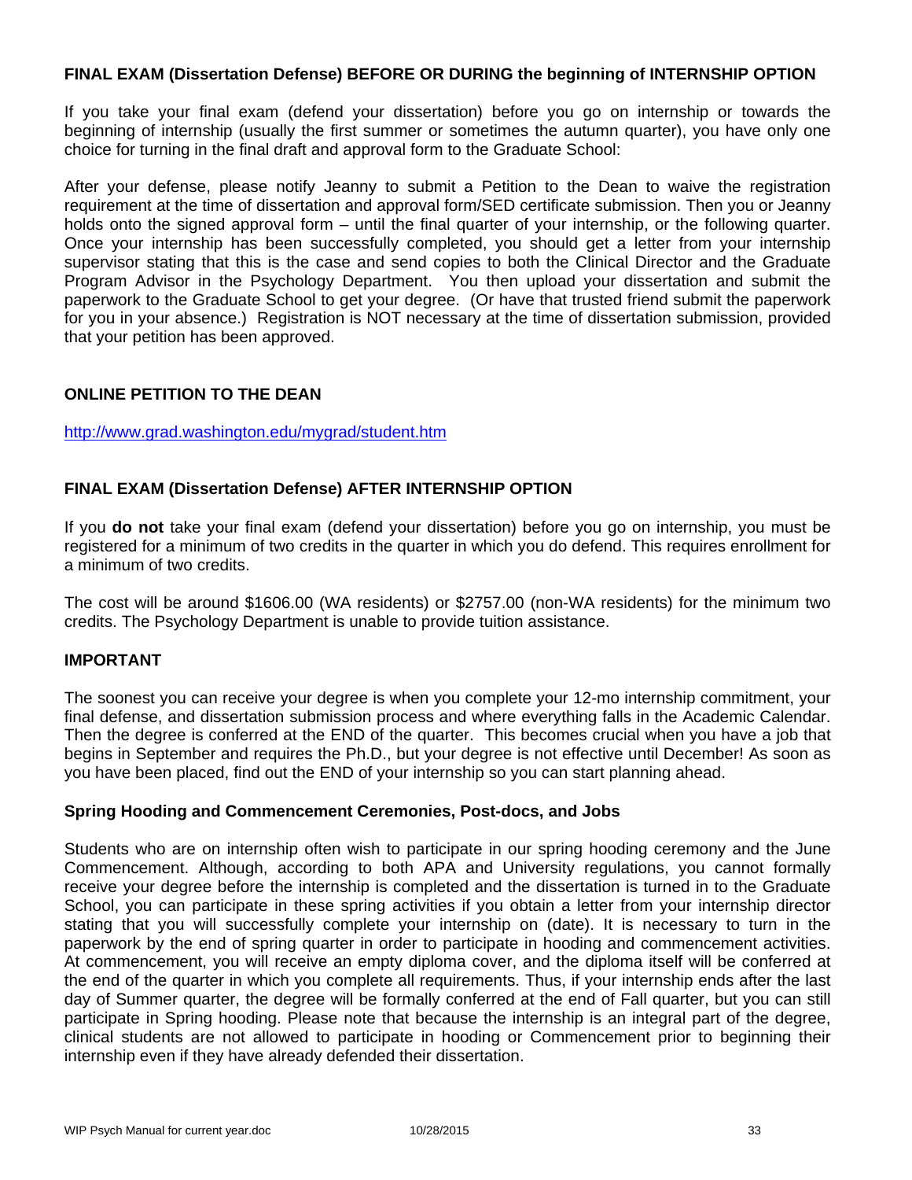### FINAL EXAM (Dissertation Defense) BEFORE OR DURING the beginning of INTERNSHIP OPTION

If you take your final exam (defend your dissertation) before you go on internship or towards the beginning of internship (usually the first summer or sometimes the autumn quarter), you have only one choice for turning in the final draft and approval form to the Graduate School:

After your defense, please notify Jeanny to submit a Petition to the Dean to waive the registration requirement at the time of dissertation and approval form/SED certificate submission. Then you or Jeanny holds onto the signed approval form – until the final quarter of your internship, or the following quarter. Once your internship has been successfully completed, you should get a letter from your internship supervisor stating that this is the case and send copies to both the Clinical Director and the Graduate Program Advisor in the Psychology Department. You then upload your dissertation and submit the paperwork to the Graduate School to get your degree. (Or have that trusted friend submit the paperwork for you in your absence.) Registration is NOT necessary at the time of dissertation submission, provided that your petition has been approved.

### ONLINE PETITION TO THE DEAN

http://www.grad.washington.edu/mygrad/student.htm

### FINAL EXAM (Dissertation Defense) AFTER INTERNSHIP OPTION

If you **do not** take your final exam (defend your dissertation) before you go on internship, you must be registered for a minimum of two credits in the quarter in which you do defend. This requires enrollment for a minimum of two credits.

The cost will be around $1606.00 (WA residents) or $2757.00 (non-WA residents) for the minimum two credits. The Psychology Department is unable to provide tuition assistance.

### IMPORTANT

The soonest you can receive your degree is when you complete your 12-mo internship commitment, your final defense, and dissertation submission process and where everything falls in the Academic Calendar. Then the degree is conferred at the END of the quarter. This becomes crucial when you have a job that begins in September and requires the Ph.D., but your degree is not effective until December! As soon as you have been placed, find out the END of your internship so you can start planning ahead.

### Spring Hooding and Commencement Ceremonies, Post-docs, and Jobs

Students who are on internship often wish to participate in our spring hooding ceremony and the June Commencement. Although, according to both APA and University regulations, you cannot formally receive your degree before the internship is completed and the dissertation is turned in to the Graduate School, you can participate in these spring activities if you obtain a letter from your internship director stating that you will successfully complete your internship on (date). It is necessary to turn in the paperwork by the end of spring quarter in order to participate in hooding and commencement activities. At commencement, you will receive an empty diploma cover, and the diploma itself will be conferred at the end of the quarter in which you complete all requirements. Thus, if your internship ends after the last day of Summer quarter, the degree will be formally conferred at the end of Fall quarter, but you can still participate in Spring hooding. Please note that because the internship is an integral part of the degree, clinical students are not allowed to participate in hooding or Commencement prior to beginning their internship even if they have already defended their dissertation.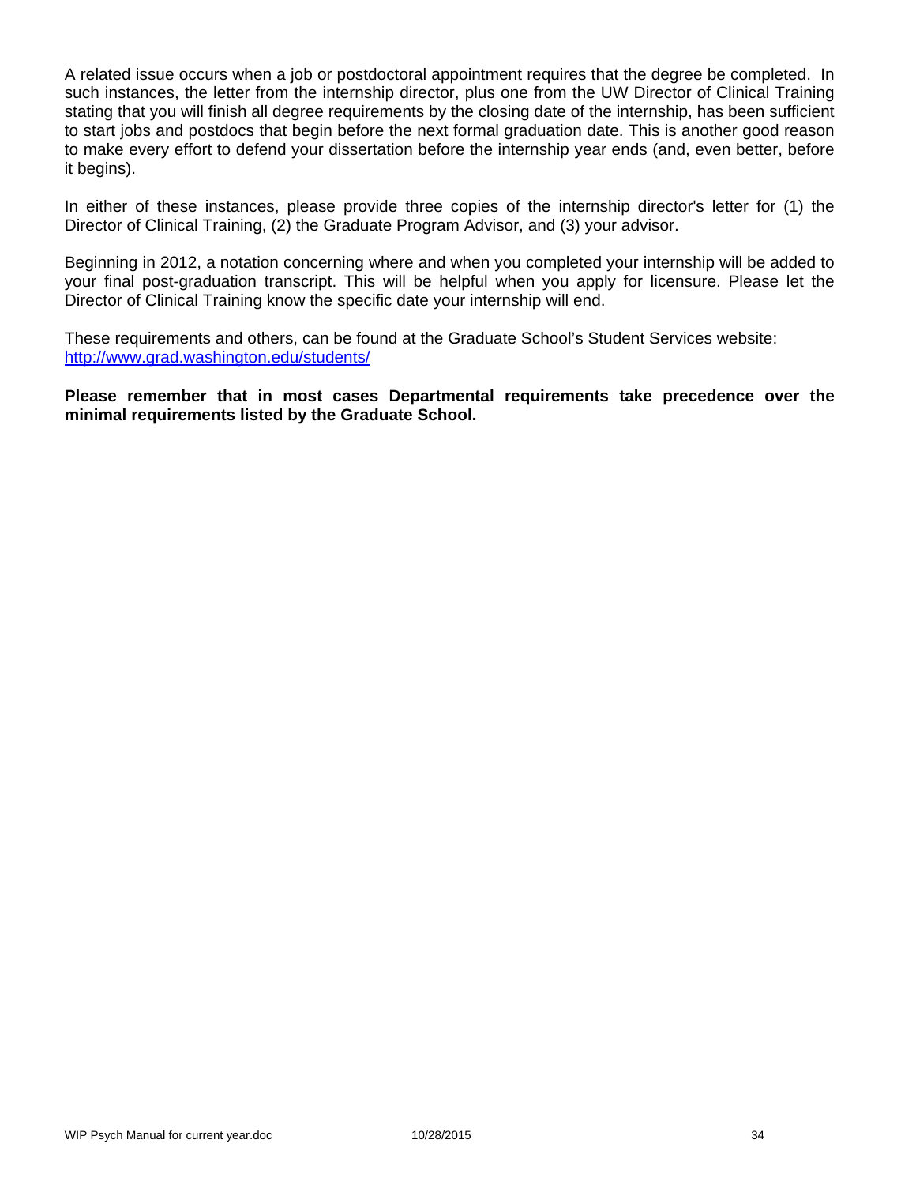A related issue occurs when a job or postdoctoral appointment requires that the degree be completed. In such instances, the letter from the internship director, plus one from the UW Director of Clinical Training stating that you will finish all degree requirements by the closing date of the internship, has been sufficient to start jobs and postdocs that begin before the next formal graduation date. This is another good reason to make every effort to defend your dissertation before the internship year ends (and, even better, before it begins).

In either of these instances, please provide three copies of the internship director's letter for (1) the Director of Clinical Training, (2) the Graduate Program Advisor, and (3) your advisor.

Beginning in 2012, a notation concerning where and when you completed your internship will be added to your final post-graduation transcript. This will be helpful when you apply for licensure. Please let the Director of Clinical Training know the specific date your internship will end.

These requirements and others, can be found at the Graduate School's Student Services website: [http://www.grad.washington.edu/students/](http://www.grad.washington.edu/students/)

**Please remember that in most cases Departmental requirements take precedence over the minimal requirements listed by the Graduate School.**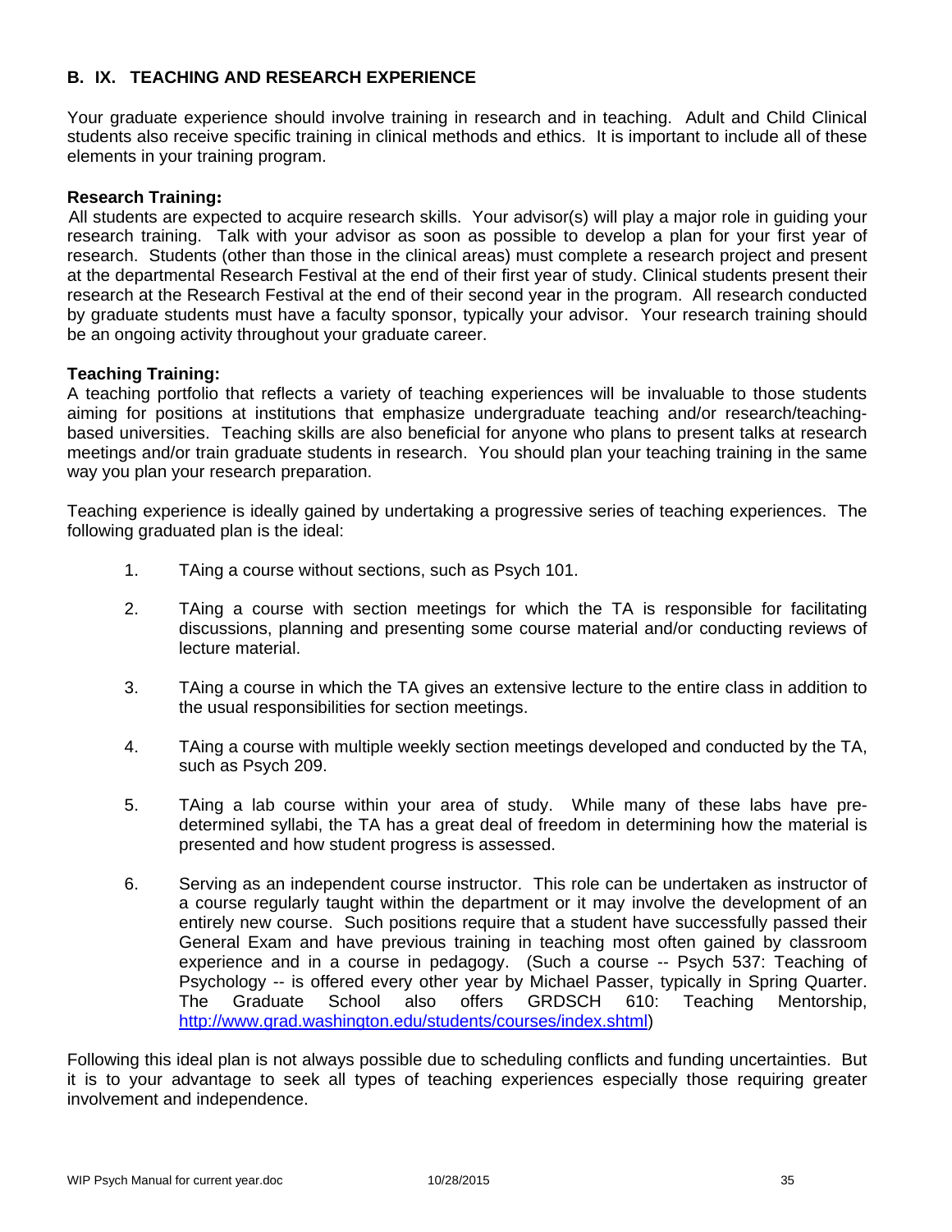## B. IX. TEACHING AND RESEARCH EXPERIENCE

Your graduate experience should involve training in research and in teaching. Adult and Child Clinical students also receive specific training in clinical methods and ethics. It is important to include all of these elements in your training program.

**Research Training:**
All students are expected to acquire research skills. Your advisor(s) will play a major role in guiding your research training. Talk with your advisor as soon as possible to develop a plan for your first year of research. Students (other than those in the clinical areas) must complete a research project and present at the departmental Research Festival at the end of their first year of study. Clinical students present their research at the Research Festival at the end of their second year in the program. All research conducted by graduate students must have a faculty sponsor, typically your advisor. Your research training should be an ongoing activity throughout your graduate career.

**Teaching Training:**
A teaching portfolio that reflects a variety of teaching experiences will be invaluable to those students aiming for positions at institutions that emphasize undergraduate teaching and/or research/teaching-based universities. Teaching skills are also beneficial for anyone who plans to present talks at research meetings and/or train graduate students in research. You should plan your teaching training in the same way you plan your research preparation.

Teaching experience is ideally gained by undertaking a progressive series of teaching experiences. The following graduated plan is the ideal:

1. TAing a course without sections, such as Psych 101.
2. TAing a course with section meetings for which the TA is responsible for facilitating discussions, planning and presenting some course material and/or conducting reviews of lecture material.
3. TAing a course in which the TA gives an extensive lecture to the entire class in addition to the usual responsibilities for section meetings.
4. TAing a course with multiple weekly section meetings developed and conducted by the TA, such as Psych 209.
5. TAing a lab course within your area of study. While many of these labs have pre-determined syllabi, the TA has a great deal of freedom in determining how the material is presented and how student progress is assessed.
6. Serving as an independent course instructor. This role can be undertaken as instructor of a course regularly taught within the department or it may involve the development of an entirely new course. Such positions require that a student have successfully passed their General Exam and have previous training in teaching most often gained by classroom experience and in a course in pedagogy. (Such a course -- Psych 537: Teaching of Psychology -- is offered every other year by Michael Passer, typically in Spring Quarter. The Graduate School also offers GRDSCH 610: Teaching Mentorship, http://www.grad.washington.edu/students/courses/index.shtml)

Following this ideal plan is not always possible due to scheduling conflicts and funding uncertainties. But it is to your advantage to seek all types of teaching experiences especially those requiring greater involvement and independence.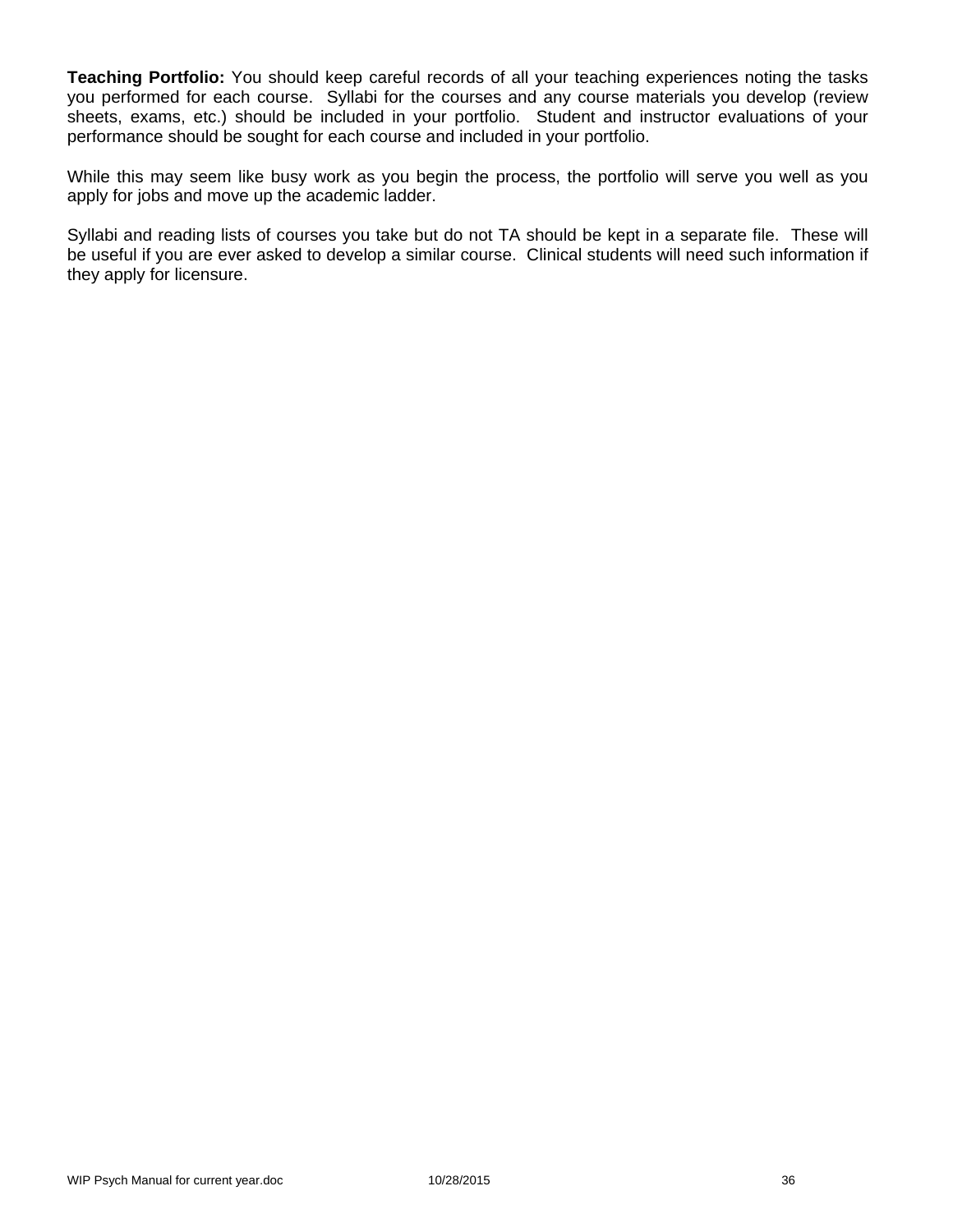**Teaching Portfolio:** You should keep careful records of all your teaching experiences noting the tasks you performed for each course. Syllabi for the courses and any course materials you develop (review sheets, exams, etc.) should be included in your portfolio. Student and instructor evaluations of your performance should be sought for each course and included in your portfolio.

While this may seem like busy work as you begin the process, the portfolio will serve you well as you apply for jobs and move up the academic ladder.

Syllabi and reading lists of courses you take but do not TA should be kept in a separate file. These will be useful if you are ever asked to develop a similar course. Clinical students will need such information if they apply for licensure.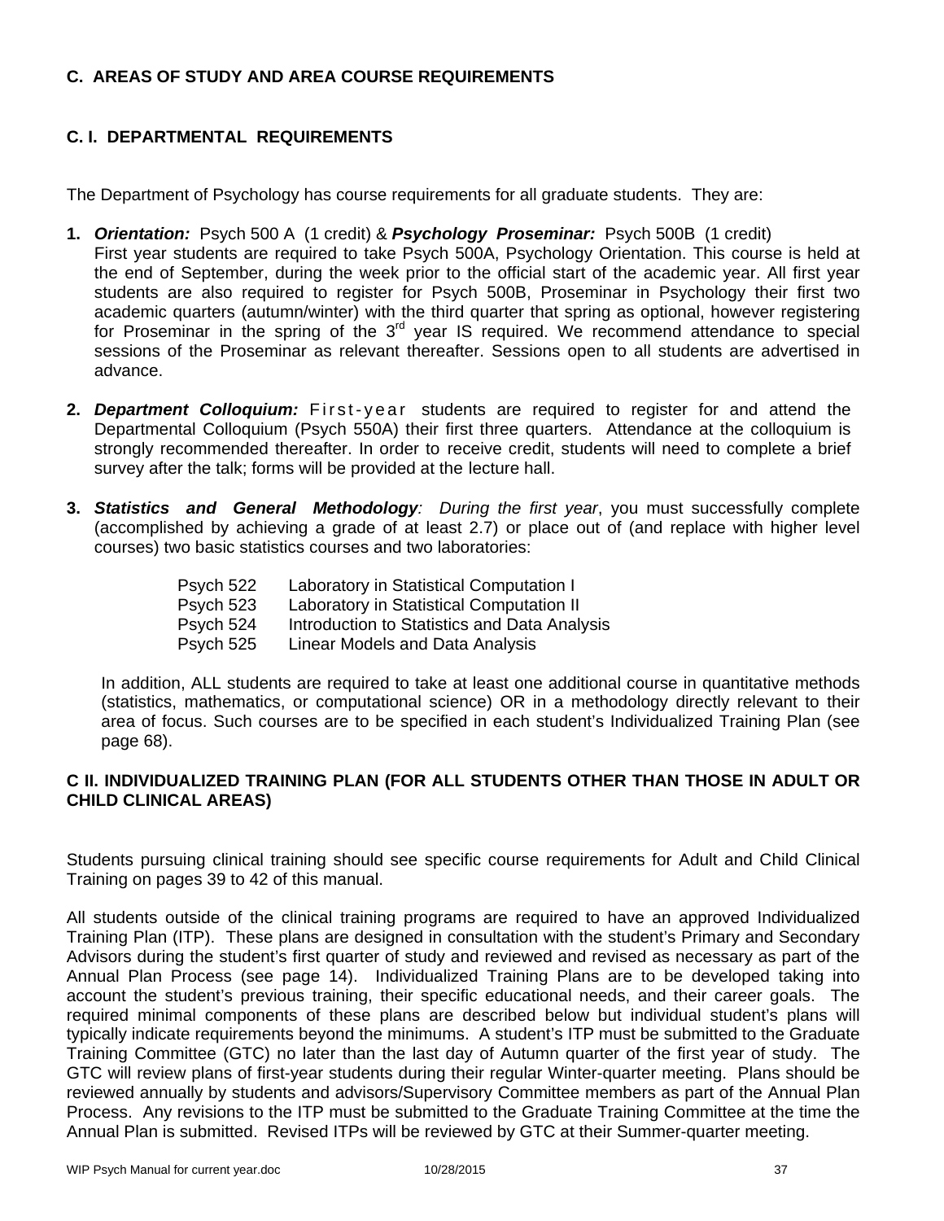## C. AREAS OF STUDY AND AREA COURSE REQUIREMENTS

### C. I. DEPARTMENTAL REQUIREMENTS

The Department of Psychology has course requirements for all graduate students. They are:

1. ***Orientation:*** Psych 500 A (1 credit) & ***Psychology Proseminar:*** Psych 500B (1 credit)
   First year students are required to take Psych 500A, Psychology Orientation. This course is held at the end of September, during the week prior to the official start of the academic year. All first year students are also required to register for Psych 500B, Proseminar in Psychology their first two academic quarters (autumn/winter) with the third quarter that spring as optional, however registering for Proseminar in the spring of the 3rd year IS required. We recommend attendance to special sessions of the Proseminar as relevant thereafter. Sessions open to all students are advertised in advance.

2. ***Department Colloquium:*** First-year students are required to register for and attend the Departmental Colloquium (Psych 550A) their first three quarters. Attendance at the colloquium is strongly recommended thereafter. In order to receive credit, students will need to complete a brief survey after the talk; forms will be provided at the lecture hall.

3. ***Statistics and General Methodology**:* *During the first year*, you must successfully complete (accomplished by achieving a grade of at least 2.7) or place out of (and replace with higher level courses) two basic statistics courses and two laboratories:

   | | |
   |---|---|
   | Psych 522 | Laboratory in Statistical Computation I |
   | Psych 523 | Laboratory in Statistical Computation II |
   | Psych 524 | Introduction to Statistics and Data Analysis |
   | Psych 525 | Linear Models and Data Analysis |

   In addition, ALL students are required to take at least one additional course in quantitative methods (statistics, mathematics, or computational science) OR in a methodology directly relevant to their area of focus. Such courses are to be specified in each student's Individualized Training Plan (see page 68).

### C II. INDIVIDUALIZED TRAINING PLAN (FOR ALL STUDENTS OTHER THAN THOSE IN ADULT OR CHILD CLINICAL AREAS)

Students pursuing clinical training should see specific course requirements for Adult and Child Clinical Training on pages 39 to 42 of this manual.

All students outside of the clinical training programs are required to have an approved Individualized Training Plan (ITP). These plans are designed in consultation with the student's Primary and Secondary Advisors during the student's first quarter of study and reviewed and revised as necessary as part of the Annual Plan Process (see page 14). Individualized Training Plans are to be developed taking into account the student's previous training, their specific educational needs, and their career goals. The required minimal components of these plans are described below but individual student's plans will typically indicate requirements beyond the minimums. A student's ITP must be submitted to the Graduate Training Committee (GTC) no later than the last day of Autumn quarter of the first year of study. The GTC will review plans of first-year students during their regular Winter-quarter meeting. Plans should be reviewed annually by students and advisors/Supervisory Committee members as part of the Annual Plan Process. Any revisions to the ITP must be submitted to the Graduate Training Committee at the time the Annual Plan is submitted. Revised ITPs will be reviewed by GTC at their Summer-quarter meeting.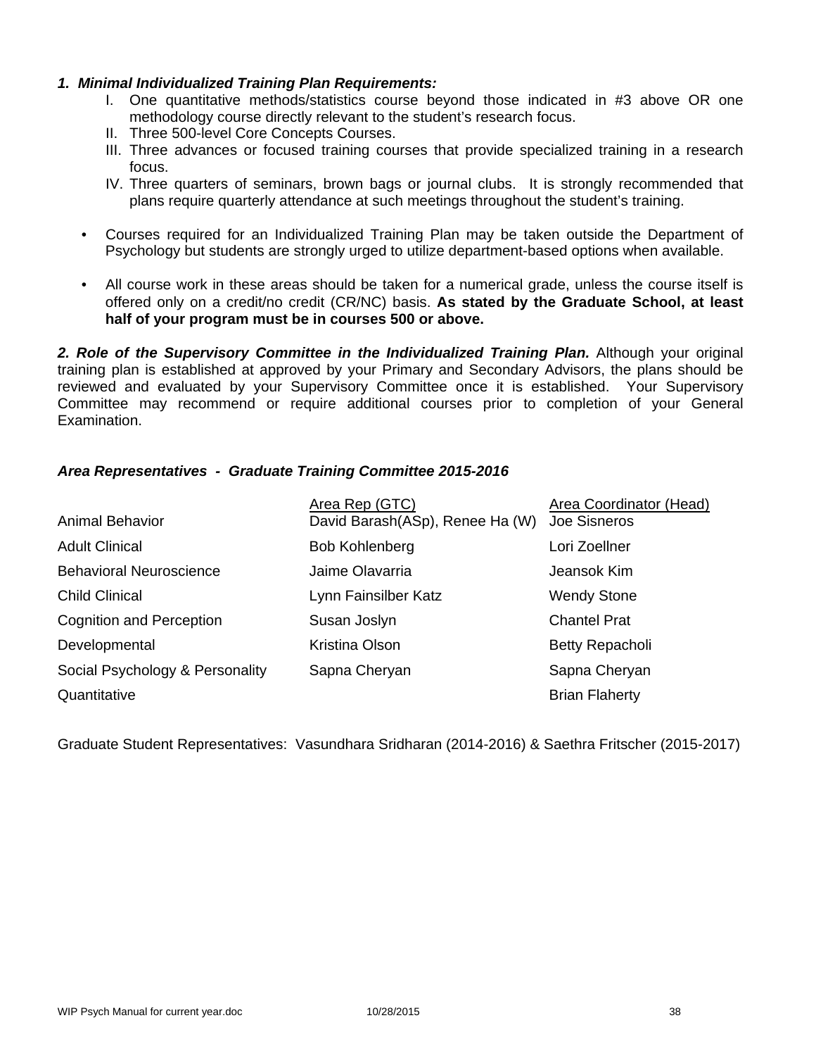***1. Minimal Individualized Training Plan Requirements:***

I. One quantitative methods/statistics course beyond those indicated in #3 above OR one methodology course directly relevant to the student's research focus.
II. Three 500-level Core Concepts Courses.
III. Three advances or focused training courses that provide specialized training in a research focus.
IV. Three quarters of seminars, brown bags or journal clubs. It is strongly recommended that plans require quarterly attendance at such meetings throughout the student's training.

- Courses required for an Individualized Training Plan may be taken outside the Department of Psychology but students are strongly urged to utilize department-based options when available.

- All course work in these areas should be taken for a numerical grade, unless the course itself is offered only on a credit/no credit (CR/NC) basis. **As stated by the Graduate School, at least half of your program must be in courses 500 or above.**

***2. Role of the Supervisory Committee in the Individualized Training Plan.*** Although your original training plan is established at approved by your Primary and Secondary Advisors, the plans should be reviewed and evaluated by your Supervisory Committee once it is established. Your Supervisory Committee may recommend or require additional courses prior to completion of your General Examination.

***Area Representatives - Graduate Training Committee 2015-2016***

| | Area Rep (GTC) | Area Coordinator (Head) |
|---|---|---|
| Animal Behavior | David Barash(ASp), Renee Ha (W) | Joe Sisneros |
| Adult Clinical | Bob Kohlenberg | Lori Zoellner |
| Behavioral Neuroscience | Jaime Olavarria | Jeansok Kim |
| Child Clinical | Lynn Fainsilber Katz | Wendy Stone |
| Cognition and Perception | Susan Joslyn | Chantel Prat |
| Developmental | Kristina Olson | Betty Repacholi |
| Social Psychology & Personality | Sapna Cheryan | Sapna Cheryan |
| Quantitative | | Brian Flaherty |

Graduate Student Representatives: Vasundhara Sridharan (2014-2016) & Saethra Fritscher (2015-2017)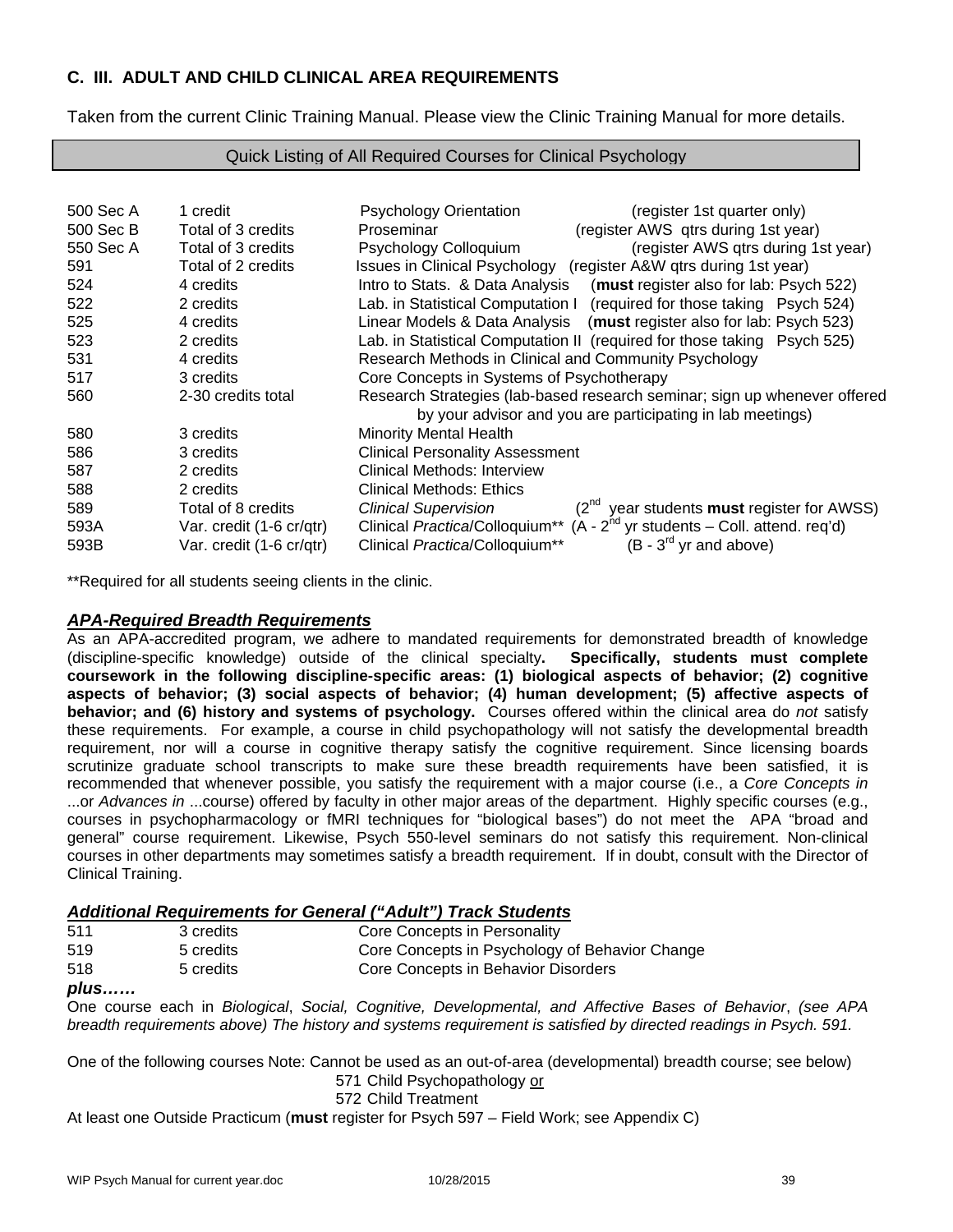## C. III. ADULT AND CHILD CLINICAL AREA REQUIREMENTS

Taken from the current Clinic Training Manual. Please view the Clinic Training Manual for more details.

### Quick Listing of All Required Courses for Clinical Psychology

| Course | Credits | Title | Notes |
|---|---|---|---|
| 500 Sec A | 1 credit | Psychology Orientation | (register 1st quarter only) |
| 500 Sec B | Total of 3 credits | Proseminar | (register AWS qtrs during 1st year) |
| 550 Sec A | Total of 3 credits | Psychology Colloquium | (register AWS qtrs during 1st year) |
| 591 | Total of 2 credits | Issues in Clinical Psychology | (register A&W qtrs during 1st year) |
| 524 | 4 credits | Intro to Stats. & Data Analysis | (**must** register also for lab: Psych 522) |
| 522 | 2 credits | Lab. in Statistical Computation I | (required for those taking Psych 524) |
| 525 | 4 credits | Linear Models & Data Analysis | (**must** register also for lab: Psych 523) |
| 523 | 2 credits | Lab. in Statistical Computation II | (required for those taking Psych 525) |
| 531 | 4 credits | Research Methods in Clinical and Community Psychology | |
| 517 | 3 credits | Core Concepts in Systems of Psychotherapy | |
| 560 | 2-30 credits total | Research Strategies (lab-based research seminar; sign up whenever offered by your advisor and you are participating in lab meetings) | |
| 580 | 3 credits | Minority Mental Health | |
| 586 | 3 credits | Clinical Personality Assessment | |
| 587 | 2 credits | Clinical Methods: Interview | |
| 588 | 2 credits | Clinical Methods: Ethics | |
| 589 | Total of 8 credits | *Clinical Supervision* | (2nd year students **must** register for AWSS) |
| 593A | Var. credit (1-6 cr/qtr) | Clinical *Practica*/Colloquium** | (A - 2nd yr students – Coll. attend. req'd) |
| 593B | Var. credit (1-6 cr/qtr) | Clinical *Practica*/Colloquium** | (B - 3rd yr and above) |

**Required for all students seeing clients in the clinic.

### *APA-Required Breadth Requirements*

As an APA-accredited program, we adhere to mandated requirements for demonstrated breadth of knowledge (discipline-specific knowledge) outside of the clinical specialty**. Specifically, students must complete coursework in the following discipline-specific areas: (1) biological aspects of behavior; (2) cognitive aspects of behavior; (3) social aspects of behavior; (4) human development; (5) affective aspects of behavior; and (6) history and systems of psychology.** Courses offered within the clinical area do *not* satisfy these requirements. For example, a course in child psychopathology will not satisfy the developmental breadth requirement, nor will a course in cognitive therapy satisfy the cognitive requirement. Since licensing boards scrutinize graduate school transcripts to make sure these breadth requirements have been satisfied, it is recommended that whenever possible, you satisfy the requirement with a major course (i.e., a *Core Concepts in* ...or *Advances in* ...course) offered by faculty in other major areas of the department. Highly specific courses (e.g., courses in psychopharmacology or fMRI techniques for "biological bases") do not meet the APA "broad and general" course requirement. Likewise, Psych 550-level seminars do not satisfy this requirement. Non-clinical courses in other departments may sometimes satisfy a breadth requirement. If in doubt, consult with the Director of Clinical Training.

### *Additional Requirements for General ("Adult") Track Students*

| Course | Credits | Title |
|---|---|---|
| 511 | 3 credits | Core Concepts in Personality |
| 519 | 5 credits | Core Concepts in Psychology of Behavior Change |
| 518 | 5 credits | Core Concepts in Behavior Disorders |

***plus……***

One course each in *Biological*, *Social, Cognitive, Developmental, and Affective Bases of Behavior*, *(see APA breadth requirements above) The history and systems requirement is satisfied by directed readings in Psych. 591.*

One of the following courses Note: Cannot be used as an out-of-area (developmental) breadth course; see below)

571 Child Psychopathology or
572 Child Treatment

At least one Outside Practicum (**must** register for Psych 597 – Field Work; see Appendix C)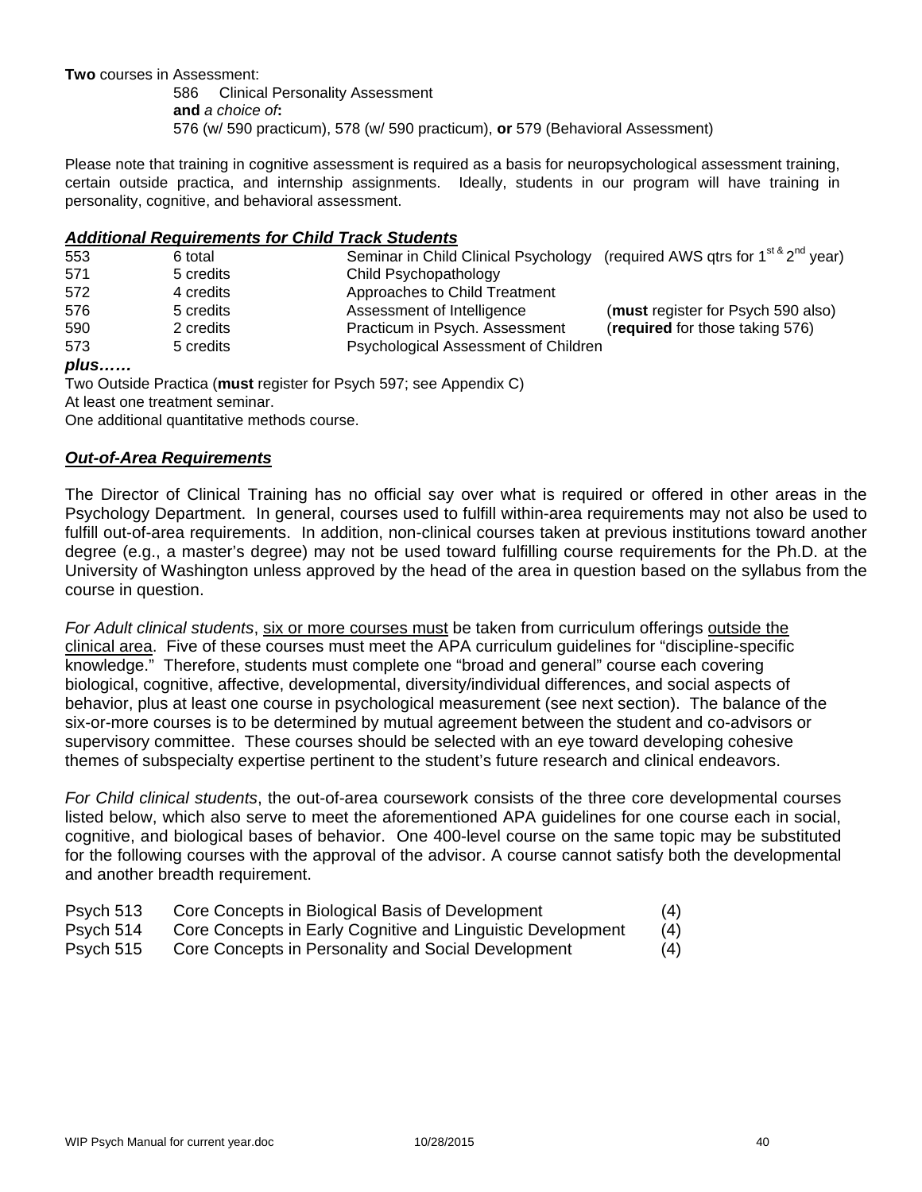**Two** courses in Assessment:

586 Clinical Personality Assessment
**and** *a choice of***:**
576 (w/ 590 practicum), 578 (w/ 590 practicum), **or** 579 (Behavioral Assessment)

Please note that training in cognitive assessment is required as a basis for neuropsychological assessment training, certain outside practica, and internship assignments. Ideally, students in our program will have training in personality, cognitive, and behavioral assessment.

### ***Additional Requirements for Child Track Students***

| | | | |
|---|---|---|---|
| 553 | 6 total | Seminar in Child Clinical Psychology | (required AWS qtrs for 1st & 2nd year) |
| 571 | 5 credits | Child Psychopathology | |
| 572 | 4 credits | Approaches to Child Treatment | |
| 576 | 5 credits | Assessment of Intelligence | (**must** register for Psych 590 also) |
| 590 | 2 credits | Practicum in Psych. Assessment | (**required** for those taking 576) |
| 573 | 5 credits | Psychological Assessment of Children | |

***plus……***

Two Outside Practica (**must** register for Psych 597; see Appendix C)
At least one treatment seminar.
One additional quantitative methods course.

### ***Out-of-Area Requirements***

The Director of Clinical Training has no official say over what is required or offered in other areas in the Psychology Department. In general, courses used to fulfill within-area requirements may not also be used to fulfill out-of-area requirements. In addition, non-clinical courses taken at previous institutions toward another degree (e.g., a master's degree) may not be used toward fulfilling course requirements for the Ph.D. at the University of Washington unless approved by the head of the area in question based on the syllabus from the course in question.

*For Adult clinical students*, <u>six or more courses must</u> be taken from curriculum offerings <u>outside the clinical area</u>. Five of these courses must meet the APA curriculum guidelines for "discipline-specific knowledge." Therefore, students must complete one "broad and general" course each covering biological, cognitive, affective, developmental, diversity/individual differences, and social aspects of behavior, plus at least one course in psychological measurement (see next section). The balance of the six-or-more courses is to be determined by mutual agreement between the student and co-advisors or supervisory committee. These courses should be selected with an eye toward developing cohesive themes of subspecialty expertise pertinent to the student's future research and clinical endeavors.

*For Child clinical students*, the out-of-area coursework consists of the three core developmental courses listed below, which also serve to meet the aforementioned APA guidelines for one course each in social, cognitive, and biological bases of behavior. One 400-level course on the same topic may be substituted for the following courses with the approval of the advisor. A course cannot satisfy both the developmental and another breadth requirement.

| | | |
|---|---|---|
| Psych 513 | Core Concepts in Biological Basis of Development | (4) |
| Psych 514 | Core Concepts in Early Cognitive and Linguistic Development | (4) |
| Psych 515 | Core Concepts in Personality and Social Development | (4) |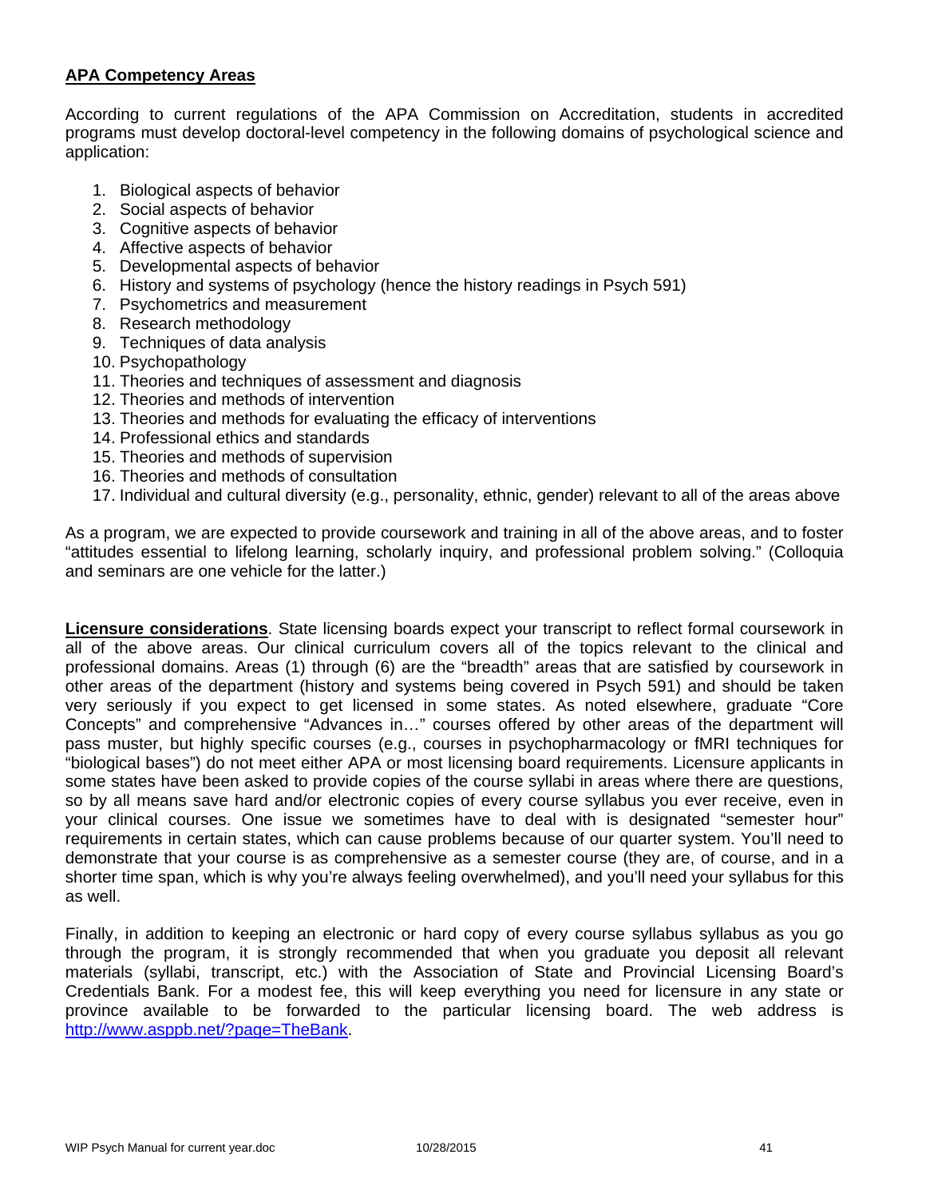**APA Competency Areas**

According to current regulations of the APA Commission on Accreditation, students in accredited programs must develop doctoral-level competency in the following domains of psychological science and application:

1. Biological aspects of behavior
2. Social aspects of behavior
3. Cognitive aspects of behavior
4. Affective aspects of behavior
5. Developmental aspects of behavior
6. History and systems of psychology (hence the history readings in Psych 591)
7. Psychometrics and measurement
8. Research methodology
9. Techniques of data analysis
10. Psychopathology
11. Theories and techniques of assessment and diagnosis
12. Theories and methods of intervention
13. Theories and methods for evaluating the efficacy of interventions
14. Professional ethics and standards
15. Theories and methods of supervision
16. Theories and methods of consultation
17. Individual and cultural diversity (e.g., personality, ethnic, gender) relevant to all of the areas above

As a program, we are expected to provide coursework and training in all of the above areas, and to foster "attitudes essential to lifelong learning, scholarly inquiry, and professional problem solving." (Colloquia and seminars are one vehicle for the latter.)

**Licensure considerations**. State licensing boards expect your transcript to reflect formal coursework in all of the above areas. Our clinical curriculum covers all of the topics relevant to the clinical and professional domains. Areas (1) through (6) are the "breadth" areas that are satisfied by coursework in other areas of the department (history and systems being covered in Psych 591) and should be taken very seriously if you expect to get licensed in some states. As noted elsewhere, graduate "Core Concepts" and comprehensive "Advances in…" courses offered by other areas of the department will pass muster, but highly specific courses (e.g., courses in psychopharmacology or fMRI techniques for "biological bases") do not meet either APA or most licensing board requirements. Licensure applicants in some states have been asked to provide copies of the course syllabi in areas where there are questions, so by all means save hard and/or electronic copies of every course syllabus you ever receive, even in your clinical courses. One issue we sometimes have to deal with is designated "semester hour" requirements in certain states, which can cause problems because of our quarter system. You'll need to demonstrate that your course is as comprehensive as a semester course (they are, of course, and in a shorter time span, which is why you're always feeling overwhelmed), and you'll need your syllabus for this as well.

Finally, in addition to keeping an electronic or hard copy of every course syllabus syllabus as you go through the program, it is strongly recommended that when you graduate you deposit all relevant materials (syllabi, transcript, etc.) with the Association of State and Provincial Licensing Board's Credentials Bank. For a modest fee, this will keep everything you need for licensure in any state or province available to be forwarded to the particular licensing board. The web address is http://www.asppb.net/?page=TheBank.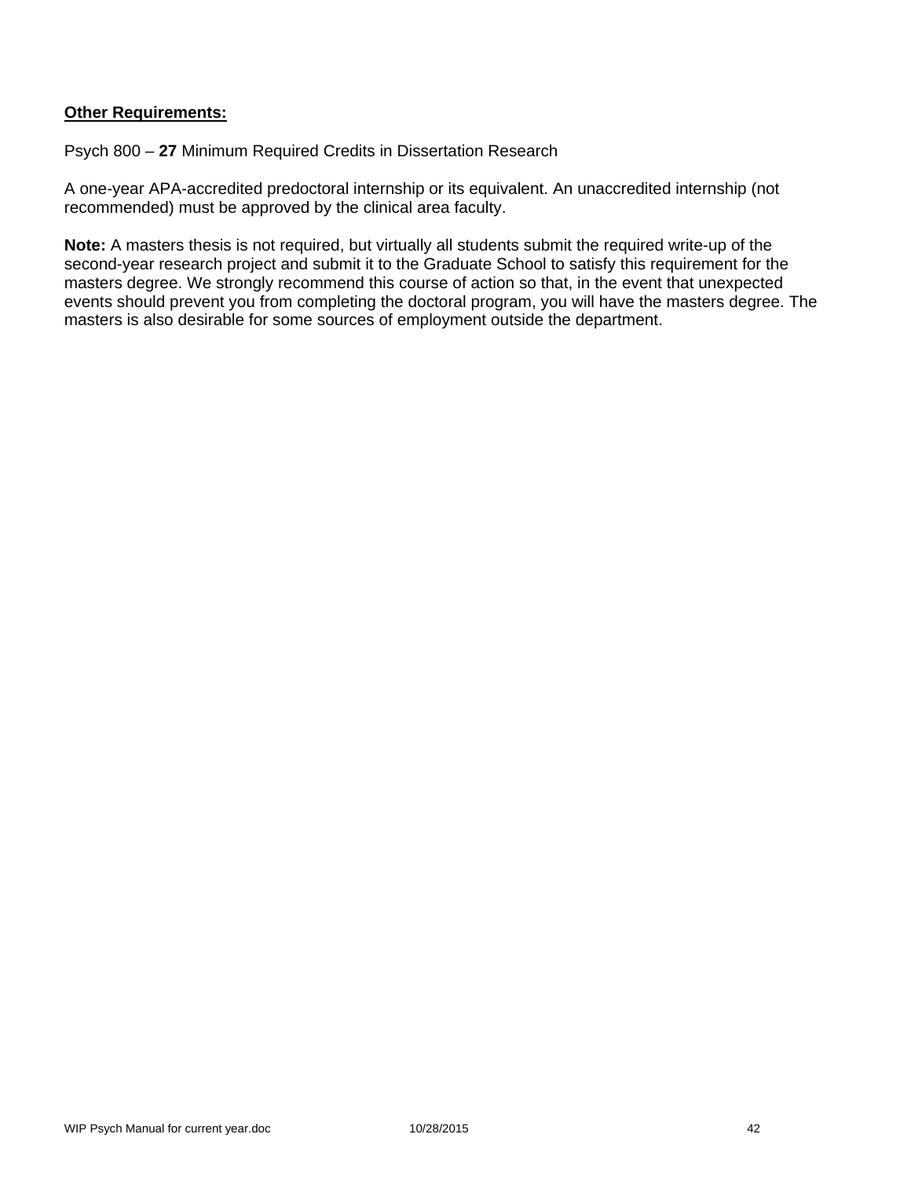**<u>Other Requirements:</u>**

Psych 800 – **27** Minimum Required Credits in Dissertation Research

A one-year APA-accredited predoctoral internship or its equivalent. An unaccredited internship (not recommended) must be approved by the clinical area faculty.

**Note:** A masters thesis is not required, but virtually all students submit the required write-up of the second-year research project and submit it to the Graduate School to satisfy this requirement for the masters degree. We strongly recommend this course of action so that, in the event that unexpected events should prevent you from completing the doctoral program, you will have the masters degree. The masters is also desirable for some sources of employment outside the department.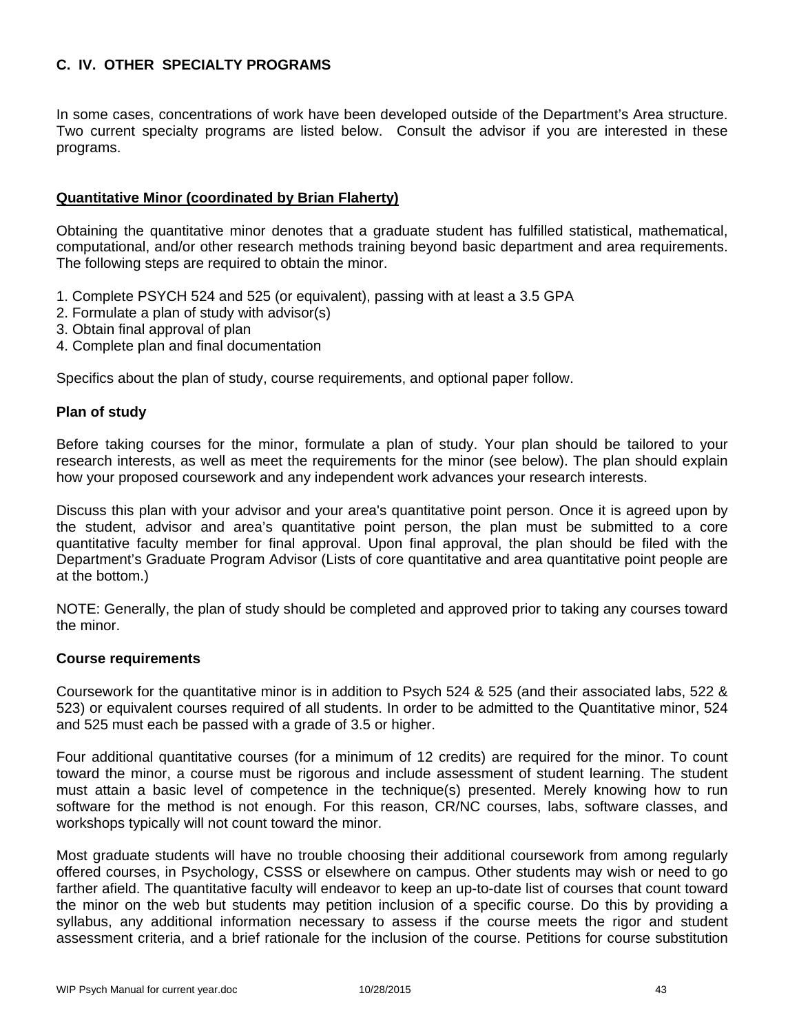## C. IV. OTHER SPECIALTY PROGRAMS

In some cases, concentrations of work have been developed outside of the Department's Area structure. Two current specialty programs are listed below. Consult the advisor if you are interested in these programs.

### Quantitative Minor (coordinated by Brian Flaherty)

Obtaining the quantitative minor denotes that a graduate student has fulfilled statistical, mathematical, computational, and/or other research methods training beyond basic department and area requirements. The following steps are required to obtain the minor.

1. Complete PSYCH 524 and 525 (or equivalent), passing with at least a 3.5 GPA
2. Formulate a plan of study with advisor(s)
3. Obtain final approval of plan
4. Complete plan and final documentation

Specifics about the plan of study, course requirements, and optional paper follow.

**Plan of study**

Before taking courses for the minor, formulate a plan of study. Your plan should be tailored to your research interests, as well as meet the requirements for the minor (see below). The plan should explain how your proposed coursework and any independent work advances your research interests.

Discuss this plan with your advisor and your area's quantitative point person. Once it is agreed upon by the student, advisor and area's quantitative point person, the plan must be submitted to a core quantitative faculty member for final approval. Upon final approval, the plan should be filed with the Department's Graduate Program Advisor (Lists of core quantitative and area quantitative point people are at the bottom.)

NOTE: Generally, the plan of study should be completed and approved prior to taking any courses toward the minor.

**Course requirements**

Coursework for the quantitative minor is in addition to Psych 524 & 525 (and their associated labs, 522 & 523) or equivalent courses required of all students. In order to be admitted to the Quantitative minor, 524 and 525 must each be passed with a grade of 3.5 or higher.

Four additional quantitative courses (for a minimum of 12 credits) are required for the minor. To count toward the minor, a course must be rigorous and include assessment of student learning. The student must attain a basic level of competence in the technique(s) presented. Merely knowing how to run software for the method is not enough. For this reason, CR/NC courses, labs, software classes, and workshops typically will not count toward the minor.

Most graduate students will have no trouble choosing their additional coursework from among regularly offered courses, in Psychology, CSSS or elsewhere on campus. Other students may wish or need to go farther afield. The quantitative faculty will endeavor to keep an up-to-date list of courses that count toward the minor on the web but students may petition inclusion of a specific course. Do this by providing a syllabus, any additional information necessary to assess if the course meets the rigor and student assessment criteria, and a brief rationale for the inclusion of the course. Petitions for course substitution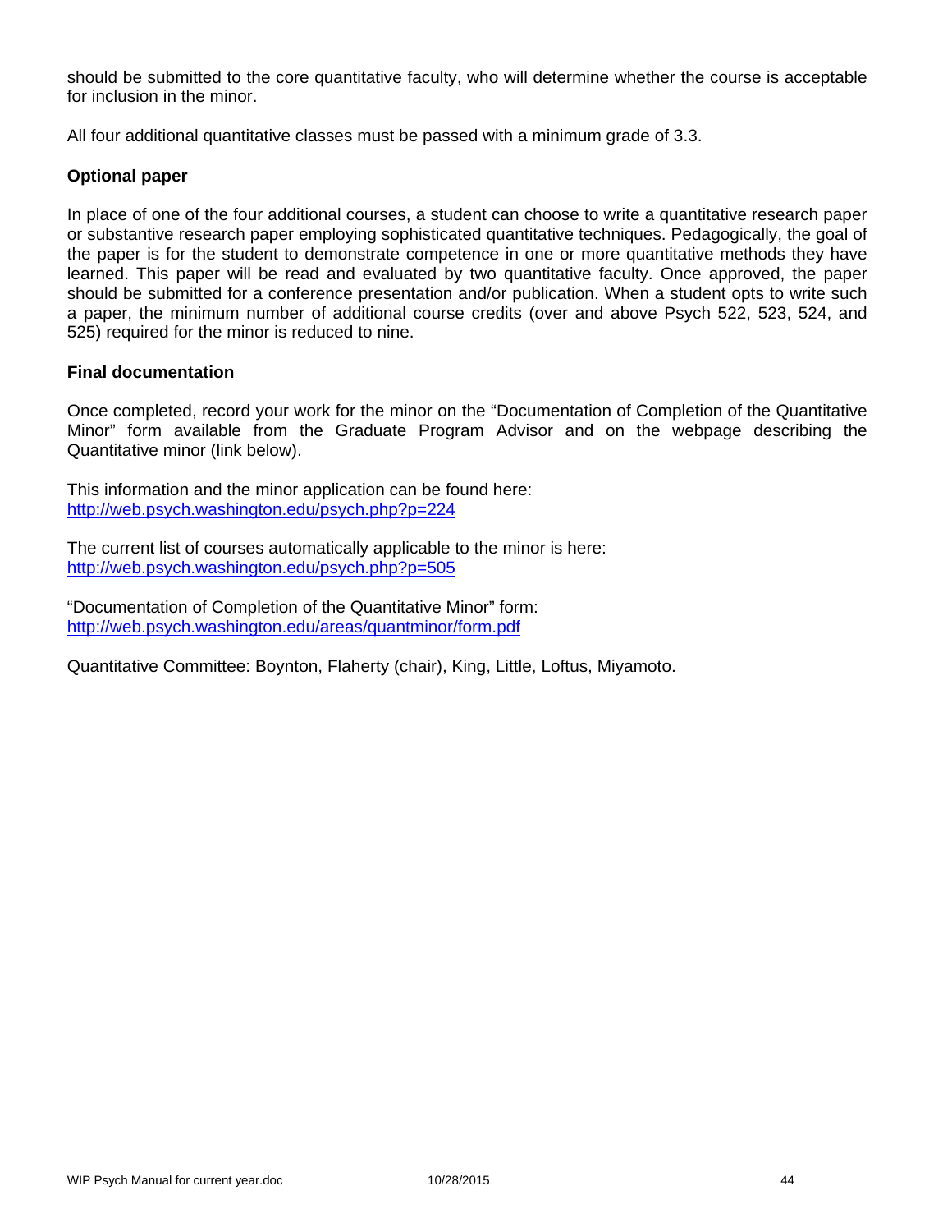should be submitted to the core quantitative faculty, who will determine whether the course is acceptable for inclusion in the minor.

All four additional quantitative classes must be passed with a minimum grade of 3.3.

**Optional paper**

In place of one of the four additional courses, a student can choose to write a quantitative research paper or substantive research paper employing sophisticated quantitative techniques. Pedagogically, the goal of the paper is for the student to demonstrate competence in one or more quantitative methods they have learned. This paper will be read and evaluated by two quantitative faculty. Once approved, the paper should be submitted for a conference presentation and/or publication. When a student opts to write such a paper, the minimum number of additional course credits (over and above Psych 522, 523, 524, and 525) required for the minor is reduced to nine.

**Final documentation**

Once completed, record your work for the minor on the "Documentation of Completion of the Quantitative Minor" form available from the Graduate Program Advisor and on the webpage describing the Quantitative minor (link below).

This information and the minor application can be found here:
http://web.psych.washington.edu/psych.php?p=224

The current list of courses automatically applicable to the minor is here:
http://web.psych.washington.edu/psych.php?p=505

"Documentation of Completion of the Quantitative Minor" form:
http://web.psych.washington.edu/areas/quantminor/form.pdf

Quantitative Committee: Boynton, Flaherty (chair), King, Little, Loftus, Miyamoto.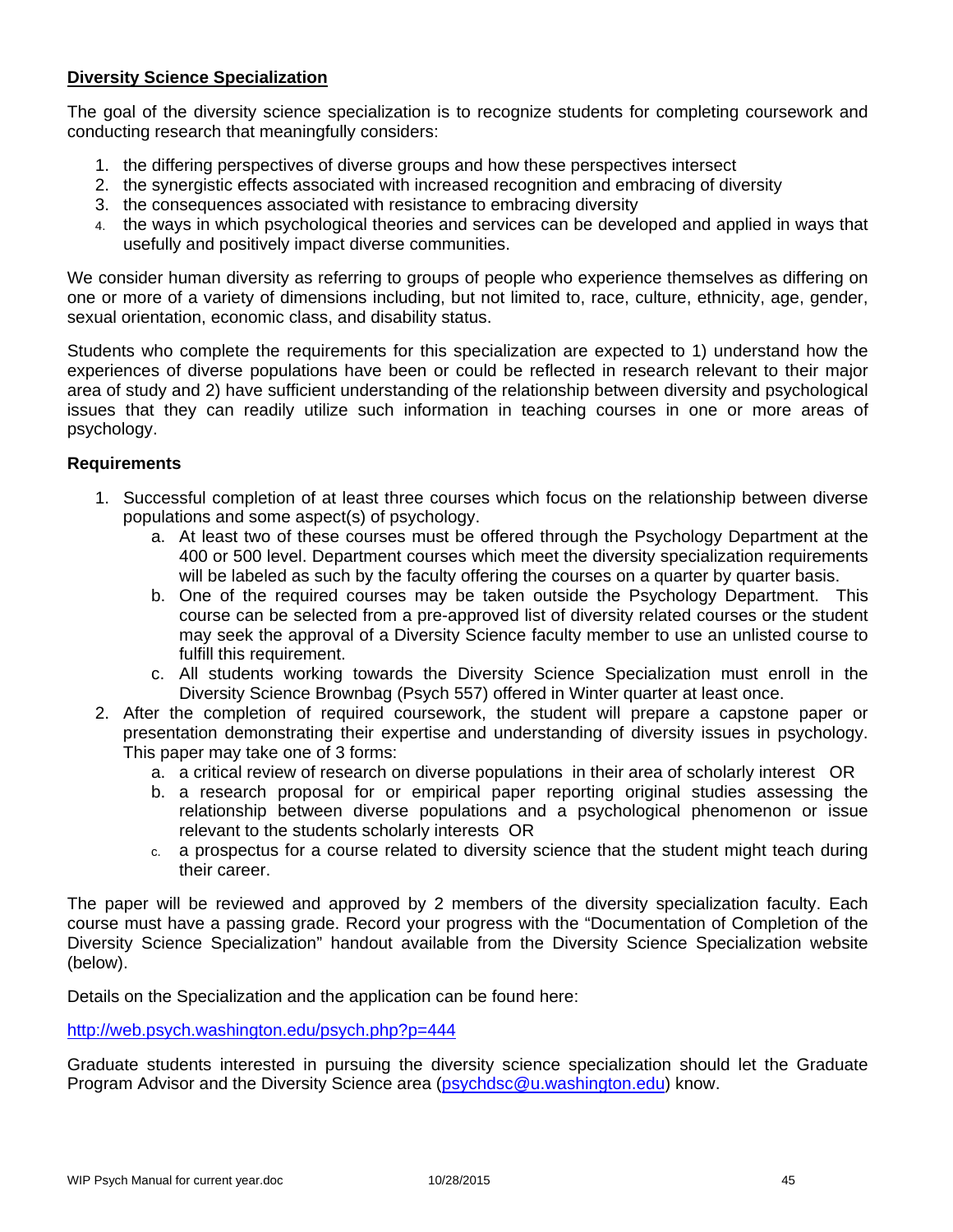## Diversity Science Specialization

The goal of the diversity science specialization is to recognize students for completing coursework and conducting research that meaningfully considers:

1. the differing perspectives of diverse groups and how these perspectives intersect
2. the synergistic effects associated with increased recognition and embracing of diversity
3. the consequences associated with resistance to embracing diversity
4. the ways in which psychological theories and services can be developed and applied in ways that usefully and positively impact diverse communities.

We consider human diversity as referring to groups of people who experience themselves as differing on one or more of a variety of dimensions including, but not limited to, race, culture, ethnicity, age, gender, sexual orientation, economic class, and disability status.

Students who complete the requirements for this specialization are expected to 1) understand how the experiences of diverse populations have been or could be reflected in research relevant to their major area of study and 2) have sufficient understanding of the relationship between diversity and psychological issues that they can readily utilize such information in teaching courses in one or more areas of psychology.

### Requirements

1. Successful completion of at least three courses which focus on the relationship between diverse populations and some aspect(s) of psychology.
   a. At least two of these courses must be offered through the Psychology Department at the 400 or 500 level. Department courses which meet the diversity specialization requirements will be labeled as such by the faculty offering the courses on a quarter by quarter basis.
   b. One of the required courses may be taken outside the Psychology Department. This course can be selected from a pre-approved list of diversity related courses or the student may seek the approval of a Diversity Science faculty member to use an unlisted course to fulfill this requirement.
   c. All students working towards the Diversity Science Specialization must enroll in the Diversity Science Brownbag (Psych 557) offered in Winter quarter at least once.
2. After the completion of required coursework, the student will prepare a capstone paper or presentation demonstrating their expertise and understanding of diversity issues in psychology. This paper may take one of 3 forms:
   a. a critical review of research on diverse populations in their area of scholarly interest OR
   b. a research proposal for or empirical paper reporting original studies assessing the relationship between diverse populations and a psychological phenomenon or issue relevant to the students scholarly interests OR
   c. a prospectus for a course related to diversity science that the student might teach during their career.

The paper will be reviewed and approved by 2 members of the diversity specialization faculty. Each course must have a passing grade. Record your progress with the "Documentation of Completion of the Diversity Science Specialization" handout available from the Diversity Science Specialization website (below).

Details on the Specialization and the application can be found here:

http://web.psych.washington.edu/psych.php?p=444

Graduate students interested in pursuing the diversity science specialization should let the Graduate Program Advisor and the Diversity Science area (psychdsc@u.washington.edu) know.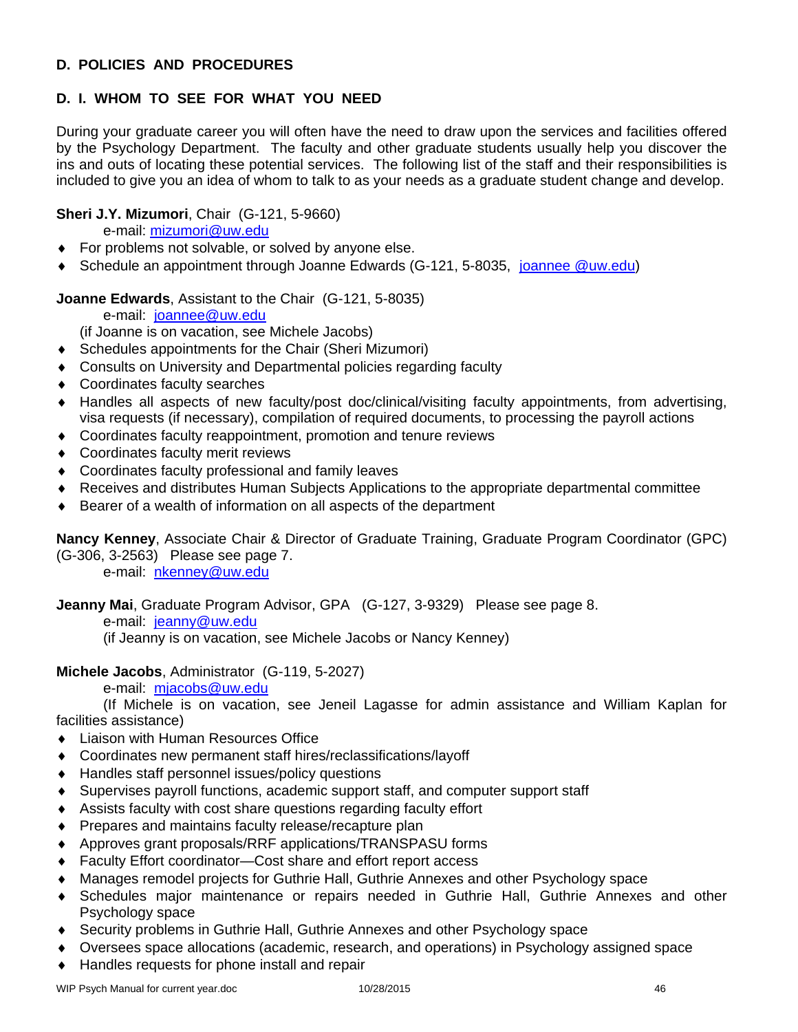## D. POLICIES AND PROCEDURES

### D. I. WHOM TO SEE FOR WHAT YOU NEED

During your graduate career you will often have the need to draw upon the services and facilities offered by the Psychology Department. The faculty and other graduate students usually help you discover the ins and outs of locating these potential services. The following list of the staff and their responsibilities is included to give you an idea of whom to talk to as your needs as a graduate student change and develop.

**Sheri J.Y. Mizumori**, Chair (G-121, 5-9660)

e-mail: mizumori@uw.edu

- For problems not solvable, or solved by anyone else.
- Schedule an appointment through Joanne Edwards (G-121, 5-8035, joannee @uw.edu)

**Joanne Edwards**, Assistant to the Chair (G-121, 5-8035)

e-mail: joannee@uw.edu

(if Joanne is on vacation, see Michele Jacobs)

- Schedules appointments for the Chair (Sheri Mizumori)
- Consults on University and Departmental policies regarding faculty
- Coordinates faculty searches
- Handles all aspects of new faculty/post doc/clinical/visiting faculty appointments, from advertising, visa requests (if necessary), compilation of required documents, to processing the payroll actions
- Coordinates faculty reappointment, promotion and tenure reviews
- Coordinates faculty merit reviews
- Coordinates faculty professional and family leaves
- Receives and distributes Human Subjects Applications to the appropriate departmental committee
- Bearer of a wealth of information on all aspects of the department

**Nancy Kenney**, Associate Chair & Director of Graduate Training, Graduate Program Coordinator (GPC) (G-306, 3-2563) Please see page 7.

e-mail: nkenney@uw.edu

**Jeanny Mai**, Graduate Program Advisor, GPA (G-127, 3-9329) Please see page 8.

e-mail: jeanny@uw.edu

(if Jeanny is on vacation, see Michele Jacobs or Nancy Kenney)

**Michele Jacobs**, Administrator (G-119, 5-2027)

e-mail: mjacobs@uw.edu

(If Michele is on vacation, see Jeneil Lagasse for admin assistance and William Kaplan for facilities assistance)

- Liaison with Human Resources Office
- Coordinates new permanent staff hires/reclassifications/layoff
- Handles staff personnel issues/policy questions
- Supervises payroll functions, academic support staff, and computer support staff
- Assists faculty with cost share questions regarding faculty effort
- Prepares and maintains faculty release/recapture plan
- Approves grant proposals/RRF applications/TRANSPASU forms
- Faculty Effort coordinator—Cost share and effort report access
- Manages remodel projects for Guthrie Hall, Guthrie Annexes and other Psychology space
- Schedules major maintenance or repairs needed in Guthrie Hall, Guthrie Annexes and other Psychology space
- Security problems in Guthrie Hall, Guthrie Annexes and other Psychology space
- Oversees space allocations (academic, research, and operations) in Psychology assigned space
- Handles requests for phone install and repair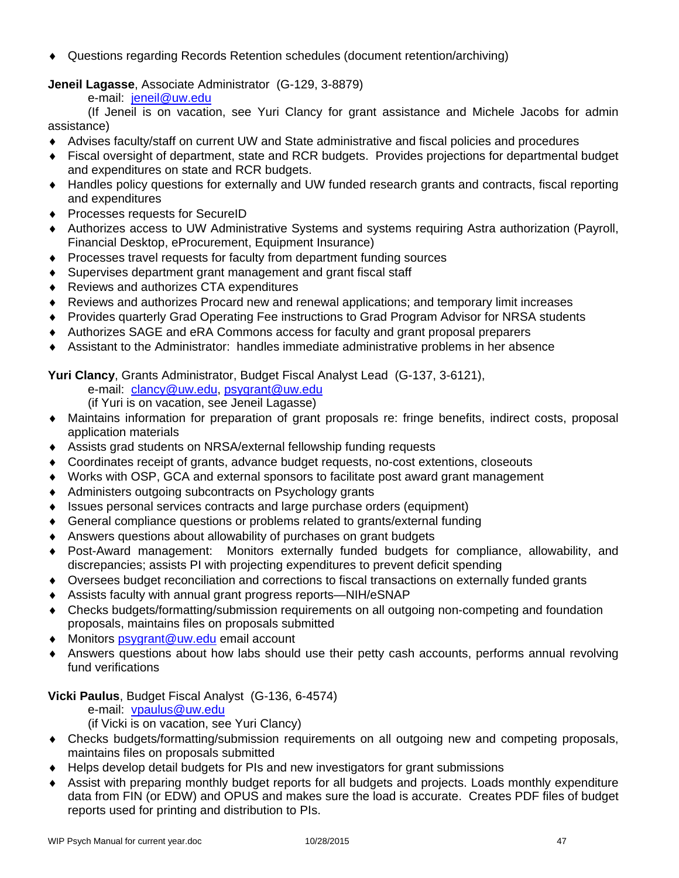- Questions regarding Records Retention schedules (document retention/archiving)

**Jeneil Lagasse**, Associate Administrator (G-129, 3-8879)

e-mail: jeneil@uw.edu

(If Jeneil is on vacation, see Yuri Clancy for grant assistance and Michele Jacobs for admin assistance)

- Advises faculty/staff on current UW and State administrative and fiscal policies and procedures
- Fiscal oversight of department, state and RCR budgets. Provides projections for departmental budget and expenditures on state and RCR budgets.
- Handles policy questions for externally and UW funded research grants and contracts, fiscal reporting and expenditures
- Processes requests for SecureID
- Authorizes access to UW Administrative Systems and systems requiring Astra authorization (Payroll, Financial Desktop, eProcurement, Equipment Insurance)
- Processes travel requests for faculty from department funding sources
- Supervises department grant management and grant fiscal staff
- Reviews and authorizes CTA expenditures
- Reviews and authorizes Procard new and renewal applications; and temporary limit increases
- Provides quarterly Grad Operating Fee instructions to Grad Program Advisor for NRSA students
- Authorizes SAGE and eRA Commons access for faculty and grant proposal preparers
- Assistant to the Administrator: handles immediate administrative problems in her absence

**Yuri Clancy**, Grants Administrator, Budget Fiscal Analyst Lead (G-137, 3-6121),

e-mail: clancy@uw.edu, psygrant@uw.edu

(if Yuri is on vacation, see Jeneil Lagasse)

- Maintains information for preparation of grant proposals re: fringe benefits, indirect costs, proposal application materials
- Assists grad students on NRSA/external fellowship funding requests
- Coordinates receipt of grants, advance budget requests, no-cost extentions, closeouts
- Works with OSP, GCA and external sponsors to facilitate post award grant management
- Administers outgoing subcontracts on Psychology grants
- Issues personal services contracts and large purchase orders (equipment)
- General compliance questions or problems related to grants/external funding
- Answers questions about allowability of purchases on grant budgets
- Post-Award management: Monitors externally funded budgets for compliance, allowability, and discrepancies; assists PI with projecting expenditures to prevent deficit spending
- Oversees budget reconciliation and corrections to fiscal transactions on externally funded grants
- Assists faculty with annual grant progress reports—NIH/eSNAP
- Checks budgets/formatting/submission requirements on all outgoing non-competing and foundation proposals, maintains files on proposals submitted
- Monitors psygrant@uw.edu email account
- Answers questions about how labs should use their petty cash accounts, performs annual revolving fund verifications

**Vicki Paulus**, Budget Fiscal Analyst (G-136, 6-4574)

e-mail: vpaulus@uw.edu

(if Vicki is on vacation, see Yuri Clancy)

- Checks budgets/formatting/submission requirements on all outgoing new and competing proposals, maintains files on proposals submitted
- Helps develop detail budgets for PIs and new investigators for grant submissions
- Assist with preparing monthly budget reports for all budgets and projects. Loads monthly expenditure data from FIN (or EDW) and OPUS and makes sure the load is accurate. Creates PDF files of budget reports used for printing and distribution to PIs.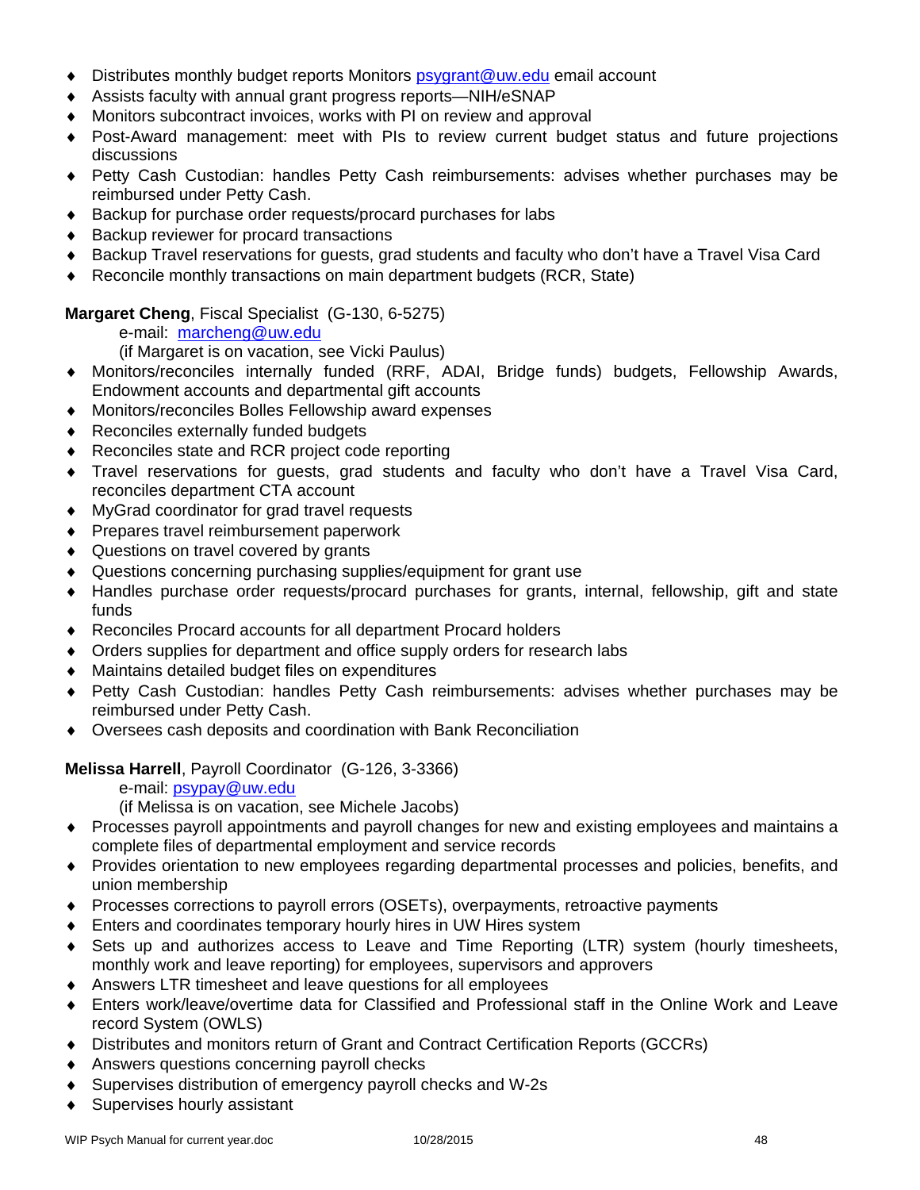- Distributes monthly budget reports Monitors psygrant@uw.edu email account
- Assists faculty with annual grant progress reports—NIH/eSNAP
- Monitors subcontract invoices, works with PI on review and approval
- Post-Award management: meet with PIs to review current budget status and future projections discussions
- Petty Cash Custodian: handles Petty Cash reimbursements: advises whether purchases may be reimbursed under Petty Cash.
- Backup for purchase order requests/procard purchases for labs
- Backup reviewer for procard transactions
- Backup Travel reservations for guests, grad students and faculty who don't have a Travel Visa Card
- Reconcile monthly transactions on main department budgets (RCR, State)

**Margaret Cheng**, Fiscal Specialist (G-130, 6-5275)

e-mail: marcheng@uw.edu

(if Margaret is on vacation, see Vicki Paulus)

- Monitors/reconciles internally funded (RRF, ADAI, Bridge funds) budgets, Fellowship Awards, Endowment accounts and departmental gift accounts
- Monitors/reconciles Bolles Fellowship award expenses
- Reconciles externally funded budgets
- Reconciles state and RCR project code reporting
- Travel reservations for guests, grad students and faculty who don't have a Travel Visa Card, reconciles department CTA account
- MyGrad coordinator for grad travel requests
- Prepares travel reimbursement paperwork
- Questions on travel covered by grants
- Questions concerning purchasing supplies/equipment for grant use
- Handles purchase order requests/procard purchases for grants, internal, fellowship, gift and state funds
- Reconciles Procard accounts for all department Procard holders
- Orders supplies for department and office supply orders for research labs
- Maintains detailed budget files on expenditures
- Petty Cash Custodian: handles Petty Cash reimbursements: advises whether purchases may be reimbursed under Petty Cash.
- Oversees cash deposits and coordination with Bank Reconciliation

**Melissa Harrell**, Payroll Coordinator (G-126, 3-3366)

e-mail: psypay@uw.edu

(if Melissa is on vacation, see Michele Jacobs)

- Processes payroll appointments and payroll changes for new and existing employees and maintains a complete files of departmental employment and service records
- Provides orientation to new employees regarding departmental processes and policies, benefits, and union membership
- Processes corrections to payroll errors (OSETs), overpayments, retroactive payments
- Enters and coordinates temporary hourly hires in UW Hires system
- Sets up and authorizes access to Leave and Time Reporting (LTR) system (hourly timesheets, monthly work and leave reporting) for employees, supervisors and approvers
- Answers LTR timesheet and leave questions for all employees
- Enters work/leave/overtime data for Classified and Professional staff in the Online Work and Leave record System (OWLS)
- Distributes and monitors return of Grant and Contract Certification Reports (GCCRs)
- Answers questions concerning payroll checks
- Supervises distribution of emergency payroll checks and W-2s
- Supervises hourly assistant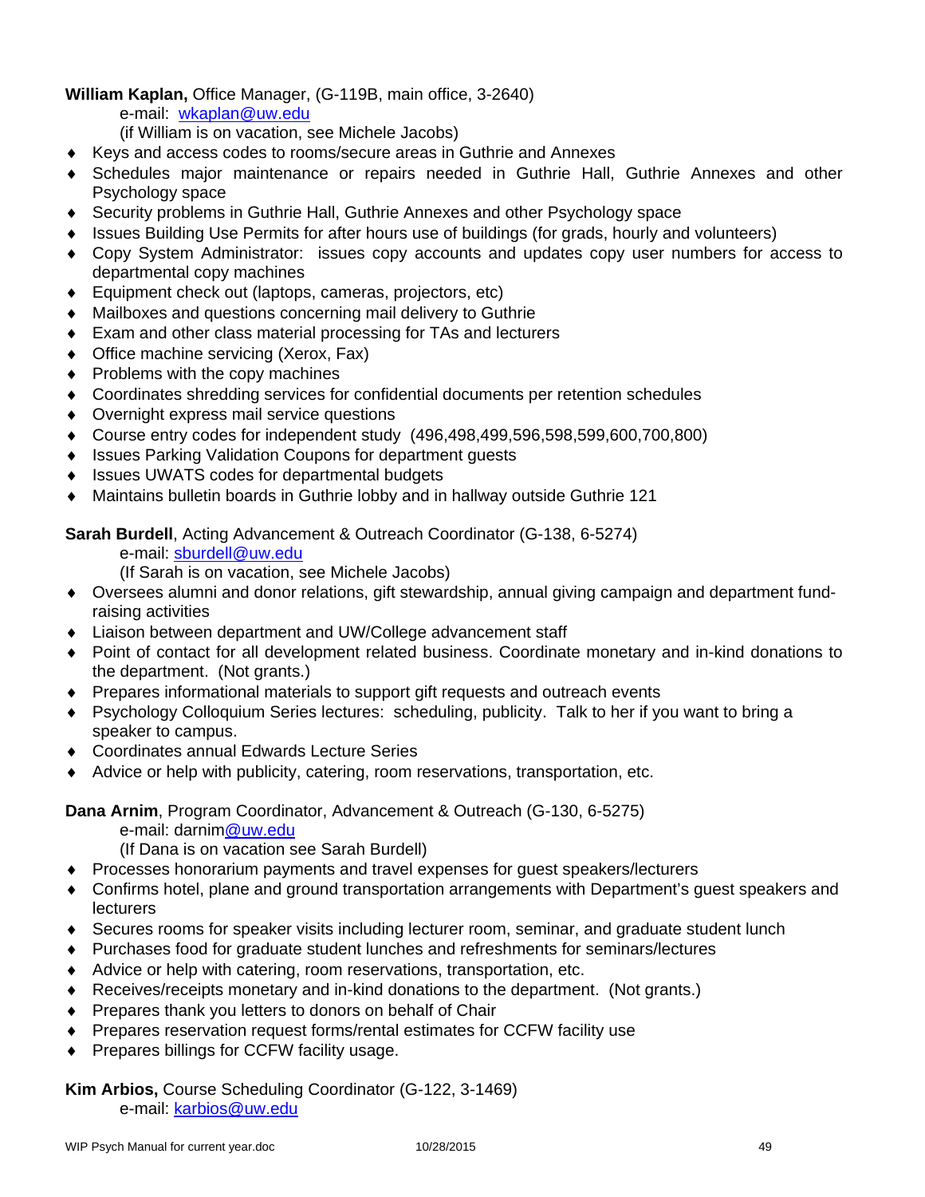**William Kaplan,** Office Manager, (G-119B, main office, 3-2640)

e-mail: wkaplan@uw.edu

(if William is on vacation, see Michele Jacobs)

- Keys and access codes to rooms/secure areas in Guthrie and Annexes
- Schedules major maintenance or repairs needed in Guthrie Hall, Guthrie Annexes and other Psychology space
- Security problems in Guthrie Hall, Guthrie Annexes and other Psychology space
- Issues Building Use Permits for after hours use of buildings (for grads, hourly and volunteers)
- Copy System Administrator: issues copy accounts and updates copy user numbers for access to departmental copy machines
- Equipment check out (laptops, cameras, projectors, etc)
- Mailboxes and questions concerning mail delivery to Guthrie
- Exam and other class material processing for TAs and lecturers
- Office machine servicing (Xerox, Fax)
- Problems with the copy machines
- Coordinates shredding services for confidential documents per retention schedules
- Overnight express mail service questions
- Course entry codes for independent study (496,498,499,596,598,599,600,700,800)
- Issues Parking Validation Coupons for department guests
- Issues UWATS codes for departmental budgets
- Maintains bulletin boards in Guthrie lobby and in hallway outside Guthrie 121

**Sarah Burdell**, Acting Advancement & Outreach Coordinator (G-138, 6-5274)

e-mail: sburdell@uw.edu

(If Sarah is on vacation, see Michele Jacobs)

- Oversees alumni and donor relations, gift stewardship, annual giving campaign and department fund-raising activities
- Liaison between department and UW/College advancement staff
- Point of contact for all development related business. Coordinate monetary and in-kind donations to the department. (Not grants.)
- Prepares informational materials to support gift requests and outreach events
- Psychology Colloquium Series lectures: scheduling, publicity. Talk to her if you want to bring a speaker to campus.
- Coordinates annual Edwards Lecture Series
- Advice or help with publicity, catering, room reservations, transportation, etc.

**Dana Arnim**, Program Coordinator, Advancement & Outreach (G-130, 6-5275)

e-mail: darnim@uw.edu

(If Dana is on vacation see Sarah Burdell)

- Processes honorarium payments and travel expenses for guest speakers/lecturers
- Confirms hotel, plane and ground transportation arrangements with Department's guest speakers and lecturers
- Secures rooms for speaker visits including lecturer room, seminar, and graduate student lunch
- Purchases food for graduate student lunches and refreshments for seminars/lectures
- Advice or help with catering, room reservations, transportation, etc.
- Receives/receipts monetary and in-kind donations to the department. (Not grants.)
- Prepares thank you letters to donors on behalf of Chair
- Prepares reservation request forms/rental estimates for CCFW facility use
- Prepares billings for CCFW facility usage.

**Kim Arbios,** Course Scheduling Coordinator (G-122, 3-1469)

e-mail: karbios@uw.edu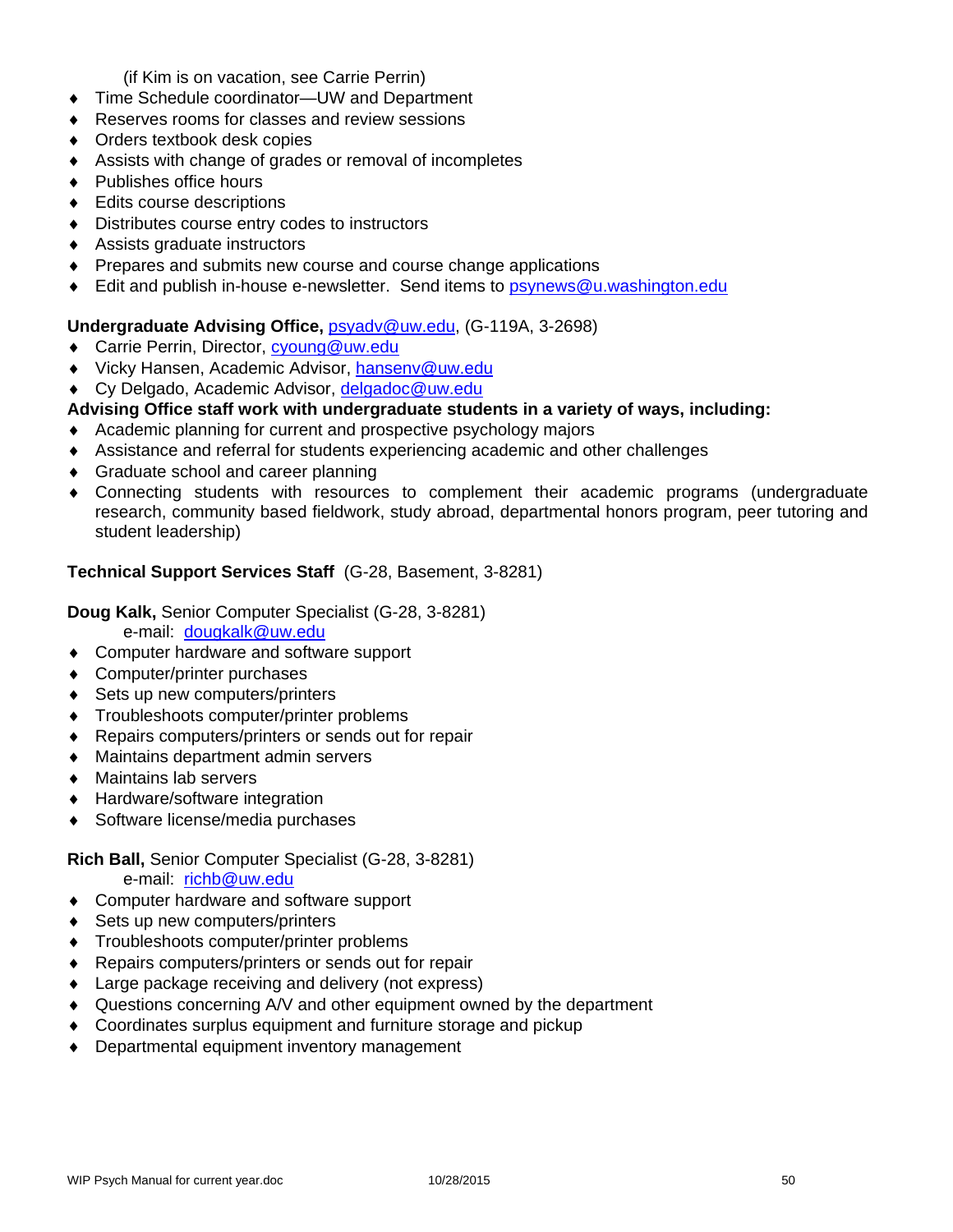(if Kim is on vacation, see Carrie Perrin)

- Time Schedule coordinator—UW and Department
- Reserves rooms for classes and review sessions
- Orders textbook desk copies
- Assists with change of grades or removal of incompletes
- Publishes office hours
- Edits course descriptions
- Distributes course entry codes to instructors
- Assists graduate instructors
- Prepares and submits new course and course change applications
- Edit and publish in-house e-newsletter. Send items to psynews@u.washington.edu

**Undergraduate Advising Office,** psyadv@uw.edu, (G-119A, 3-2698)

- Carrie Perrin, Director, cyoung@uw.edu
- Vicky Hansen, Academic Advisor, hansenv@uw.edu
- Cy Delgado, Academic Advisor, delgadoc@uw.edu

**Advising Office staff work with undergraduate students in a variety of ways, including:**

- Academic planning for current and prospective psychology majors
- Assistance and referral for students experiencing academic and other challenges
- Graduate school and career planning
- Connecting students with resources to complement their academic programs (undergraduate research, community based fieldwork, study abroad, departmental honors program, peer tutoring and student leadership)

**Technical Support Services Staff** (G-28, Basement, 3-8281)

**Doug Kalk,** Senior Computer Specialist (G-28, 3-8281)
e-mail: dougkalk@uw.edu

- Computer hardware and software support
- Computer/printer purchases
- Sets up new computers/printers
- Troubleshoots computer/printer problems
- Repairs computers/printers or sends out for repair
- Maintains department admin servers
- Maintains lab servers
- Hardware/software integration
- Software license/media purchases

**Rich Ball,** Senior Computer Specialist (G-28, 3-8281)
e-mail: richb@uw.edu

- Computer hardware and software support
- Sets up new computers/printers
- Troubleshoots computer/printer problems
- Repairs computers/printers or sends out for repair
- Large package receiving and delivery (not express)
- Questions concerning A/V and other equipment owned by the department
- Coordinates surplus equipment and furniture storage and pickup
- Departmental equipment inventory management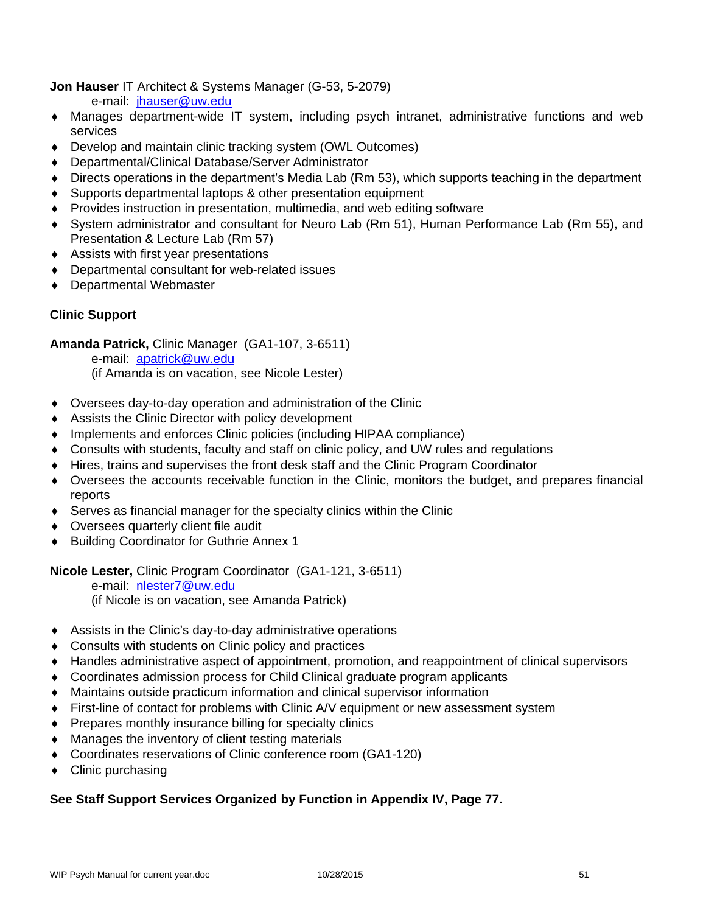**Jon Hauser** IT Architect & Systems Manager (G-53, 5-2079)

e-mail: jhauser@uw.edu

- Manages department-wide IT system, including psych intranet, administrative functions and web services
- Develop and maintain clinic tracking system (OWL Outcomes)
- Departmental/Clinical Database/Server Administrator
- Directs operations in the department's Media Lab (Rm 53), which supports teaching in the department
- Supports departmental laptops & other presentation equipment
- Provides instruction in presentation, multimedia, and web editing software
- System administrator and consultant for Neuro Lab (Rm 51), Human Performance Lab (Rm 55), and Presentation & Lecture Lab (Rm 57)
- Assists with first year presentations
- Departmental consultant for web-related issues
- Departmental Webmaster

**Clinic Support**

**Amanda Patrick,** Clinic Manager (GA1-107, 3-6511)

e-mail: apatrick@uw.edu

(if Amanda is on vacation, see Nicole Lester)

- Oversees day-to-day operation and administration of the Clinic
- Assists the Clinic Director with policy development
- Implements and enforces Clinic policies (including HIPAA compliance)
- Consults with students, faculty and staff on clinic policy, and UW rules and regulations
- Hires, trains and supervises the front desk staff and the Clinic Program Coordinator
- Oversees the accounts receivable function in the Clinic, monitors the budget, and prepares financial reports
- Serves as financial manager for the specialty clinics within the Clinic
- Oversees quarterly client file audit
- Building Coordinator for Guthrie Annex 1

**Nicole Lester,** Clinic Program Coordinator (GA1-121, 3-6511)

e-mail: nlester7@uw.edu

(if Nicole is on vacation, see Amanda Patrick)

- Assists in the Clinic's day-to-day administrative operations
- Consults with students on Clinic policy and practices
- Handles administrative aspect of appointment, promotion, and reappointment of clinical supervisors
- Coordinates admission process for Child Clinical graduate program applicants
- Maintains outside practicum information and clinical supervisor information
- First-line of contact for problems with Clinic A/V equipment or new assessment system
- Prepares monthly insurance billing for specialty clinics
- Manages the inventory of client testing materials
- Coordinates reservations of Clinic conference room (GA1-120)
- Clinic purchasing

**See Staff Support Services Organized by Function in Appendix IV, Page 77.**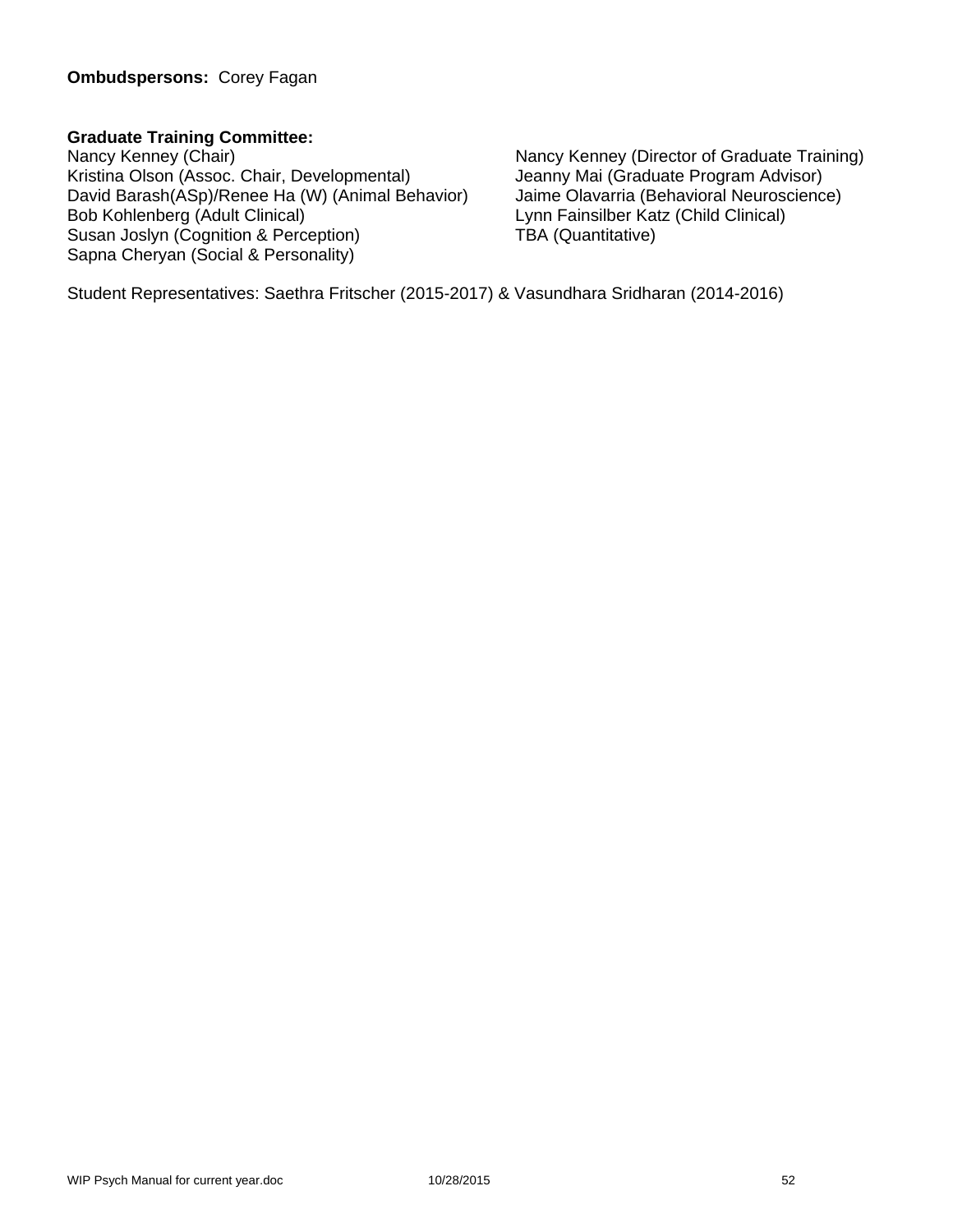**Ombudspersons:** Corey Fagan

**Graduate Training Committee:**

Nancy Kenney (Chair)
Kristina Olson (Assoc. Chair, Developmental)
David Barash(ASp)/Renee Ha (W) (Animal Behavior)
Bob Kohlenberg (Adult Clinical)
Susan Joslyn (Cognition & Perception)
Sapna Cheryan (Social & Personality)

Nancy Kenney (Director of Graduate Training)
Jeanny Mai (Graduate Program Advisor)
Jaime Olavarria (Behavioral Neuroscience)
Lynn Fainsilber Katz (Child Clinical)
TBA (Quantitative)

Student Representatives: Saethra Fritscher (2015-2017) & Vasundhara Sridharan (2014-2016)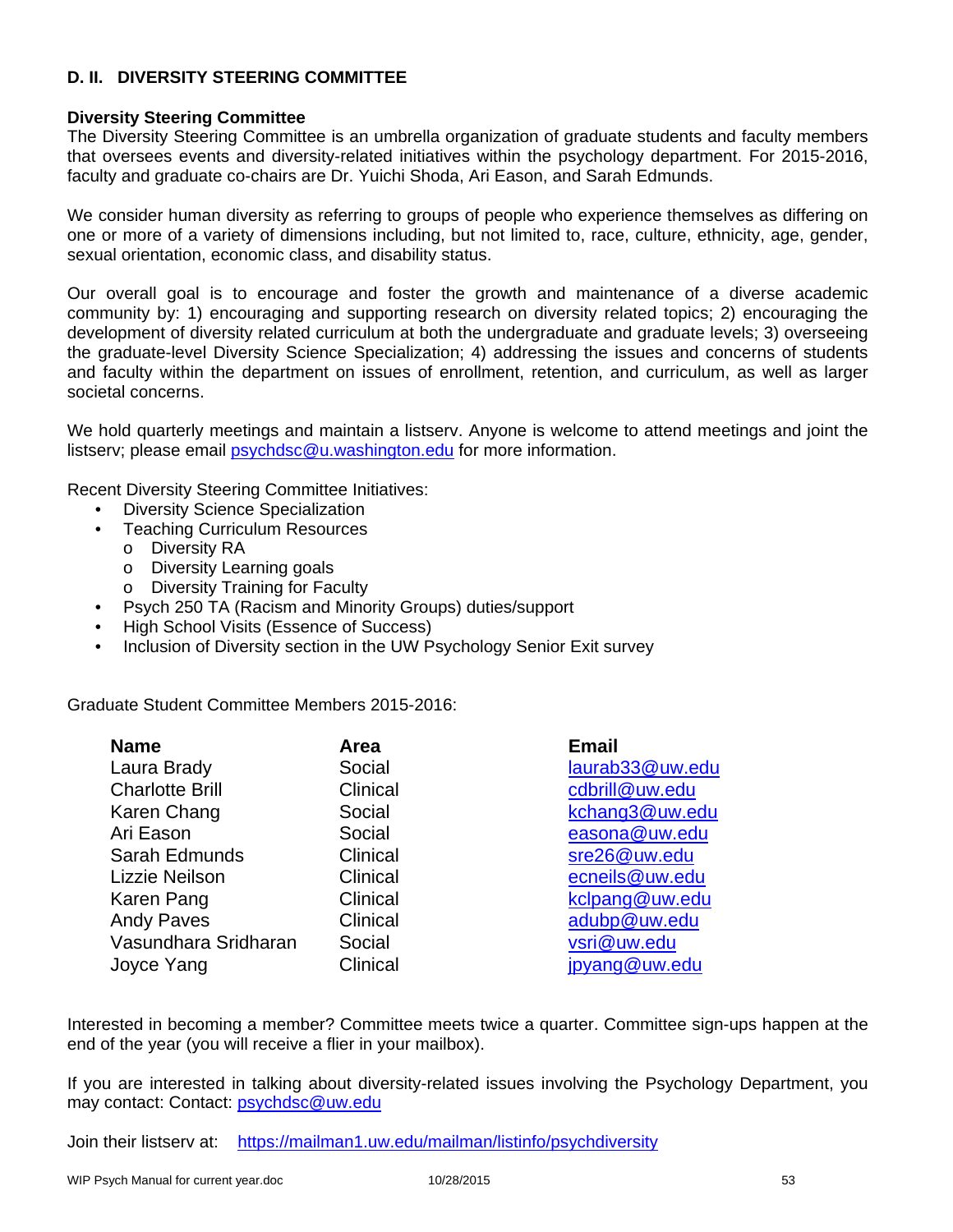## D. II. DIVERSITY STEERING COMMITTEE

**Diversity Steering Committee**

The Diversity Steering Committee is an umbrella organization of graduate students and faculty members that oversees events and diversity-related initiatives within the psychology department. For 2015-2016, faculty and graduate co-chairs are Dr. Yuichi Shoda, Ari Eason, and Sarah Edmunds.

We consider human diversity as referring to groups of people who experience themselves as differing on one or more of a variety of dimensions including, but not limited to, race, culture, ethnicity, age, gender, sexual orientation, economic class, and disability status.

Our overall goal is to encourage and foster the growth and maintenance of a diverse academic community by: 1) encouraging and supporting research on diversity related topics; 2) encouraging the development of diversity related curriculum at both the undergraduate and graduate levels; 3) overseeing the graduate-level Diversity Science Specialization; 4) addressing the issues and concerns of students and faculty within the department on issues of enrollment, retention, and curriculum, as well as larger societal concerns.

We hold quarterly meetings and maintain a listserv. Anyone is welcome to attend meetings and joint the listserv; please email psychdsc@u.washington.edu for more information.

Recent Diversity Steering Committee Initiatives:

- Diversity Science Specialization
- Teaching Curriculum Resources
  - Diversity RA
  - Diversity Learning goals
  - Diversity Training for Faculty
- Psych 250 TA (Racism and Minority Groups) duties/support
- High School Visits (Essence of Success)
- Inclusion of Diversity section in the UW Psychology Senior Exit survey

Graduate Student Committee Members 2015-2016:

| Name | Area | Email |
|---|---|---|
| Laura Brady | Social | laurab33@uw.edu |
| Charlotte Brill | Clinical | cdbrill@uw.edu |
| Karen Chang | Social | kchang3@uw.edu |
| Ari Eason | Social | easona@uw.edu |
| Sarah Edmunds | Clinical | sre26@uw.edu |
| Lizzie Neilson | Clinical | ecneils@uw.edu |
| Karen Pang | Clinical | kclpang@uw.edu |
| Andy Paves | Clinical | adubp@uw.edu |
| Vasundhara Sridharan | Social | vsri@uw.edu |
| Joyce Yang | Clinical | jpyang@uw.edu |

Interested in becoming a member? Committee meets twice a quarter. Committee sign-ups happen at the end of the year (you will receive a flier in your mailbox).

If you are interested in talking about diversity-related issues involving the Psychology Department, you may contact: Contact: psychdsc@uw.edu

Join their listserv at: https://mailman1.uw.edu/mailman/listinfo/psychdiversity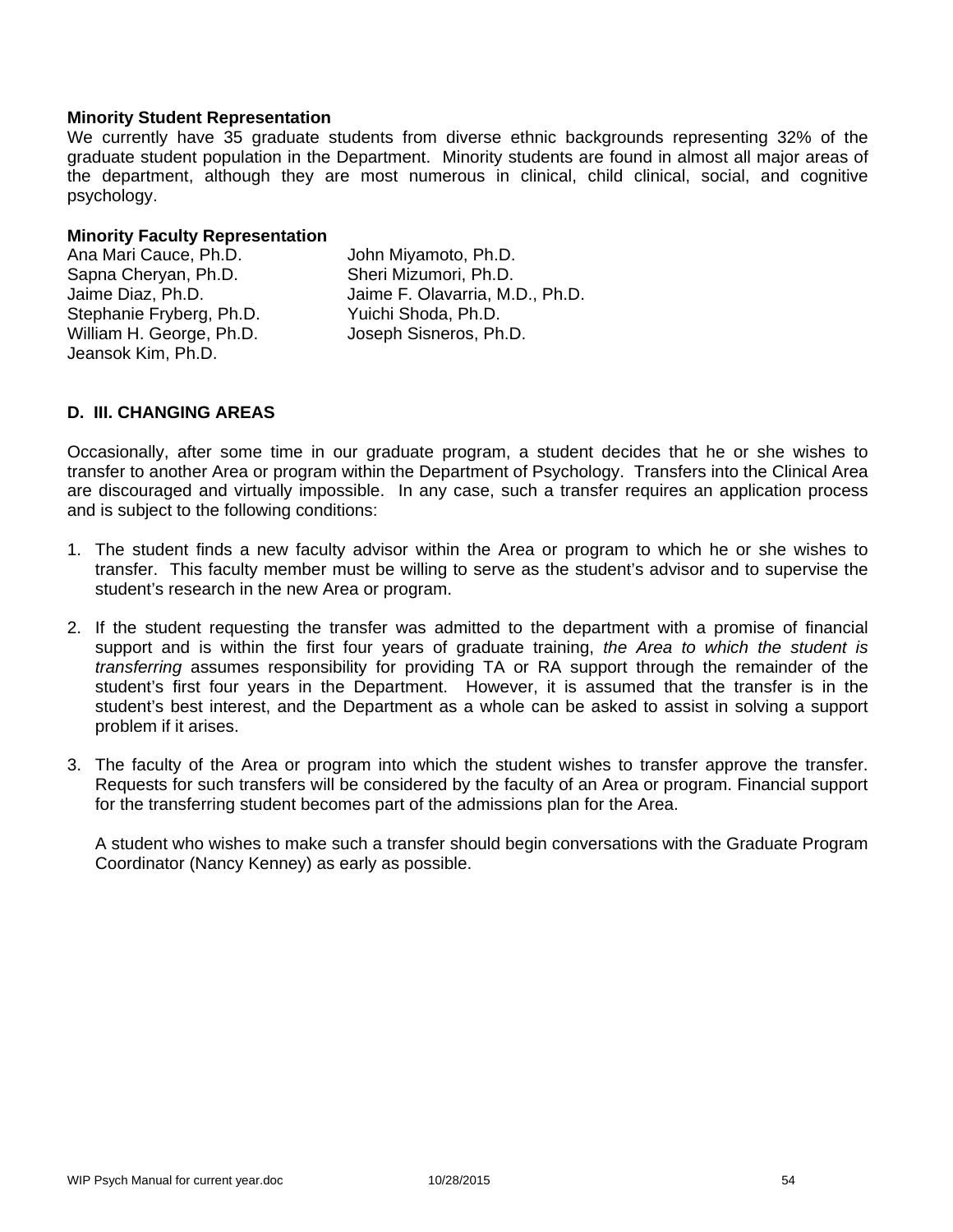**Minority Student Representation**

We currently have 35 graduate students from diverse ethnic backgrounds representing 32% of the graduate student population in the Department. Minority students are found in almost all major areas of the department, although they are most numerous in clinical, child clinical, social, and cognitive psychology.

**Minority Faculty Representation**

Ana Mari Cauce, Ph.D.
Sapna Cheryan, Ph.D.
Jaime Diaz, Ph.D.
Stephanie Fryberg, Ph.D.
William H. George, Ph.D.
Jeansok Kim, Ph.D.
John Miyamoto, Ph.D.
Sheri Mizumori, Ph.D.
Jaime F. Olavarria, M.D., Ph.D.
Yuichi Shoda, Ph.D.
Joseph Sisneros, Ph.D.

## D. III. CHANGING AREAS

Occasionally, after some time in our graduate program, a student decides that he or she wishes to transfer to another Area or program within the Department of Psychology. Transfers into the Clinical Area are discouraged and virtually impossible. In any case, such a transfer requires an application process and is subject to the following conditions:

1. The student finds a new faculty advisor within the Area or program to which he or she wishes to transfer. This faculty member must be willing to serve as the student's advisor and to supervise the student's research in the new Area or program.

2. If the student requesting the transfer was admitted to the department with a promise of financial support and is within the first four years of graduate training, *the Area to which the student is transferring* assumes responsibility for providing TA or RA support through the remainder of the student's first four years in the Department. However, it is assumed that the transfer is in the student's best interest, and the Department as a whole can be asked to assist in solving a support problem if it arises.

3. The faculty of the Area or program into which the student wishes to transfer approve the transfer. Requests for such transfers will be considered by the faculty of an Area or program. Financial support for the transferring student becomes part of the admissions plan for the Area.

   A student who wishes to make such a transfer should begin conversations with the Graduate Program Coordinator (Nancy Kenney) as early as possible.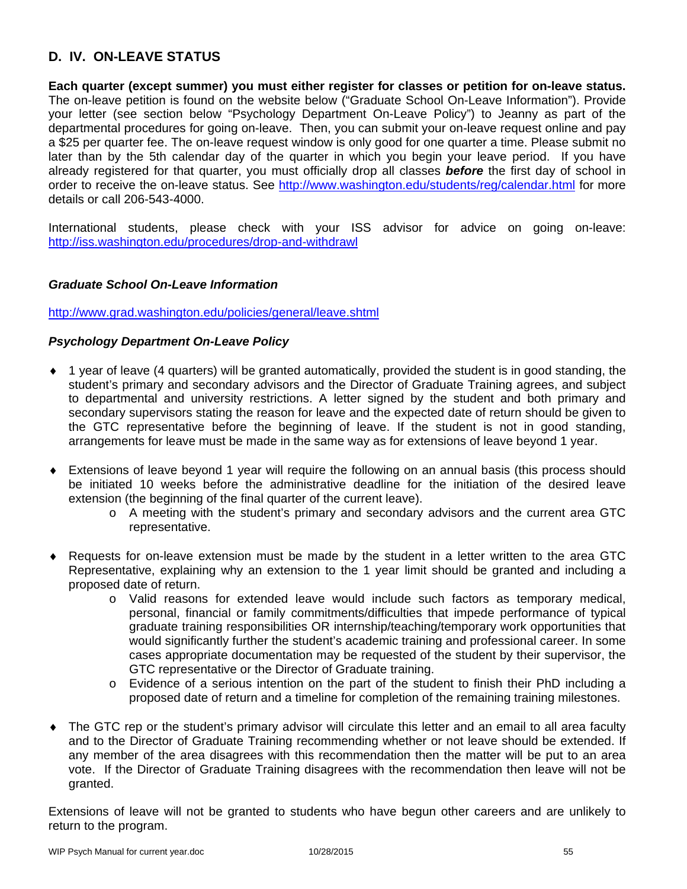## D. IV. ON-LEAVE STATUS

**Each quarter (except summer) you must either register for classes or petition for on-leave status.** The on-leave petition is found on the website below ("Graduate School On-Leave Information"). Provide your letter (see section below "Psychology Department On-Leave Policy") to Jeanny as part of the departmental procedures for going on-leave. Then, you can submit your on-leave request online and pay a $25 per quarter fee. The on-leave request window is only good for one quarter a time. Please submit no later than by the 5th calendar day of the quarter in which you begin your leave period. If you have already registered for that quarter, you must officially drop all classes ***before*** the first day of school in order to receive the on-leave status. See http://www.washington.edu/students/reg/calendar.html for more details or call 206-543-4000.

International students, please check with your ISS advisor for advice on going on-leave: http://iss.washington.edu/procedures/drop-and-withdrawl

### *Graduate School On-Leave Information*

http://www.grad.washington.edu/policies/general/leave.shtml

### *Psychology Department On-Leave Policy*

- 1 year of leave (4 quarters) will be granted automatically, provided the student is in good standing, the student's primary and secondary advisors and the Director of Graduate Training agrees, and subject to departmental and university restrictions. A letter signed by the student and both primary and secondary supervisors stating the reason for leave and the expected date of return should be given to the GTC representative before the beginning of leave. If the student is not in good standing, arrangements for leave must be made in the same way as for extensions of leave beyond 1 year.

- Extensions of leave beyond 1 year will require the following on an annual basis (this process should be initiated 10 weeks before the administrative deadline for the initiation of the desired leave extension (the beginning of the final quarter of the current leave).
  - A meeting with the student's primary and secondary advisors and the current area GTC representative.

- Requests for on-leave extension must be made by the student in a letter written to the area GTC Representative, explaining why an extension to the 1 year limit should be granted and including a proposed date of return.
  - Valid reasons for extended leave would include such factors as temporary medical, personal, financial or family commitments/difficulties that impede performance of typical graduate training responsibilities OR internship/teaching/temporary work opportunities that would significantly further the student's academic training and professional career. In some cases appropriate documentation may be requested of the student by their supervisor, the GTC representative or the Director of Graduate training.
  - Evidence of a serious intention on the part of the student to finish their PhD including a proposed date of return and a timeline for completion of the remaining training milestones.

- The GTC rep or the student's primary advisor will circulate this letter and an email to all area faculty and to the Director of Graduate Training recommending whether or not leave should be extended. If any member of the area disagrees with this recommendation then the matter will be put to an area vote. If the Director of Graduate Training disagrees with the recommendation then leave will not be granted.

Extensions of leave will not be granted to students who have begun other careers and are unlikely to return to the program.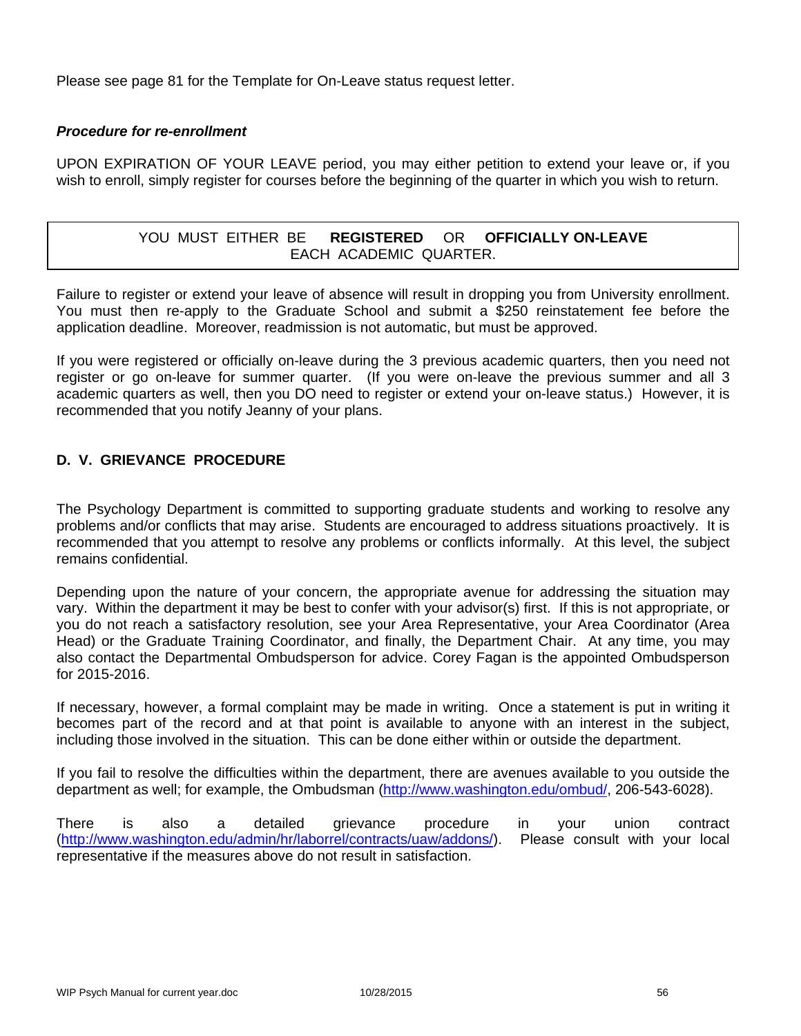Please see page 81 for the Template for On-Leave status request letter.

***Procedure for re-enrollment***

UPON EXPIRATION OF YOUR LEAVE period, you may either petition to extend your leave or, if you wish to enroll, simply register for courses before the beginning of the quarter in which you wish to return.

> YOU MUST EITHER BE **REGISTERED** OR **OFFICIALLY ON-LEAVE** EACH ACADEMIC QUARTER.

Failure to register or extend your leave of absence will result in dropping you from University enrollment. You must then re-apply to the Graduate School and submit a $250 reinstatement fee before the application deadline. Moreover, readmission is not automatic, but must be approved.

If you were registered or officially on-leave during the 3 previous academic quarters, then you need not register or go on-leave for summer quarter. (If you were on-leave the previous summer and all 3 academic quarters as well, then you DO need to register or extend your on-leave status.) However, it is recommended that you notify Jeanny of your plans.

## D. V. GRIEVANCE PROCEDURE

The Psychology Department is committed to supporting graduate students and working to resolve any problems and/or conflicts that may arise. Students are encouraged to address situations proactively. It is recommended that you attempt to resolve any problems or conflicts informally. At this level, the subject remains confidential.

Depending upon the nature of your concern, the appropriate avenue for addressing the situation may vary. Within the department it may be best to confer with your advisor(s) first. If this is not appropriate, or you do not reach a satisfactory resolution, see your Area Representative, your Area Coordinator (Area Head) or the Graduate Training Coordinator, and finally, the Department Chair. At any time, you may also contact the Departmental Ombudsperson for advice. Corey Fagan is the appointed Ombudsperson for 2015-2016.

If necessary, however, a formal complaint may be made in writing. Once a statement is put in writing it becomes part of the record and at that point is available to anyone with an interest in the subject, including those involved in the situation. This can be done either within or outside the department.

If you fail to resolve the difficulties within the department, there are avenues available to you outside the department as well; for example, the Ombudsman (http://www.washington.edu/ombud/, 206-543-6028).

There is also a detailed grievance procedure in your union contract (http://www.washington.edu/admin/hr/laborrel/contracts/uaw/addons/). Please consult with your local representative if the measures above do not result in satisfaction.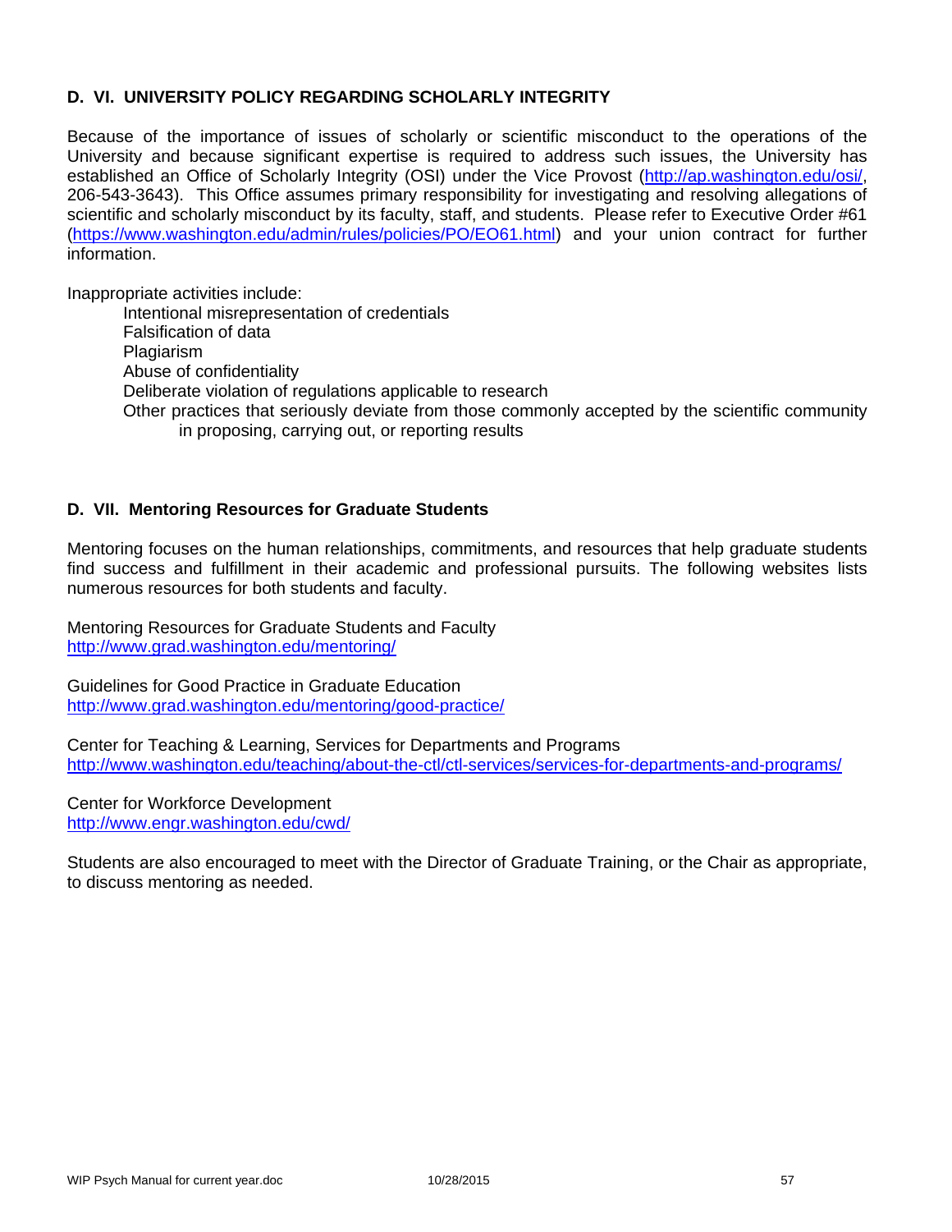## D. VI. UNIVERSITY POLICY REGARDING SCHOLARLY INTEGRITY

Because of the importance of issues of scholarly or scientific misconduct to the operations of the University and because significant expertise is required to address such issues, the University has established an Office of Scholarly Integrity (OSI) under the Vice Provost (http://ap.washington.edu/osi/, 206-543-3643). This Office assumes primary responsibility for investigating and resolving allegations of scientific and scholarly misconduct by its faculty, staff, and students. Please refer to Executive Order #61 (https://www.washington.edu/admin/rules/policies/PO/EO61.html) and your union contract for further information.

Inappropriate activities include:

- Intentional misrepresentation of credentials
- Falsification of data
- Plagiarism
- Abuse of confidentiality
- Deliberate violation of regulations applicable to research
- Other practices that seriously deviate from those commonly accepted by the scientific community in proposing, carrying out, or reporting results

## D. VII. Mentoring Resources for Graduate Students

Mentoring focuses on the human relationships, commitments, and resources that help graduate students find success and fulfillment in their academic and professional pursuits. The following websites lists numerous resources for both students and faculty.

Mentoring Resources for Graduate Students and Faculty
http://www.grad.washington.edu/mentoring/

Guidelines for Good Practice in Graduate Education
http://www.grad.washington.edu/mentoring/good-practice/

Center for Teaching & Learning, Services for Departments and Programs
http://www.washington.edu/teaching/about-the-ctl/ctl-services/services-for-departments-and-programs/

Center for Workforce Development
http://www.engr.washington.edu/cwd/

Students are also encouraged to meet with the Director of Graduate Training, or the Chair as appropriate, to discuss mentoring as needed.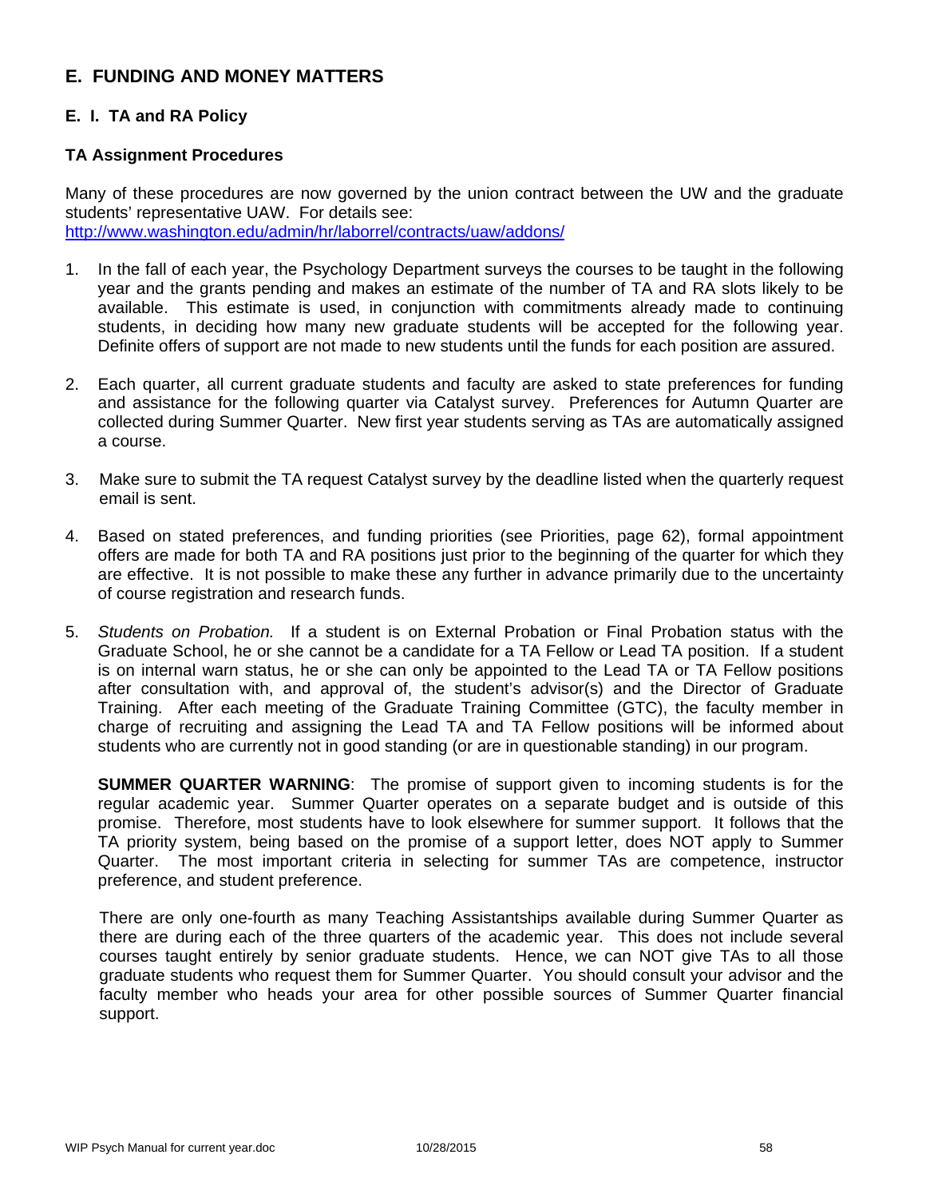# E. FUNDING AND MONEY MATTERS

## E. I. TA and RA Policy

### TA Assignment Procedures

Many of these procedures are now governed by the union contract between the UW and the graduate students' representative UAW. For details see: http://www.washington.edu/admin/hr/laborrel/contracts/uaw/addons/

1. In the fall of each year, the Psychology Department surveys the courses to be taught in the following year and the grants pending and makes an estimate of the number of TA and RA slots likely to be available. This estimate is used, in conjunction with commitments already made to continuing students, in deciding how many new graduate students will be accepted for the following year. Definite offers of support are not made to new students until the funds for each position are assured.

2. Each quarter, all current graduate students and faculty are asked to state preferences for funding and assistance for the following quarter via Catalyst survey. Preferences for Autumn Quarter are collected during Summer Quarter. New first year students serving as TAs are automatically assigned a course.

3. Make sure to submit the TA request Catalyst survey by the deadline listed when the quarterly request email is sent.

4. Based on stated preferences, and funding priorities (see Priorities, page 62), formal appointment offers are made for both TA and RA positions just prior to the beginning of the quarter for which they are effective. It is not possible to make these any further in advance primarily due to the uncertainty of course registration and research funds.

5. *Students on Probation.* If a student is on External Probation or Final Probation status with the Graduate School, he or she cannot be a candidate for a TA Fellow or Lead TA position. If a student is on internal warn status, he or she can only be appointed to the Lead TA or TA Fellow positions after consultation with, and approval of, the student's advisor(s) and the Director of Graduate Training. After each meeting of the Graduate Training Committee (GTC), the faculty member in charge of recruiting and assigning the Lead TA and TA Fellow positions will be informed about students who are currently not in good standing (or are in questionable standing) in our program.

   **SUMMER QUARTER WARNING**: The promise of support given to incoming students is for the regular academic year. Summer Quarter operates on a separate budget and is outside of this promise. Therefore, most students have to look elsewhere for summer support. It follows that the TA priority system, being based on the promise of a support letter, does NOT apply to Summer Quarter. The most important criteria in selecting for summer TAs are competence, instructor preference, and student preference.

   There are only one-fourth as many Teaching Assistantships available during Summer Quarter as there are during each of the three quarters of the academic year. This does not include several courses taught entirely by senior graduate students. Hence, we can NOT give TAs to all those graduate students who request them for Summer Quarter. You should consult your advisor and the faculty member who heads your area for other possible sources of Summer Quarter financial support.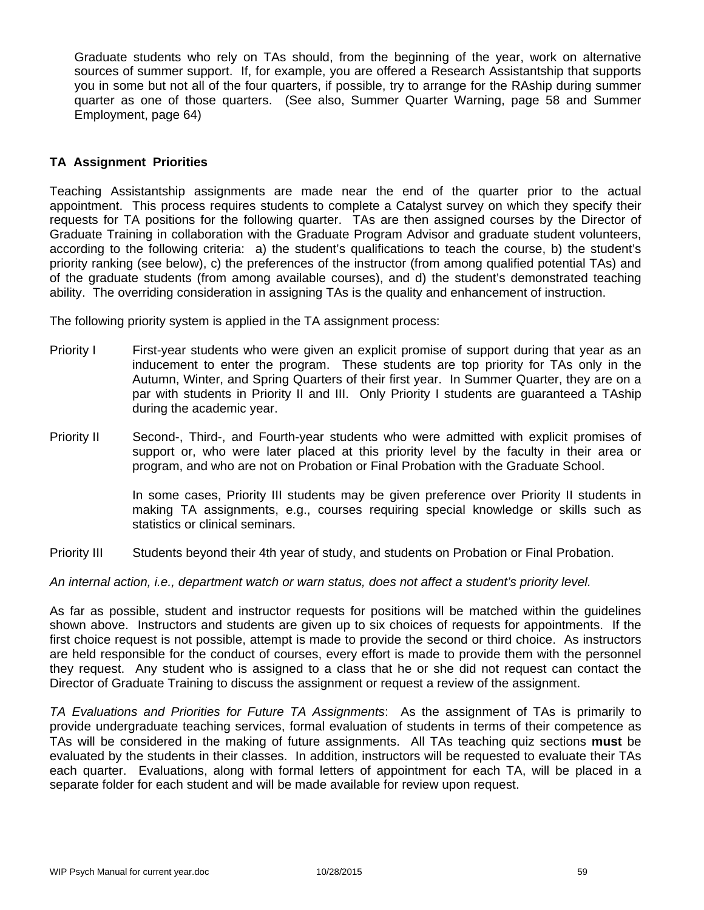Graduate students who rely on TAs should, from the beginning of the year, work on alternative sources of summer support. If, for example, you are offered a Research Assistantship that supports you in some but not all of the four quarters, if possible, try to arrange for the RAship during summer quarter as one of those quarters. (See also, Summer Quarter Warning, page 58 and Summer Employment, page 64)

### TA Assignment Priorities

Teaching Assistantship assignments are made near the end of the quarter prior to the actual appointment. This process requires students to complete a Catalyst survey on which they specify their requests for TA positions for the following quarter. TAs are then assigned courses by the Director of Graduate Training in collaboration with the Graduate Program Advisor and graduate student volunteers, according to the following criteria: a) the student's qualifications to teach the course, b) the student's priority ranking (see below), c) the preferences of the instructor (from among qualified potential TAs) and of the graduate students (from among available courses), and d) the student's demonstrated teaching ability. The overriding consideration in assigning TAs is the quality and enhancement of instruction.

The following priority system is applied in the TA assignment process:

Priority I — First-year students who were given an explicit promise of support during that year as an inducement to enter the program. These students are top priority for TAs only in the Autumn, Winter, and Spring Quarters of their first year. In Summer Quarter, they are on a par with students in Priority II and III. Only Priority I students are guaranteed a TAship during the academic year.

Priority II — Second-, Third-, and Fourth-year students who were admitted with explicit promises of support or, who were later placed at this priority level by the faculty in their area or program, and who are not on Probation or Final Probation with the Graduate School.

In some cases, Priority III students may be given preference over Priority II students in making TA assignments, e.g., courses requiring special knowledge or skills such as statistics or clinical seminars.

Priority III — Students beyond their 4th year of study, and students on Probation or Final Probation.

*An internal action, i.e., department watch or warn status, does not affect a student's priority level.*

As far as possible, student and instructor requests for positions will be matched within the guidelines shown above. Instructors and students are given up to six choices of requests for appointments. If the first choice request is not possible, attempt is made to provide the second or third choice. As instructors are held responsible for the conduct of courses, every effort is made to provide them with the personnel they request. Any student who is assigned to a class that he or she did not request can contact the Director of Graduate Training to discuss the assignment or request a review of the assignment.

*TA Evaluations and Priorities for Future TA Assignments*: As the assignment of TAs is primarily to provide undergraduate teaching services, formal evaluation of students in terms of their competence as TAs will be considered in the making of future assignments. All TAs teaching quiz sections **must** be evaluated by the students in their classes. In addition, instructors will be requested to evaluate their TAs each quarter. Evaluations, along with formal letters of appointment for each TA, will be placed in a separate folder for each student and will be made available for review upon request.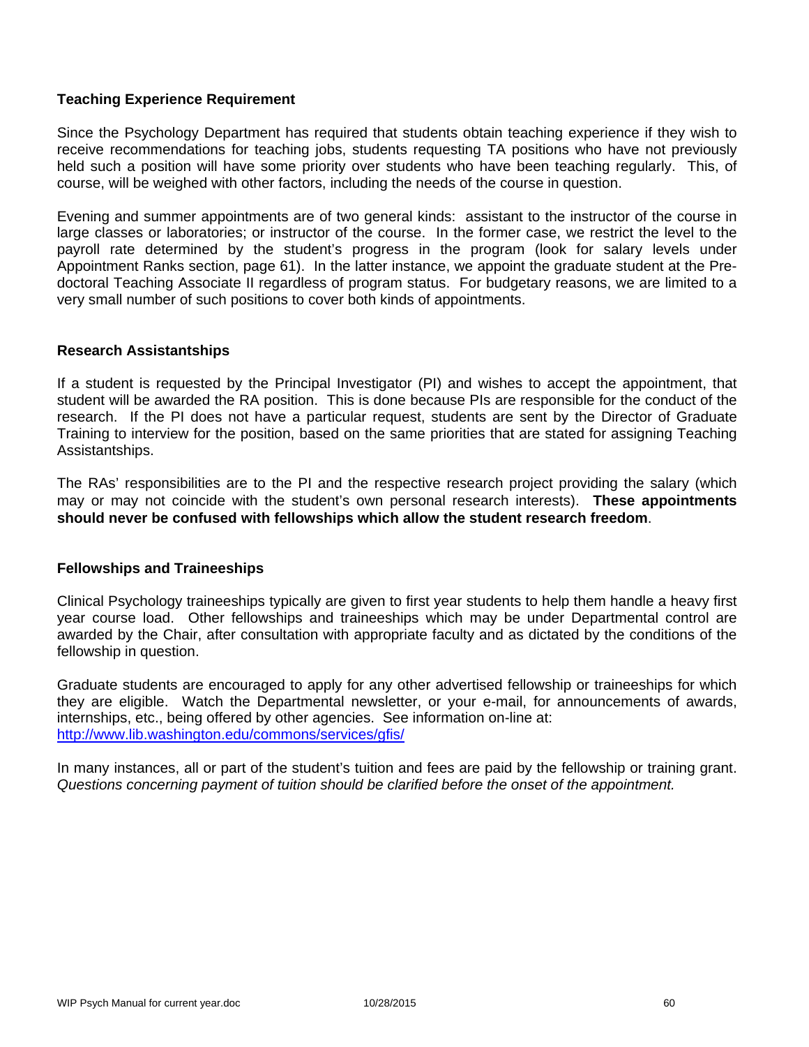### Teaching Experience Requirement

Since the Psychology Department has required that students obtain teaching experience if they wish to receive recommendations for teaching jobs, students requesting TA positions who have not previously held such a position will have some priority over students who have been teaching regularly. This, of course, will be weighed with other factors, including the needs of the course in question.

Evening and summer appointments are of two general kinds: assistant to the instructor of the course in large classes or laboratories; or instructor of the course. In the former case, we restrict the level to the payroll rate determined by the student's progress in the program (look for salary levels under Appointment Ranks section, page 61). In the latter instance, we appoint the graduate student at the Pre-doctoral Teaching Associate II regardless of program status. For budgetary reasons, we are limited to a very small number of such positions to cover both kinds of appointments.

### Research Assistantships

If a student is requested by the Principal Investigator (PI) and wishes to accept the appointment, that student will be awarded the RA position. This is done because PIs are responsible for the conduct of the research. If the PI does not have a particular request, students are sent by the Director of Graduate Training to interview for the position, based on the same priorities that are stated for assigning Teaching Assistantships.

The RAs' responsibilities are to the PI and the respective research project providing the salary (which may or may not coincide with the student's own personal research interests). **These appointments should never be confused with fellowships which allow the student research freedom**.

### Fellowships and Traineeships

Clinical Psychology traineeships typically are given to first year students to help them handle a heavy first year course load. Other fellowships and traineeships which may be under Departmental control are awarded by the Chair, after consultation with appropriate faculty and as dictated by the conditions of the fellowship in question.

Graduate students are encouraged to apply for any other advertised fellowship or traineeships for which they are eligible. Watch the Departmental newsletter, or your e-mail, for announcements of awards, internships, etc., being offered by other agencies. See information on-line at:
http://www.lib.washington.edu/commons/services/gfis/

In many instances, all or part of the student's tuition and fees are paid by the fellowship or training grant. *Questions concerning payment of tuition should be clarified before the onset of the appointment.*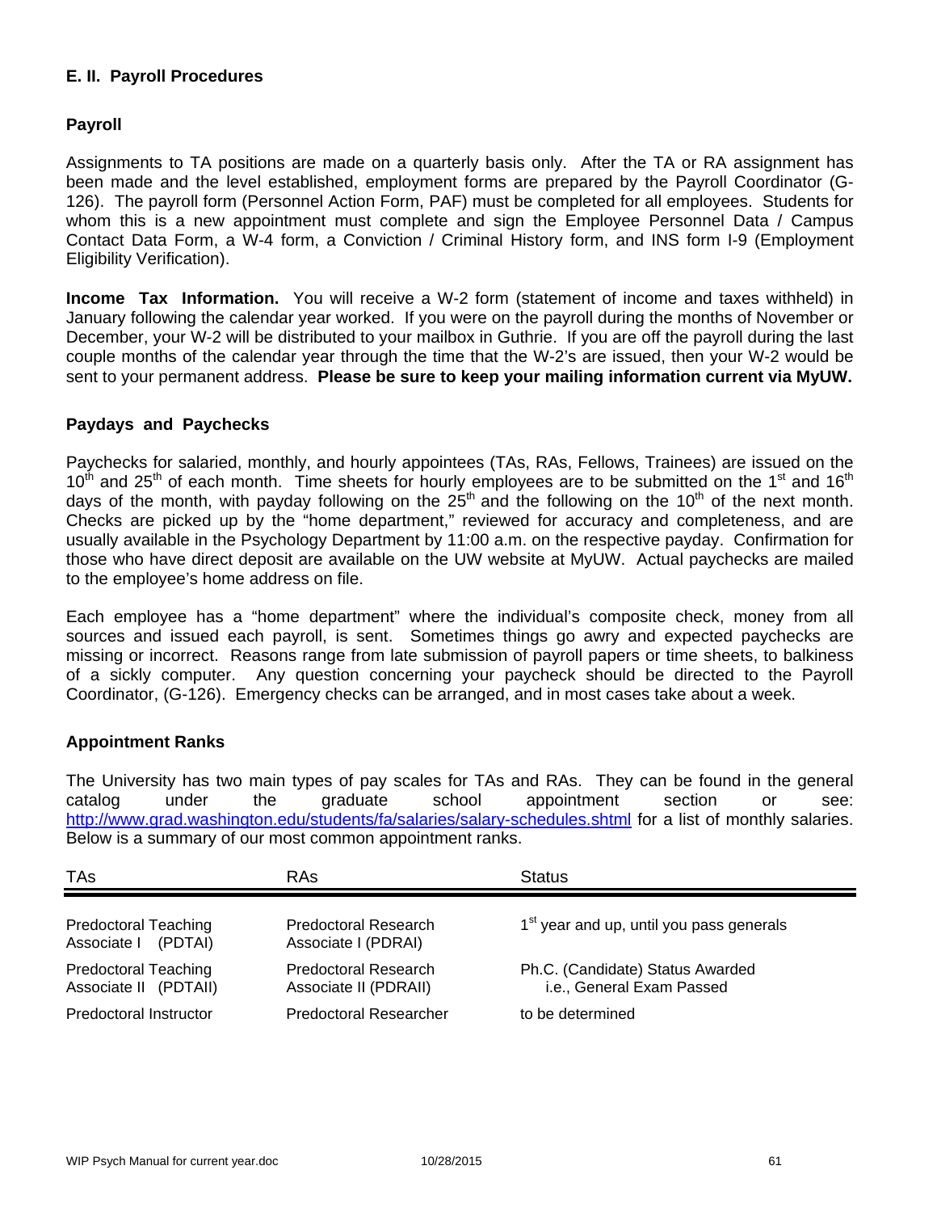## E. II. Payroll Procedures

### Payroll

Assignments to TA positions are made on a quarterly basis only. After the TA or RA assignment has been made and the level established, employment forms are prepared by the Payroll Coordinator (G-126). The payroll form (Personnel Action Form, PAF) must be completed for all employees. Students for whom this is a new appointment must complete and sign the Employee Personnel Data / Campus Contact Data Form, a W-4 form, a Conviction / Criminal History form, and INS form I-9 (Employment Eligibility Verification).

**Income Tax Information.** You will receive a W-2 form (statement of income and taxes withheld) in January following the calendar year worked. If you were on the payroll during the months of November or December, your W-2 will be distributed to your mailbox in Guthrie. If you are off the payroll during the last couple months of the calendar year through the time that the W-2's are issued, then your W-2 would be sent to your permanent address. **Please be sure to keep your mailing information current via MyUW.**

### Paydays and Paychecks

Paychecks for salaried, monthly, and hourly appointees (TAs, RAs, Fellows, Trainees) are issued on the 10th and 25th of each month. Time sheets for hourly employees are to be submitted on the 1st and 16th days of the month, with payday following on the 25th and the following on the 10th of the next month. Checks are picked up by the "home department," reviewed for accuracy and completeness, and are usually available in the Psychology Department by 11:00 a.m. on the respective payday. Confirmation for those who have direct deposit are available on the UW website at MyUW. Actual paychecks are mailed to the employee's home address on file.

Each employee has a "home department" where the individual's composite check, money from all sources and issued each payroll, is sent. Sometimes things go awry and expected paychecks are missing or incorrect. Reasons range from late submission of payroll papers or time sheets, to balkiness of a sickly computer. Any question concerning your paycheck should be directed to the Payroll Coordinator, (G-126). Emergency checks can be arranged, and in most cases take about a week.

### Appointment Ranks

The University has two main types of pay scales for TAs and RAs. They can be found in the general catalog under the graduate school appointment section or see: http://www.grad.washington.edu/students/fa/salaries/salary-schedules.shtml for a list of monthly salaries. Below is a summary of our most common appointment ranks.

| TAs | RAs | Status |
|---|---|---|
| Predoctoral Teaching Associate I (PDTAI) | Predoctoral Research Associate I (PDRAI) | 1st year and up, until you pass generals |
| Predoctoral Teaching Associate II (PDTAII) | Predoctoral Research Associate II (PDRAII) | Ph.C. (Candidate) Status Awarded i.e., General Exam Passed |
| Predoctoral Instructor | Predoctoral Researcher | to be determined |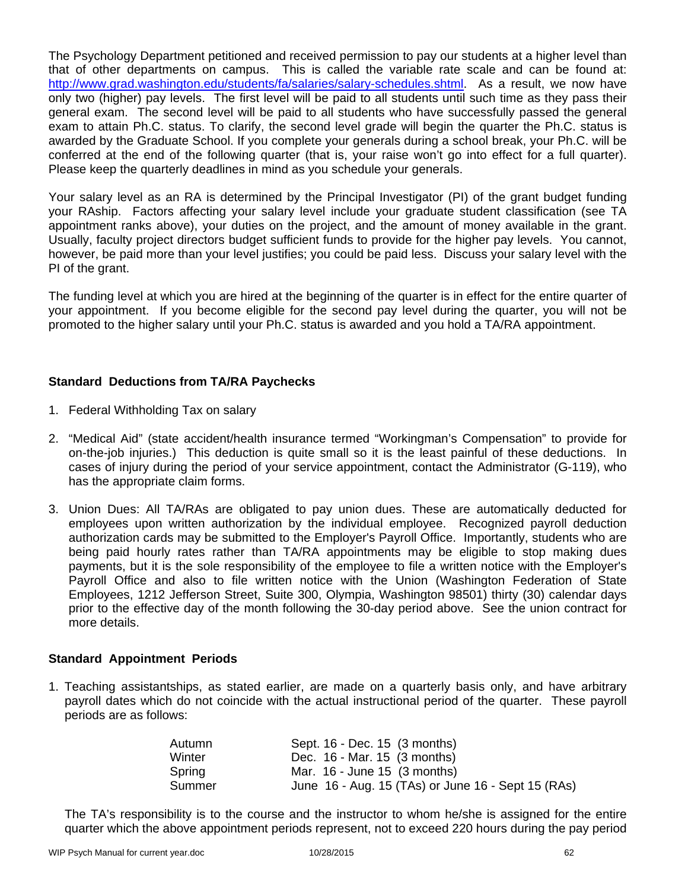The Psychology Department petitioned and received permission to pay our students at a higher level than that of other departments on campus. This is called the variable rate scale and can be found at: [http://www.grad.washington.edu/students/fa/salaries/salary-schedules.shtml](http://www.grad.washington.edu/students/fa/salaries/salary-schedules.shtml). As a result, we now have only two (higher) pay levels. The first level will be paid to all students until such time as they pass their general exam. The second level will be paid to all students who have successfully passed the general exam to attain Ph.C. status. To clarify, the second level grade will begin the quarter the Ph.C. status is awarded by the Graduate School. If you complete your generals during a school break, your Ph.C. will be conferred at the end of the following quarter (that is, your raise won't go into effect for a full quarter). Please keep the quarterly deadlines in mind as you schedule your generals.

Your salary level as an RA is determined by the Principal Investigator (PI) of the grant budget funding your RAship. Factors affecting your salary level include your graduate student classification (see TA appointment ranks above), your duties on the project, and the amount of money available in the grant. Usually, faculty project directors budget sufficient funds to provide for the higher pay levels. You cannot, however, be paid more than your level justifies; you could be paid less. Discuss your salary level with the PI of the grant.

The funding level at which you are hired at the beginning of the quarter is in effect for the entire quarter of your appointment. If you become eligible for the second pay level during the quarter, you will not be promoted to the higher salary until your Ph.C. status is awarded and you hold a TA/RA appointment.

**Standard Deductions from TA/RA Paychecks**

1. Federal Withholding Tax on salary
2. "Medical Aid" (state accident/health insurance termed "Workingman's Compensation" to provide for on-the-job injuries.) This deduction is quite small so it is the least painful of these deductions. In cases of injury during the period of your service appointment, contact the Administrator (G-119), who has the appropriate claim forms.
3. Union Dues: All TA/RAs are obligated to pay union dues. These are automatically deducted for employees upon written authorization by the individual employee. Recognized payroll deduction authorization cards may be submitted to the Employer's Payroll Office. Importantly, students who are being paid hourly rates rather than TA/RA appointments may be eligible to stop making dues payments, but it is the sole responsibility of the employee to file a written notice with the Employer's Payroll Office and also to file written notice with the Union (Washington Federation of State Employees, 1212 Jefferson Street, Suite 300, Olympia, Washington 98501) thirty (30) calendar days prior to the effective day of the month following the 30-day period above. See the union contract for more details.

**Standard Appointment Periods**

1. Teaching assistantships, as stated earlier, are made on a quarterly basis only, and have arbitrary payroll dates which do not coincide with the actual instructional period of the quarter. These payroll periods are as follows:

| | |
|---|---|
| Autumn | Sept. 16 - Dec. 15 (3 months) |
| Winter | Dec. 16 - Mar. 15 (3 months) |
| Spring | Mar. 16 - June 15 (3 months) |
| Summer | June 16 - Aug. 15 (TAs) or June 16 - Sept 15 (RAs) |

The TA's responsibility is to the course and the instructor to whom he/she is assigned for the entire quarter which the above appointment periods represent, not to exceed 220 hours during the pay period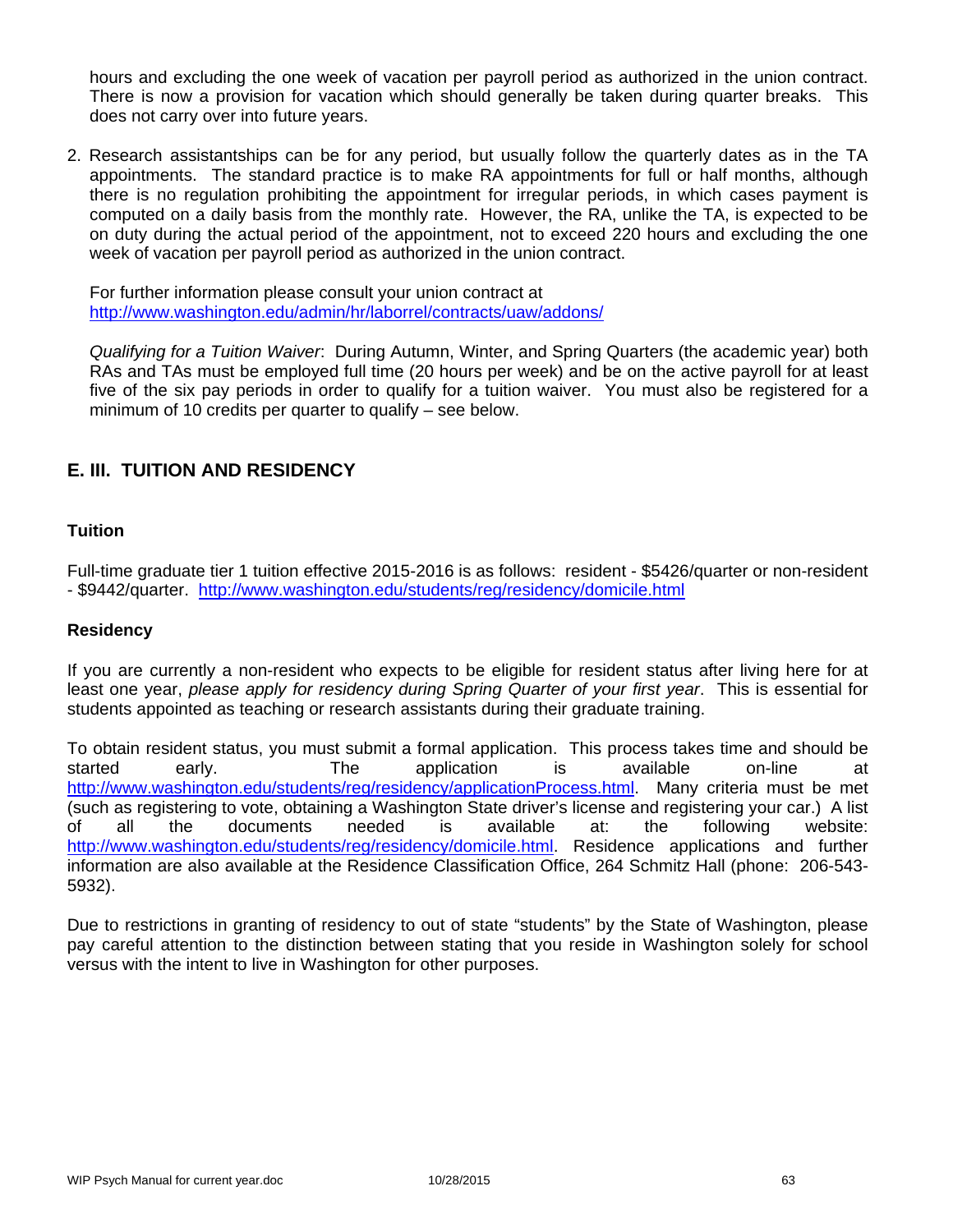hours and excluding the one week of vacation per payroll period as authorized in the union contract. There is now a provision for vacation which should generally be taken during quarter breaks. This does not carry over into future years.

2. Research assistantships can be for any period, but usually follow the quarterly dates as in the TA appointments. The standard practice is to make RA appointments for full or half months, although there is no regulation prohibiting the appointment for irregular periods, in which cases payment is computed on a daily basis from the monthly rate. However, the RA, unlike the TA, is expected to be on duty during the actual period of the appointment, not to exceed 220 hours and excluding the one week of vacation per payroll period as authorized in the union contract.

   For further information please consult your union contract at http://www.washington.edu/admin/hr/laborrel/contracts/uaw/addons/

   *Qualifying for a Tuition Waiver*: During Autumn, Winter, and Spring Quarters (the academic year) both RAs and TAs must be employed full time (20 hours per week) and be on the active payroll for at least five of the six pay periods in order to qualify for a tuition waiver. You must also be registered for a minimum of 10 credits per quarter to qualify – see below.

## E. III. TUITION AND RESIDENCY

### Tuition

Full-time graduate tier 1 tuition effective 2015-2016 is as follows: resident - $5426/quarter or non-resident - $9442/quarter. http://www.washington.edu/students/reg/residency/domicile.html

### Residency

If you are currently a non-resident who expects to be eligible for resident status after living here for at least one year, *please apply for residency during Spring Quarter of your first year*. This is essential for students appointed as teaching or research assistants during their graduate training.

To obtain resident status, you must submit a formal application. This process takes time and should be started early. The application is available on-line at http://www.washington.edu/students/reg/residency/applicationProcess.html. Many criteria must be met (such as registering to vote, obtaining a Washington State driver's license and registering your car.) A list of all the documents needed is available at: the following website: http://www.washington.edu/students/reg/residency/domicile.html. Residence applications and further information are also available at the Residence Classification Office, 264 Schmitz Hall (phone: 206-543-5932).

Due to restrictions in granting of residency to out of state "students" by the State of Washington, please pay careful attention to the distinction between stating that you reside in Washington solely for school versus with the intent to live in Washington for other purposes.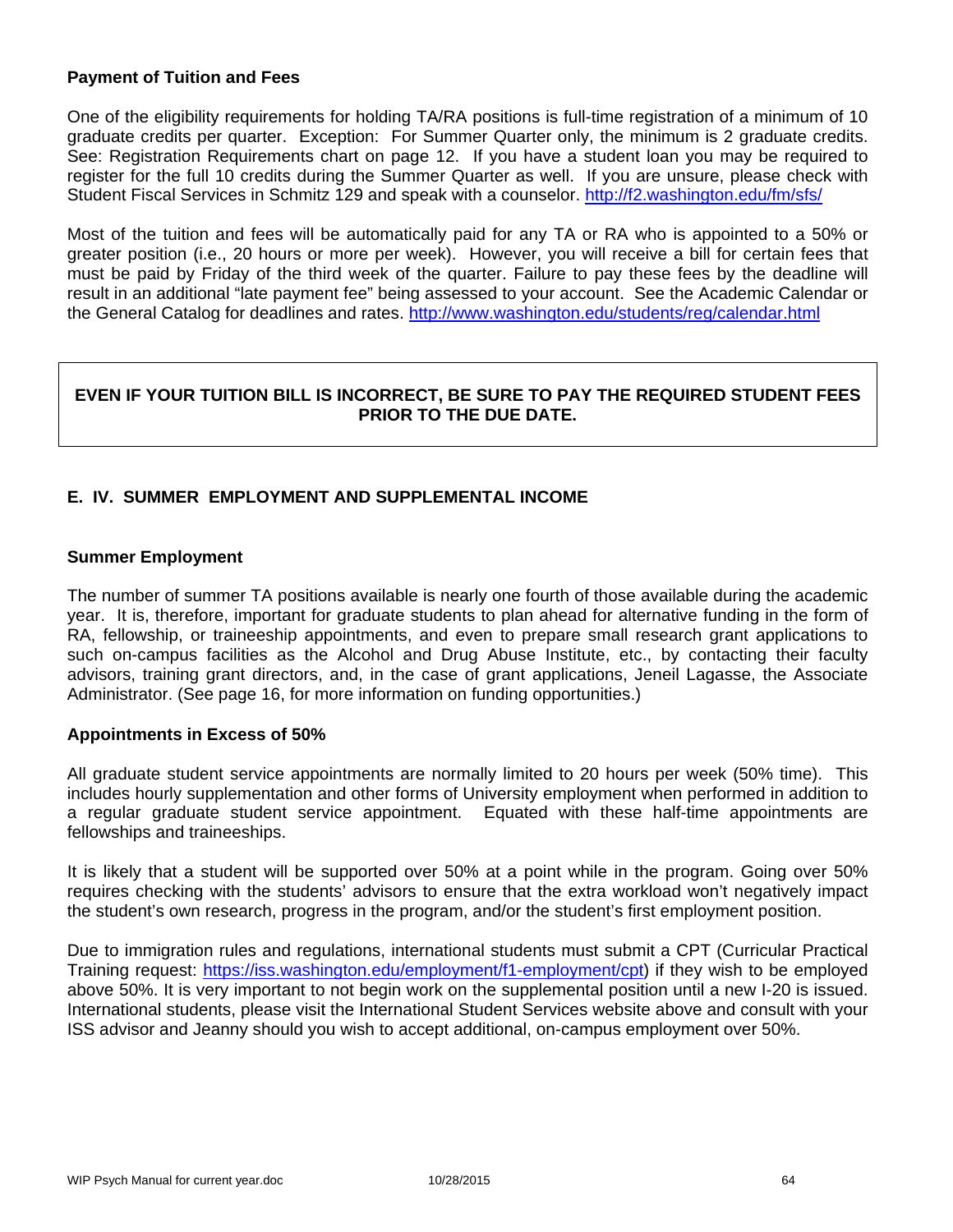**Payment of Tuition and Fees**

One of the eligibility requirements for holding TA/RA positions is full-time registration of a minimum of 10 graduate credits per quarter. Exception: For Summer Quarter only, the minimum is 2 graduate credits. See: Registration Requirements chart on page 12. If you have a student loan you may be required to register for the full 10 credits during the Summer Quarter as well. If you are unsure, please check with Student Fiscal Services in Schmitz 129 and speak with a counselor. http://f2.washington.edu/fm/sfs/

Most of the tuition and fees will be automatically paid for any TA or RA who is appointed to a 50% or greater position (i.e., 20 hours or more per week). However, you will receive a bill for certain fees that must be paid by Friday of the third week of the quarter. Failure to pay these fees by the deadline will result in an additional "late payment fee" being assessed to your account. See the Academic Calendar or the General Catalog for deadlines and rates. http://www.washington.edu/students/reg/calendar.html

**EVEN IF YOUR TUITION BILL IS INCORRECT, BE SURE TO PAY THE REQUIRED STUDENT FEES PRIOR TO THE DUE DATE.**

## E. IV. SUMMER EMPLOYMENT AND SUPPLEMENTAL INCOME

**Summer Employment**

The number of summer TA positions available is nearly one fourth of those available during the academic year. It is, therefore, important for graduate students to plan ahead for alternative funding in the form of RA, fellowship, or traineeship appointments, and even to prepare small research grant applications to such on-campus facilities as the Alcohol and Drug Abuse Institute, etc., by contacting their faculty advisors, training grant directors, and, in the case of grant applications, Jeneil Lagasse, the Associate Administrator. (See page 16, for more information on funding opportunities.)

**Appointments in Excess of 50%**

All graduate student service appointments are normally limited to 20 hours per week (50% time). This includes hourly supplementation and other forms of University employment when performed in addition to a regular graduate student service appointment. Equated with these half-time appointments are fellowships and traineeships.

It is likely that a student will be supported over 50% at a point while in the program. Going over 50% requires checking with the students' advisors to ensure that the extra workload won't negatively impact the student's own research, progress in the program, and/or the student's first employment position.

Due to immigration rules and regulations, international students must submit a CPT (Curricular Practical Training request: https://iss.washington.edu/employment/f1-employment/cpt) if they wish to be employed above 50%. It is very important to not begin work on the supplemental position until a new I-20 is issued. International students, please visit the International Student Services website above and consult with your ISS advisor and Jeanny should you wish to accept additional, on-campus employment over 50%.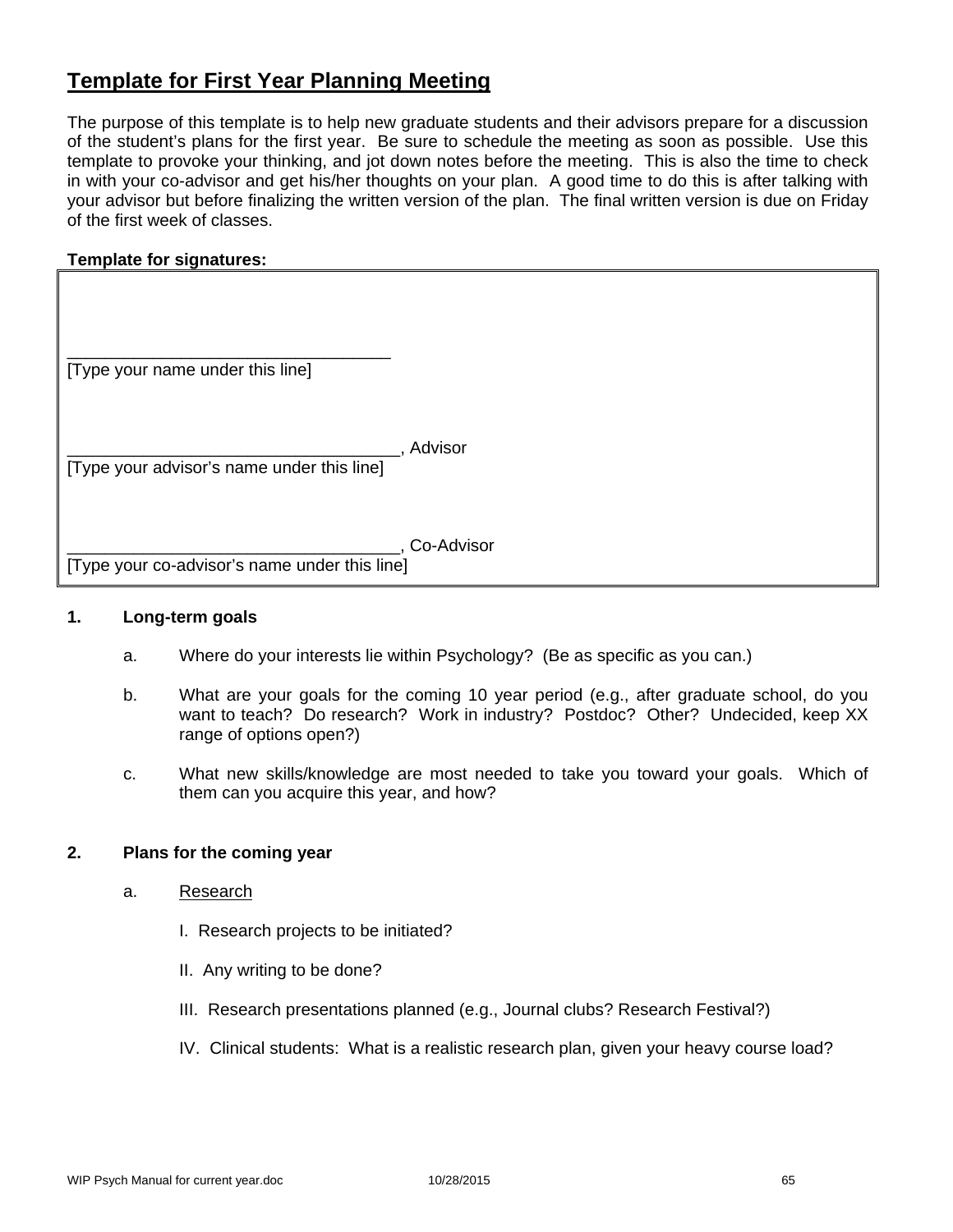# Template for First Year Planning Meeting

The purpose of this template is to help new graduate students and their advisors prepare for a discussion of the student's plans for the first year. Be sure to schedule the meeting as soon as possible. Use this template to provoke your thinking, and jot down notes before the meeting. This is also the time to check in with your co-advisor and get his/her thoughts on your plan. A good time to do this is after talking with your advisor but before finalizing the written version of the plan. The final written version is due on Friday of the first week of classes.

**Template for signatures:**

___________________________________
[Type your name under this line]

___________________________________, Advisor
[Type your advisor's name under this line]

___________________________________, Co-Advisor
[Type your co-advisor's name under this line]

**1. Long-term goals**

a. Where do your interests lie within Psychology? (Be as specific as you can.)

b. What are your goals for the coming 10 year period (e.g., after graduate school, do you want to teach? Do research? Work in industry? Postdoc? Other? Undecided, keep XX range of options open?)

c. What new skills/knowledge are most needed to take you toward your goals. Which of them can you acquire this year, and how?

**2. Plans for the coming year**

a. Research

I. Research projects to be initiated?

II. Any writing to be done?

III. Research presentations planned (e.g., Journal clubs? Research Festival?)

IV. Clinical students: What is a realistic research plan, given your heavy course load?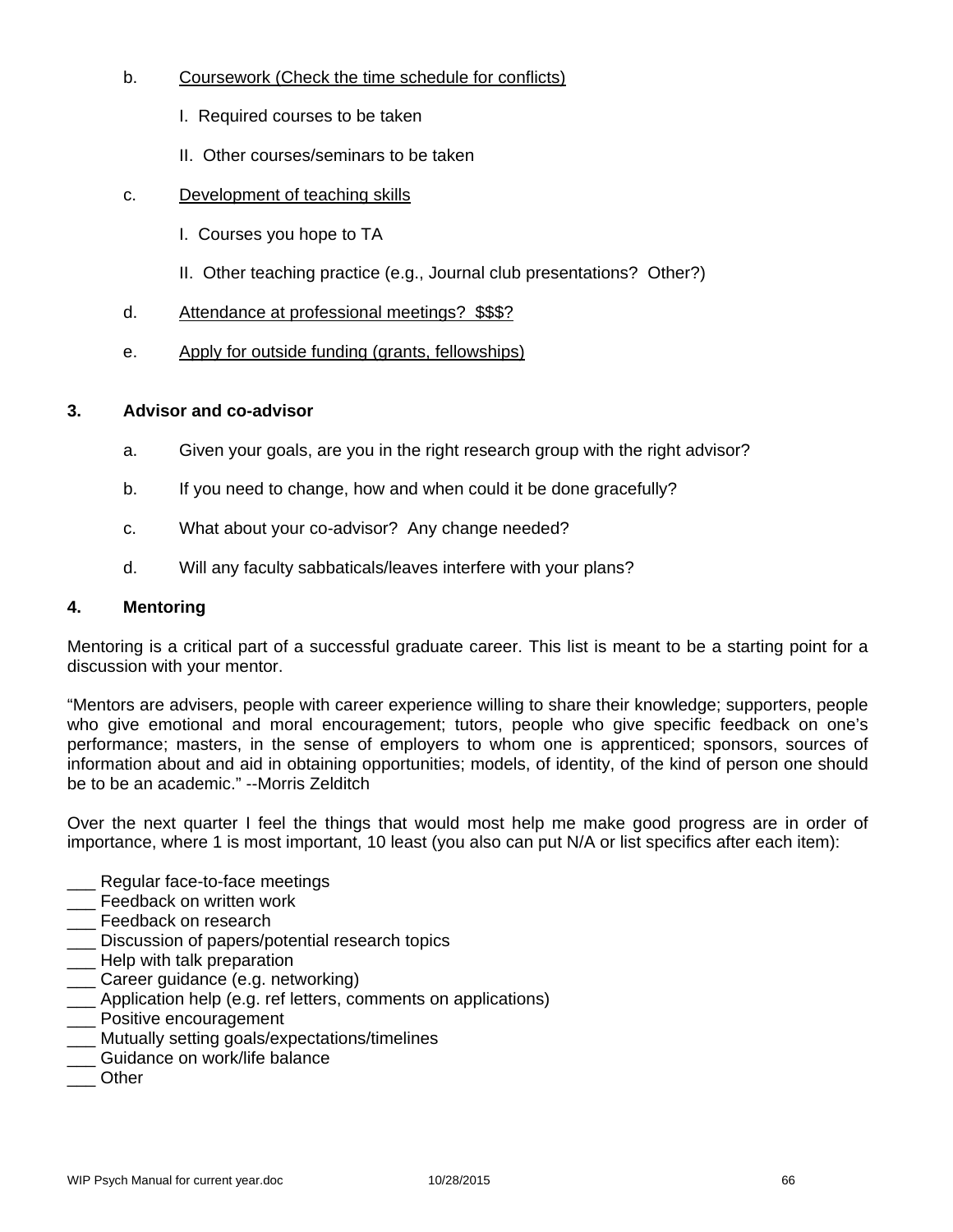b. Coursework (Check the time schedule for conflicts)

   I. Required courses to be taken

   II. Other courses/seminars to be taken

c. Development of teaching skills

   I. Courses you hope to TA

   II. Other teaching practice (e.g., Journal club presentations? Other?)

d. Attendance at professional meetings? $$$?

e. Apply for outside funding (grants, fellowships)

**3. Advisor and co-advisor**

a. Given your goals, are you in the right research group with the right advisor?

b. If you need to change, how and when could it be done gracefully?

c. What about your co-advisor? Any change needed?

d. Will any faculty sabbaticals/leaves interfere with your plans?

**4. Mentoring**

Mentoring is a critical part of a successful graduate career. This list is meant to be a starting point for a discussion with your mentor.

"Mentors are advisers, people with career experience willing to share their knowledge; supporters, people who give emotional and moral encouragement; tutors, people who give specific feedback on one's performance; masters, in the sense of employers to whom one is apprenticed; sponsors, sources of information about and aid in obtaining opportunities; models, of identity, of the kind of person one should be to be an academic." --Morris Zelditch

Over the next quarter I feel the things that would most help me make good progress are in order of importance, where 1 is most important, 10 least (you also can put N/A or list specifics after each item):

___ Regular face-to-face meetings
___ Feedback on written work
___ Feedback on research
___ Discussion of papers/potential research topics
___ Help with talk preparation
___ Career guidance (e.g. networking)
___ Application help (e.g. ref letters, comments on applications)
___ Positive encouragement
___ Mutually setting goals/expectations/timelines
___ Guidance on work/life balance
___ Other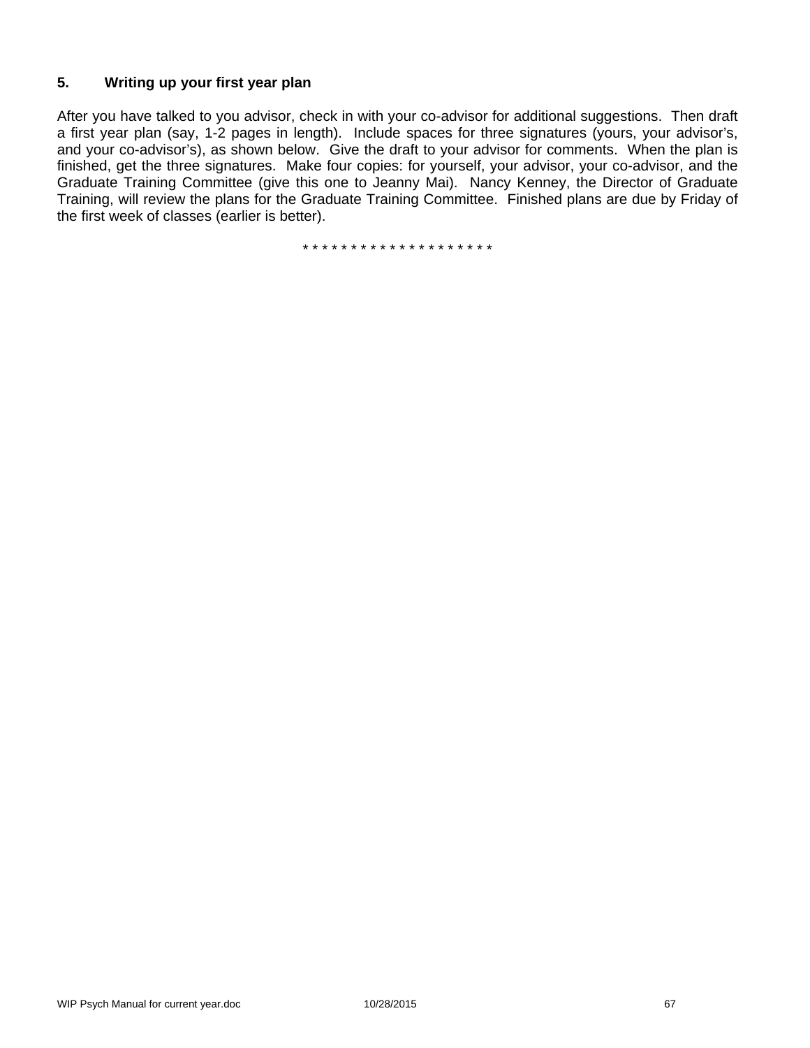### 5. Writing up your first year plan

After you have talked to you advisor, check in with your co-advisor for additional suggestions. Then draft a first year plan (say, 1-2 pages in length). Include spaces for three signatures (yours, your advisor's, and your co-advisor's), as shown below. Give the draft to your advisor for comments. When the plan is finished, get the three signatures. Make four copies: for yourself, your advisor, your co-advisor, and the Graduate Training Committee (give this one to Jeanny Mai). Nancy Kenney, the Director of Graduate Training, will review the plans for the Graduate Training Committee. Finished plans are due by Friday of the first week of classes (earlier is better).

* * * * * * * * * * * * * * * * * * * *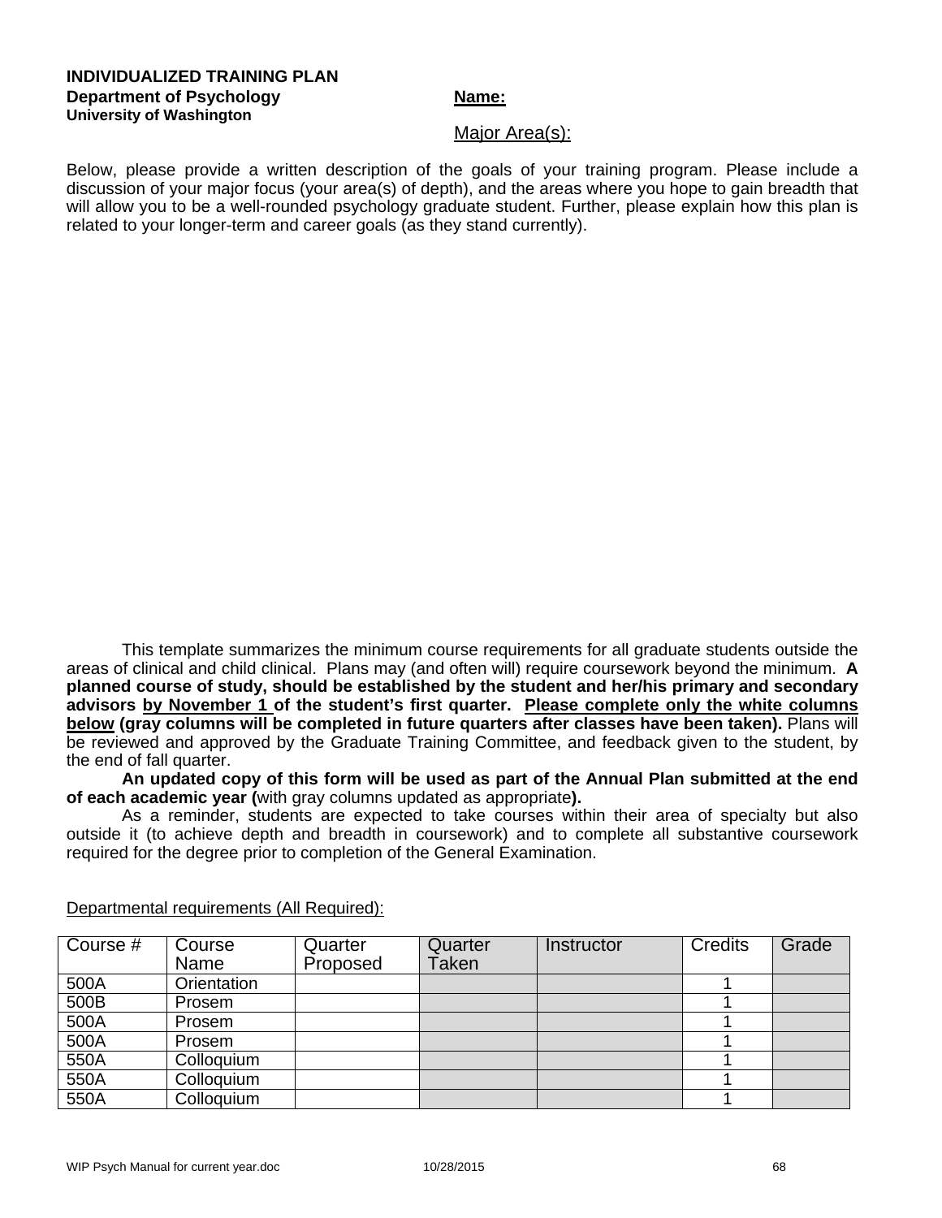**INDIVIDUALIZED TRAINING PLAN**
**Department of Psychology**
**University of Washington**

**Name:**

Major Area(s):

Below, please provide a written description of the goals of your training program. Please include a discussion of your major focus (your area(s) of depth), and the areas where you hope to gain breadth that will allow you to be a well-rounded psychology graduate student. Further, please explain how this plan is related to your longer-term and career goals (as they stand currently).

This template summarizes the minimum course requirements for all graduate students outside the areas of clinical and child clinical. Plans may (and often will) require coursework beyond the minimum. **A planned course of study, should be established by the student and her/his primary and secondary advisors by November 1 of the student's first quarter. Please complete only the white columns below (gray columns will be completed in future quarters after classes have been taken).** Plans will be reviewed and approved by the Graduate Training Committee, and feedback given to the student, by the end of fall quarter.

**An updated copy of this form will be used as part of the Annual Plan submitted at the end of each academic year (**with gray columns updated as appropriate**).**

As a reminder, students are expected to take courses within their area of specialty but also outside it (to achieve depth and breadth in coursework) and to complete all substantive coursework required for the degree prior to completion of the General Examination.

Departmental requirements (All Required):

| Course # | Course Name | Quarter Proposed | Quarter Taken | Instructor | Credits | Grade |
|---|---|---|---|---|---|---|
| 500A | Orientation | | | | 1 | |
| 500B | Prosem | | | | 1 | |
| 500A | Prosem | | | | 1 | |
| 500A | Prosem | | | | 1 | |
| 550A | Colloquium | | | | 1 | |
| 550A | Colloquium | | | | 1 | |
| 550A | Colloquium | | | | 1 | |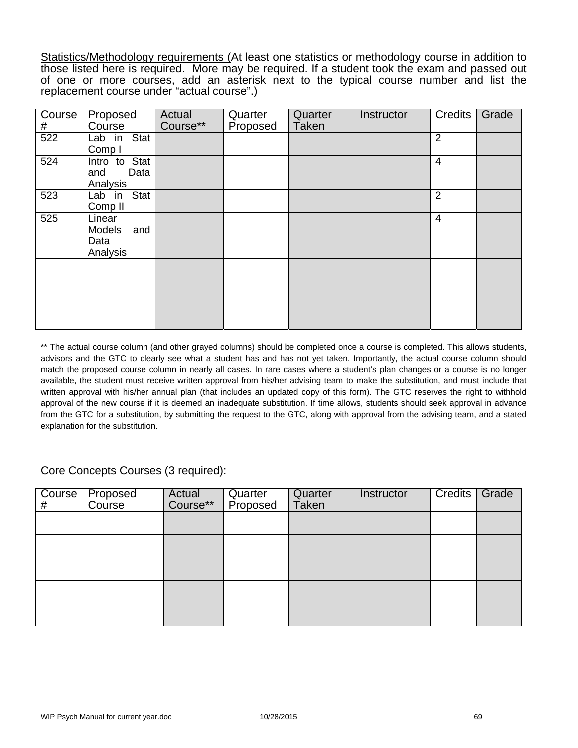Statistics/Methodology requirements (At least one statistics or methodology course in addition to those listed here is required. More may be required. If a student took the exam and passed out of one or more courses, add an asterisk next to the typical course number and list the replacement course under "actual course".)

| Course # | Proposed Course | Actual Course** | Quarter Proposed | Quarter Taken | Instructor | Credits | Grade |
|---|---|---|---|---|---|---|---|
| 522 | Lab in Stat Comp I | | | | | 2 | |
| 524 | Intro to Stat and Data Analysis | | | | | 4 | |
| 523 | Lab in Stat Comp II | | | | | 2 | |
| 525 | Linear Models and Data Analysis | | | | | 4 | |
| | | | | | | | |
| | | | | | | | |

** The actual course column (and other grayed columns) should be completed once a course is completed. This allows students, advisors and the GTC to clearly see what a student has and has not yet taken. Importantly, the actual course column should match the proposed course column in nearly all cases. In rare cases where a student's plan changes or a course is no longer available, the student must receive written approval from his/her advising team to make the substitution, and must include that written approval with his/her annual plan (that includes an updated copy of this form). The GTC reserves the right to withhold approval of the new course if it is deemed an inadequate substitution. If time allows, students should seek approval in advance from the GTC for a substitution, by submitting the request to the GTC, along with approval from the advising team, and a stated explanation for the substitution.

Core Concepts Courses (3 required):

| Course # | Proposed Course | Actual Course** | Quarter Proposed | Quarter Taken | Instructor | Credits | Grade |
|---|---|---|---|---|---|---|---|
| | | | | | | | |
| | | | | | | | |
| | | | | | | | |
| | | | | | | | |
| | | | | | | | |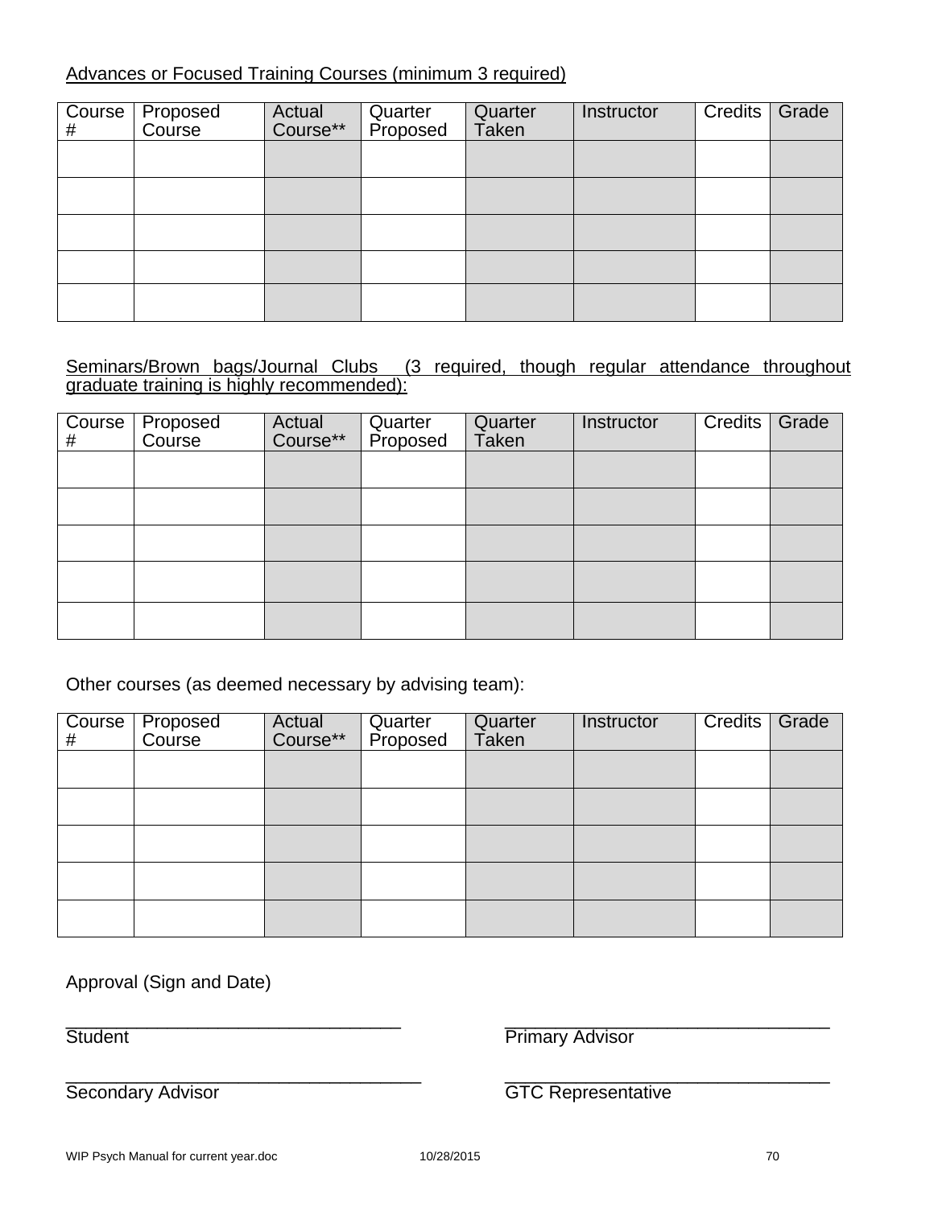Advances or Focused Training Courses (minimum 3 required)

| Course # | Proposed Course | Actual Course** | Quarter Proposed | Quarter Taken | Instructor | Credits | Grade |
|---|---|---|---|---|---|---|---|
| | | | | | | | |
| | | | | | | | |
| | | | | | | | |
| | | | | | | | |
| | | | | | | | |

Seminars/Brown bags/Journal Clubs (3 required, though regular attendance throughout graduate training is highly recommended):

| Course # | Proposed Course | Actual Course** | Quarter Proposed | Quarter Taken | Instructor | Credits | Grade |
|---|---|---|---|---|---|---|---|
| | | | | | | | |
| | | | | | | | |
| | | | | | | | |
| | | | | | | | |
| | | | | | | | |

Other courses (as deemed necessary by advising team):

| Course # | Proposed Course | Actual Course** | Quarter Proposed | Quarter Taken | Instructor | Credits | Grade |
|---|---|---|---|---|---|---|---|
| | | | | | | | |
| | | | | | | | |
| | | | | | | | |
| | | | | | | | |
| | | | | | | | |

Approval (Sign and Date)

_________________________________
Student

_________________________________
Primary Advisor

___________________________________
Secondary Advisor

_________________________________
GTC Representative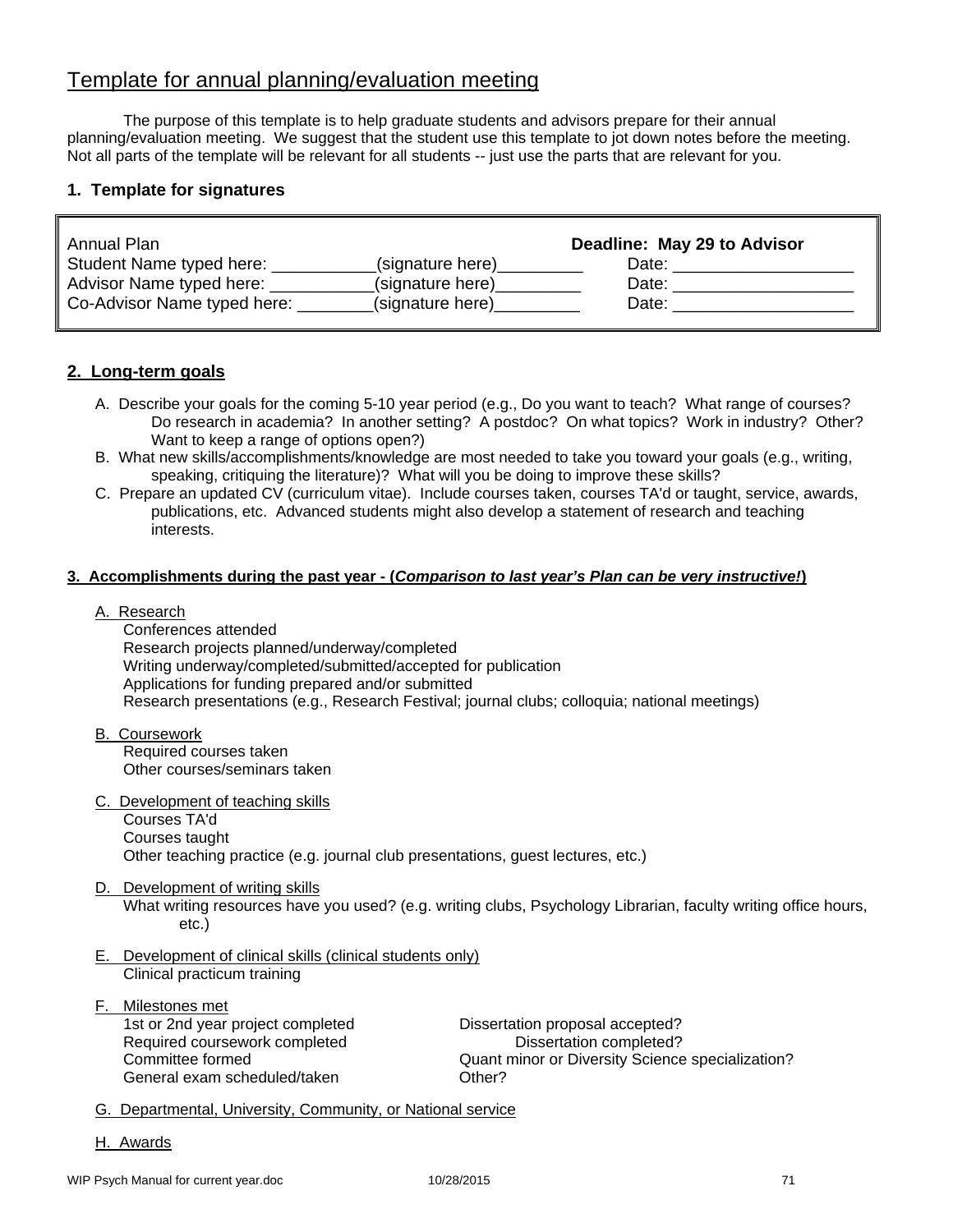# Template for annual planning/evaluation meeting

The purpose of this template is to help graduate students and advisors prepare for their annual planning/evaluation meeting. We suggest that the student use this template to jot down notes before the meeting. Not all parts of the template will be relevant for all students -- just use the parts that are relevant for you.

### 1. Template for signatures

| Annual Plan | | **Deadline: May 29 to Advisor** |
|---|---|---|
| Student Name typed here: ___________ | (signature here)_________ | Date: ___________________ |
| Advisor Name typed here: ___________ | (signature here)_________ | Date: ___________________ |
| Co-Advisor Name typed here: ________ | (signature here)_________ | Date: ___________________ |

### 2. Long-term goals

A. Describe your goals for the coming 5-10 year period (e.g., Do you want to teach? What range of courses? Do research in academia? In another setting? A postdoc? On what topics? Work in industry? Other? Want to keep a range of options open?)

B. What new skills/accomplishments/knowledge are most needed to take you toward your goals (e.g., writing, speaking, critiquing the literature)? What will you be doing to improve these skills?

C. Prepare an updated CV (curriculum vitae). Include courses taken, courses TA'd or taught, service, awards, publications, etc. Advanced students might also develop a statement of research and teaching interests.

### 3. Accomplishments during the past year - (*Comparison to last year's Plan can be very instructive!*)

A. Research
- Conferences attended
- Research projects planned/underway/completed
- Writing underway/completed/submitted/accepted for publication
- Applications for funding prepared and/or submitted
- Research presentations (e.g., Research Festival; journal clubs; colloquia; national meetings)

B. Coursework
- Required courses taken
- Other courses/seminars taken

C. Development of teaching skills
- Courses TA'd
- Courses taught
- Other teaching practice (e.g. journal club presentations, guest lectures, etc.)

D. Development of writing skills
- What writing resources have you used? (e.g. writing clubs, Psychology Librarian, faculty writing office hours, etc.)

E. Development of clinical skills (clinical students only)
- Clinical practicum training

F. Milestones met
- 1st or 2nd year project completed
- Required coursework completed
- Committee formed
- General exam scheduled/taken
- Dissertation proposal accepted?
- Dissertation completed?
- Quant minor or Diversity Science specialization?
- Other?

G. Departmental, University, Community, or National service

H. Awards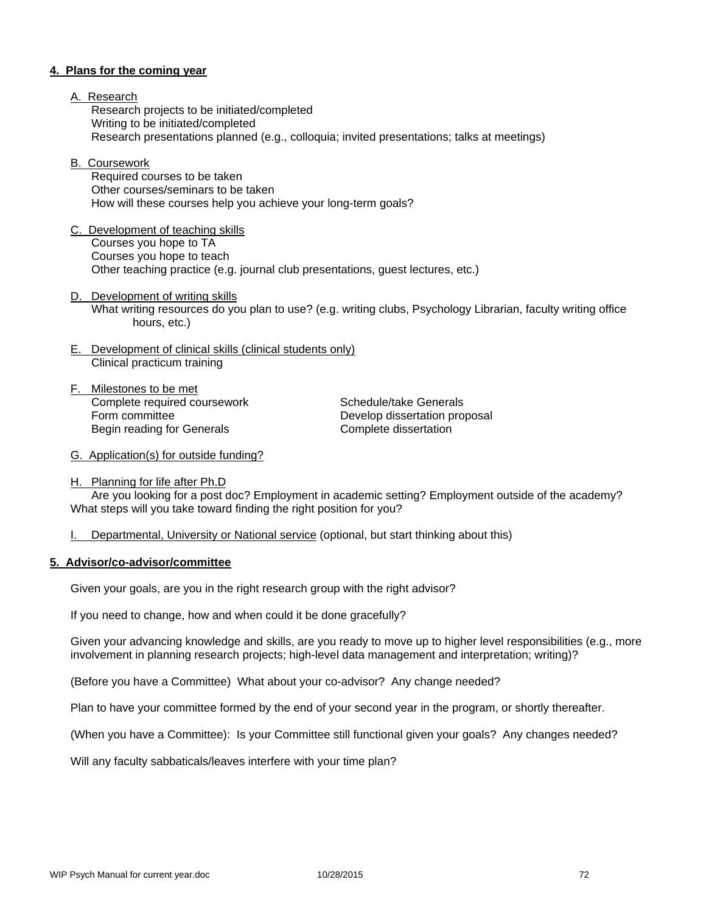**4. Plans for the coming year**

A. Research

Research projects to be initiated/completed
Writing to be initiated/completed
Research presentations planned (e.g., colloquia; invited presentations; talks at meetings)

B. Coursework

Required courses to be taken
Other courses/seminars to be taken
How will these courses help you achieve your long-term goals?

C. Development of teaching skills

Courses you hope to TA
Courses you hope to teach
Other teaching practice (e.g. journal club presentations, guest lectures, etc.)

D. Development of writing skills

What writing resources do you plan to use? (e.g. writing clubs, Psychology Librarian, faculty writing office hours, etc.)

E. Development of clinical skills (clinical students only)

Clinical practicum training

F. Milestones to be met

Complete required coursework
Form committee
Begin reading for Generals
Schedule/take Generals
Develop dissertation proposal
Complete dissertation

G. Application(s) for outside funding?

H. Planning for life after Ph.D

Are you looking for a post doc? Employment in academic setting? Employment outside of the academy? What steps will you take toward finding the right position for you?

I. Departmental, University or National service (optional, but start thinking about this)

**5. Advisor/co-advisor/committee**

Given your goals, are you in the right research group with the right advisor?

If you need to change, how and when could it be done gracefully?

Given your advancing knowledge and skills, are you ready to move up to higher level responsibilities (e.g., more involvement in planning research projects; high-level data management and interpretation; writing)?

(Before you have a Committee) What about your co-advisor? Any change needed?

Plan to have your committee formed by the end of your second year in the program, or shortly thereafter.

(When you have a Committee): Is your Committee still functional given your goals? Any changes needed?

Will any faculty sabbaticals/leaves interfere with your time plan?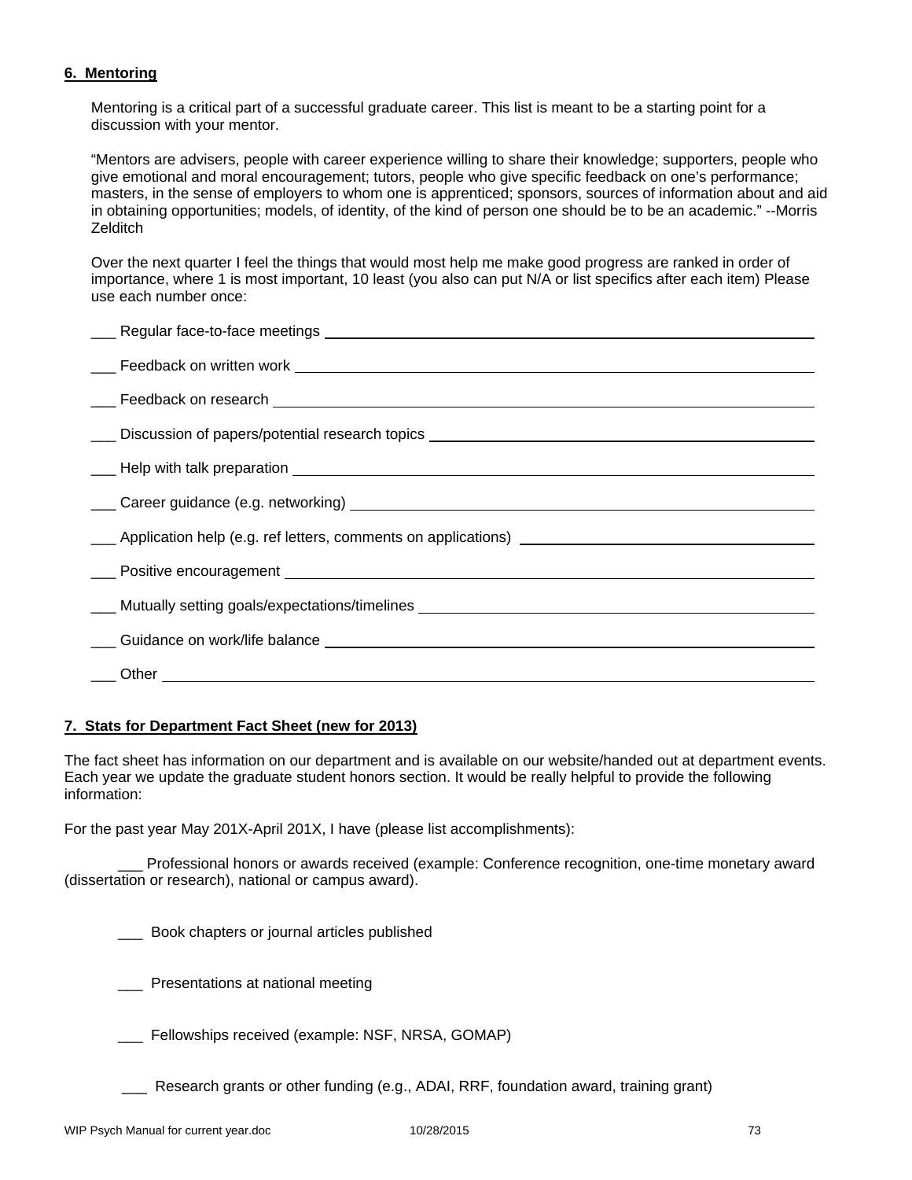**6. Mentoring**

Mentoring is a critical part of a successful graduate career. This list is meant to be a starting point for a discussion with your mentor.

"Mentors are advisers, people with career experience willing to share their knowledge; supporters, people who give emotional and moral encouragement; tutors, people who give specific feedback on one's performance; masters, in the sense of employers to whom one is apprenticed; sponsors, sources of information about and aid in obtaining opportunities; models, of identity, of the kind of person one should be to be an academic." --Morris Zelditch

Over the next quarter I feel the things that would most help me make good progress are ranked in order of importance, where 1 is most important, 10 least (you also can put N/A or list specifics after each item) Please use each number once:

___ Regular face-to-face meetings ______________________________

___ Feedback on written work ______________________________

___ Feedback on research ______________________________

___ Discussion of papers/potential research topics ______________________________

___ Help with talk preparation ______________________________

___ Career guidance (e.g. networking) ______________________________

___ Application help (e.g. ref letters, comments on applications) ______________________________

___ Positive encouragement ______________________________

___ Mutually setting goals/expectations/timelines ______________________________

___ Guidance on work/life balance ______________________________

___ Other ______________________________

**7. Stats for Department Fact Sheet (new for 2013)**

The fact sheet has information on our department and is available on our website/handed out at department events. Each year we update the graduate student honors section. It would be really helpful to provide the following information:

For the past year May 201X-April 201X, I have (please list accomplishments):

___ Professional honors or awards received (example: Conference recognition, one-time monetary award (dissertation or research), national or campus award).

___ Book chapters or journal articles published

___ Presentations at national meeting

___ Fellowships received (example: NSF, NRSA, GOMAP)

___ Research grants or other funding (e.g., ADAI, RRF, foundation award, training grant)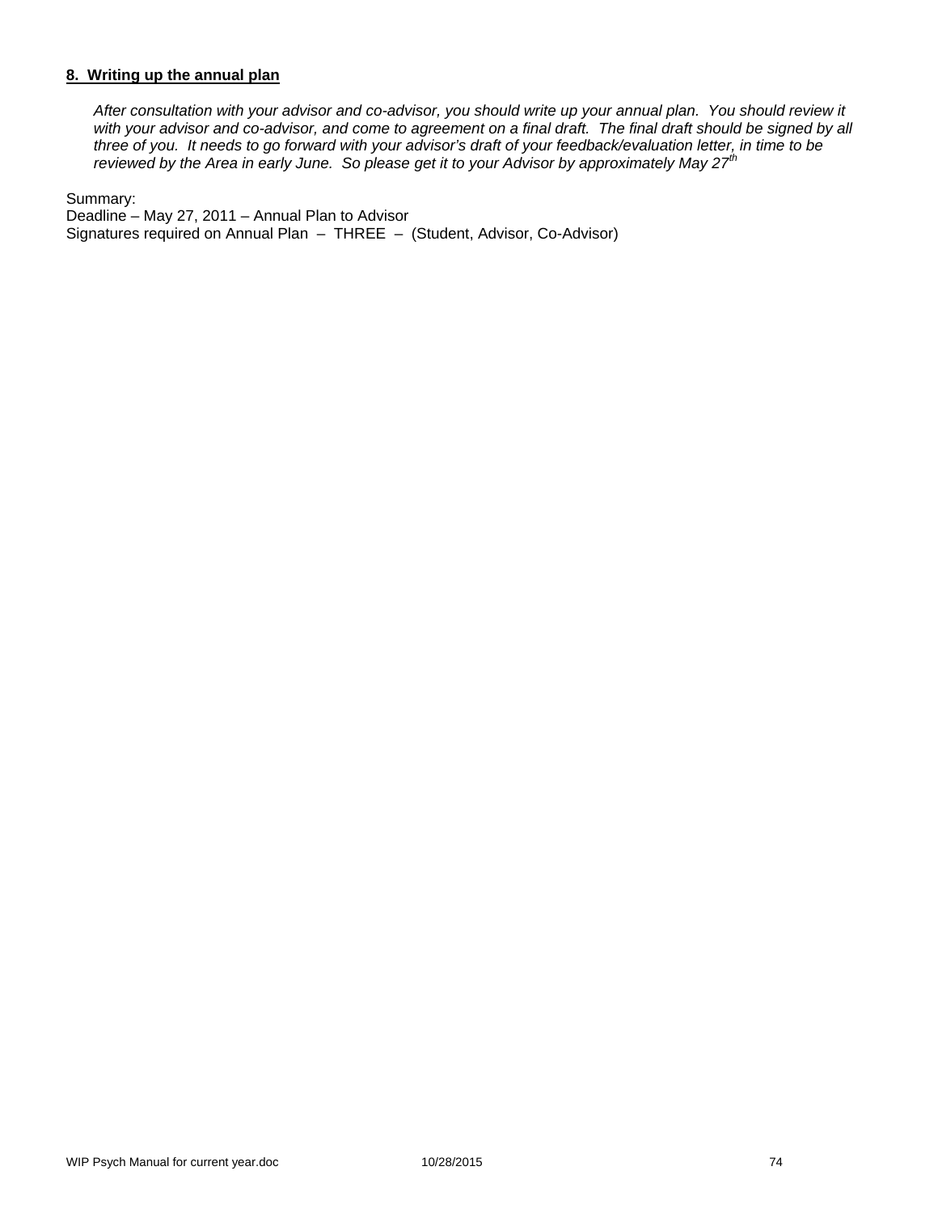**8. Writing up the annual plan**

*After consultation with your advisor and co-advisor, you should write up your annual plan. You should review it with your advisor and co-advisor, and come to agreement on a final draft. The final draft should be signed by all three of you. It needs to go forward with your advisor's draft of your feedback/evaluation letter, in time to be reviewed by the Area in early June. So please get it to your Advisor by approximately May 27th*

Summary:
Deadline – May 27, 2011 – Annual Plan to Advisor
Signatures required on Annual Plan – THREE – (Student, Advisor, Co-Advisor)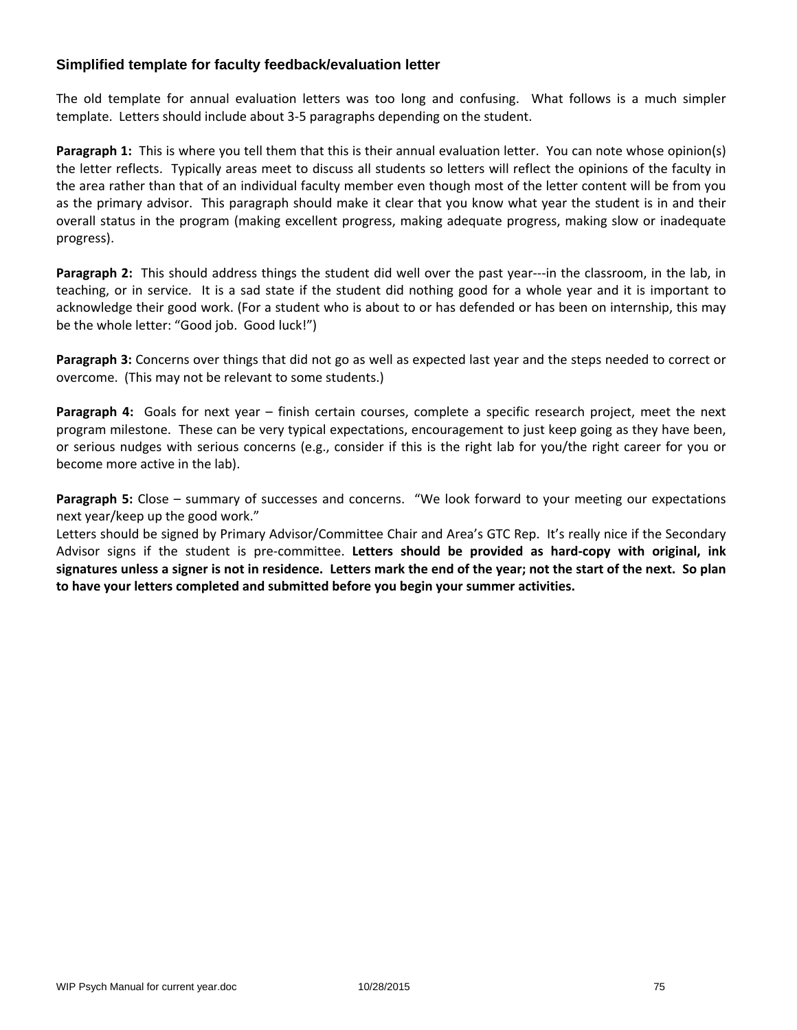### Simplified template for faculty feedback/evaluation letter

The old template for annual evaluation letters was too long and confusing. What follows is a much simpler template. Letters should include about 3-5 paragraphs depending on the student.

**Paragraph 1:** This is where you tell them that this is their annual evaluation letter. You can note whose opinion(s) the letter reflects. Typically areas meet to discuss all students so letters will reflect the opinions of the faculty in the area rather than that of an individual faculty member even though most of the letter content will be from you as the primary advisor. This paragraph should make it clear that you know what year the student is in and their overall status in the program (making excellent progress, making adequate progress, making slow or inadequate progress).

**Paragraph 2:** This should address things the student did well over the past year---in the classroom, in the lab, in teaching, or in service. It is a sad state if the student did nothing good for a whole year and it is important to acknowledge their good work. (For a student who is about to or has defended or has been on internship, this may be the whole letter: "Good job. Good luck!")

**Paragraph 3:** Concerns over things that did not go as well as expected last year and the steps needed to correct or overcome. (This may not be relevant to some students.)

**Paragraph 4:** Goals for next year – finish certain courses, complete a specific research project, meet the next program milestone. These can be very typical expectations, encouragement to just keep going as they have been, or serious nudges with serious concerns (e.g., consider if this is the right lab for you/the right career for you or become more active in the lab).

**Paragraph 5:** Close – summary of successes and concerns. "We look forward to your meeting our expectations next year/keep up the good work."

Letters should be signed by Primary Advisor/Committee Chair and Area's GTC Rep. It's really nice if the Secondary Advisor signs if the student is pre-committee. **Letters should be provided as hard-copy with original, ink signatures unless a signer is not in residence. Letters mark the end of the year; not the start of the next. So plan to have your letters completed and submitted before you begin your summer activities.**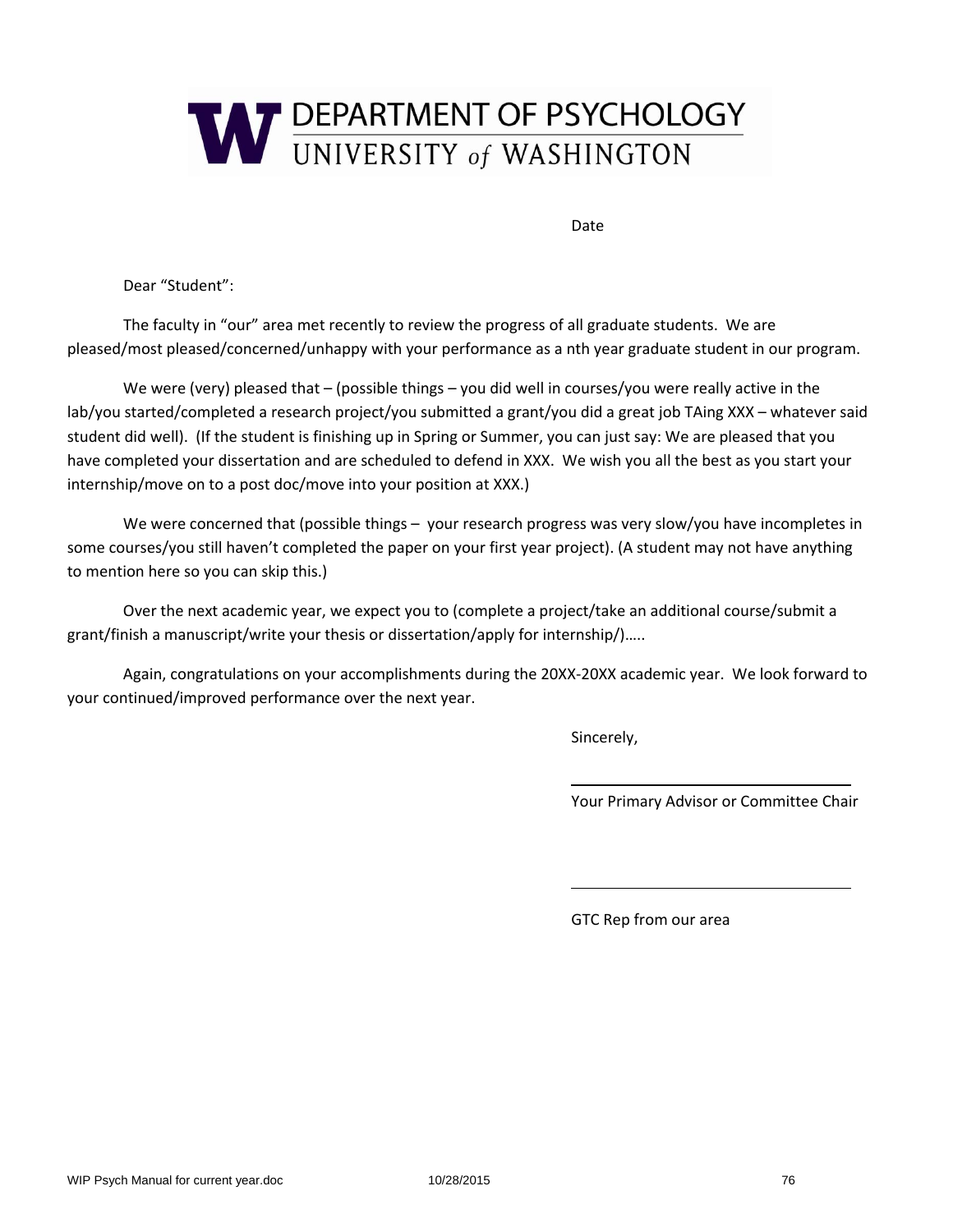# DEPARTMENT OF PSYCHOLOGY
## UNIVERSITY *of* WASHINGTON

Date

Dear "Student":

The faculty in "our" area met recently to review the progress of all graduate students. We are pleased/most pleased/concerned/unhappy with your performance as a nth year graduate student in our program.

We were (very) pleased that – (possible things – you did well in courses/you were really active in the lab/you started/completed a research project/you submitted a grant/you did a great job TAing XXX – whatever said student did well). (If the student is finishing up in Spring or Summer, you can just say: We are pleased that you have completed your dissertation and are scheduled to defend in XXX. We wish you all the best as you start your internship/move on to a post doc/move into your position at XXX.)

We were concerned that (possible things – your research progress was very slow/you have incompletes in some courses/you still haven't completed the paper on your first year project). (A student may not have anything to mention here so you can skip this.)

Over the next academic year, we expect you to (complete a project/take an additional course/submit a grant/finish a manuscript/write your thesis or dissertation/apply for internship/)…..

Again, congratulations on your accomplishments during the 20XX-20XX academic year. We look forward to your continued/improved performance over the next year.

Sincerely,

\_\_\_\_\_\_\_\_\_\_\_\_\_\_\_\_\_\_\_\_\_\_\_\_\_\_\_\_\_\_\_\_

Your Primary Advisor or Committee Chair

\_\_\_\_\_\_\_\_\_\_\_\_\_\_\_\_\_\_\_\_\_\_\_\_\_\_\_\_\_\_\_\_

GTC Rep from our area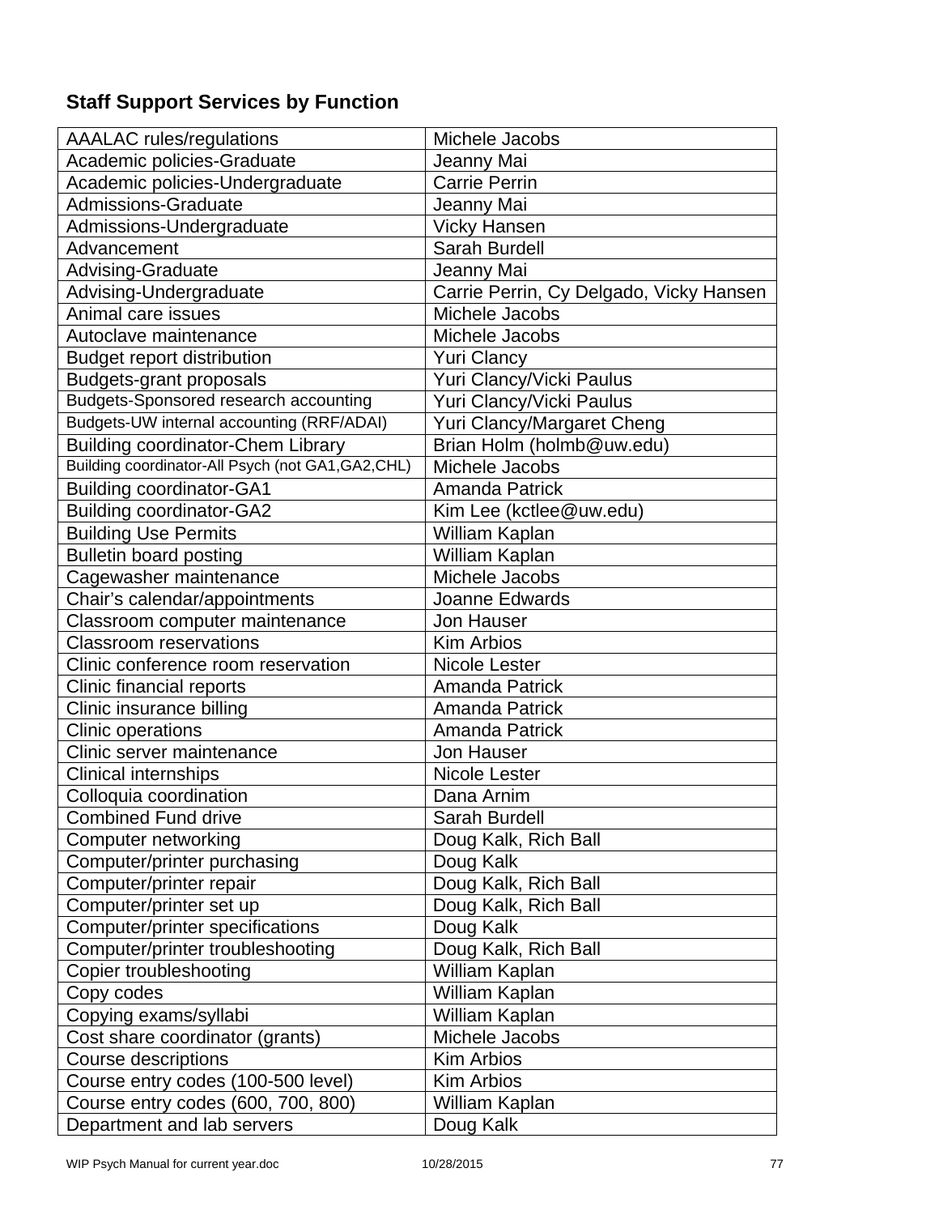### **Staff Support Services by Function**

| | |
|---|---|
| AAALAC rules/regulations | Michele Jacobs |
| Academic policies-Graduate | Jeanny Mai |
| Academic policies-Undergraduate | Carrie Perrin |
| Admissions-Graduate | Jeanny Mai |
| Admissions-Undergraduate | Vicky Hansen |
| Advancement | Sarah Burdell |
| Advising-Graduate | Jeanny Mai |
| Advising-Undergraduate | Carrie Perrin, Cy Delgado, Vicky Hansen |
| Animal care issues | Michele Jacobs |
| Autoclave maintenance | Michele Jacobs |
| Budget report distribution | Yuri Clancy |
| Budgets-grant proposals | Yuri Clancy/Vicki Paulus |
| Budgets-Sponsored research accounting | Yuri Clancy/Vicki Paulus |
| Budgets-UW internal accounting (RRF/ADAI) | Yuri Clancy/Margaret Cheng |
| Building coordinator-Chem Library | Brian Holm (holmb@uw.edu) |
| Building coordinator-All Psych (not GA1,GA2,CHL) | Michele Jacobs |
| Building coordinator-GA1 | Amanda Patrick |
| Building coordinator-GA2 | Kim Lee (kctlee@uw.edu) |
| Building Use Permits | William Kaplan |
| Bulletin board posting | William Kaplan |
| Cagewasher maintenance | Michele Jacobs |
| Chair's calendar/appointments | Joanne Edwards |
| Classroom computer maintenance | Jon Hauser |
| Classroom reservations | Kim Arbios |
| Clinic conference room reservation | Nicole Lester |
| Clinic financial reports | Amanda Patrick |
| Clinic insurance billing | Amanda Patrick |
| Clinic operations | Amanda Patrick |
| Clinic server maintenance | Jon Hauser |
| Clinical internships | Nicole Lester |
| Colloquia coordination | Dana Arnim |
| Combined Fund drive | Sarah Burdell |
| Computer networking | Doug Kalk, Rich Ball |
| Computer/printer purchasing | Doug Kalk |
| Computer/printer repair | Doug Kalk, Rich Ball |
| Computer/printer set up | Doug Kalk, Rich Ball |
| Computer/printer specifications | Doug Kalk |
| Computer/printer troubleshooting | Doug Kalk, Rich Ball |
| Copier troubleshooting | William Kaplan |
| Copy codes | William Kaplan |
| Copying exams/syllabi | William Kaplan |
| Cost share coordinator (grants) | Michele Jacobs |
| Course descriptions | Kim Arbios |
| Course entry codes (100-500 level) | Kim Arbios |
| Course entry codes (600, 700, 800) | William Kaplan |
| Department and lab servers | Doug Kalk |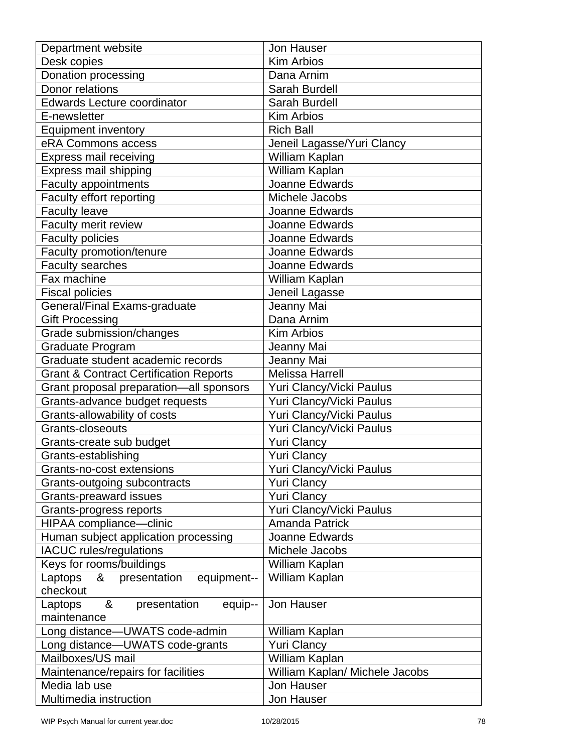| Department website | Jon Hauser |
|---|---|
| Desk copies | Kim Arbios |
| Donation processing | Dana Arnim |
| Donor relations | Sarah Burdell |
| Edwards Lecture coordinator | Sarah Burdell |
| E-newsletter | Kim Arbios |
| Equipment inventory | Rich Ball |
| eRA Commons access | Jeneil Lagasse/Yuri Clancy |
| Express mail receiving | William Kaplan |
| Express mail shipping | William Kaplan |
| Faculty appointments | Joanne Edwards |
| Faculty effort reporting | Michele Jacobs |
| Faculty leave | Joanne Edwards |
| Faculty merit review | Joanne Edwards |
| Faculty policies | Joanne Edwards |
| Faculty promotion/tenure | Joanne Edwards |
| Faculty searches | Joanne Edwards |
| Fax machine | William Kaplan |
| Fiscal policies | Jeneil Lagasse |
| General/Final Exams-graduate | Jeanny Mai |
| Gift Processing | Dana Arnim |
| Grade submission/changes | Kim Arbios |
| Graduate Program | Jeanny Mai |
| Graduate student academic records | Jeanny Mai |
| Grant & Contract Certification Reports | Melissa Harrell |
| Grant proposal preparation—all sponsors | Yuri Clancy/Vicki Paulus |
| Grants-advance budget requests | Yuri Clancy/Vicki Paulus |
| Grants-allowability of costs | Yuri Clancy/Vicki Paulus |
| Grants-closeouts | Yuri Clancy/Vicki Paulus |
| Grants-create sub budget | Yuri Clancy |
| Grants-establishing | Yuri Clancy |
| Grants-no-cost extensions | Yuri Clancy/Vicki Paulus |
| Grants-outgoing subcontracts | Yuri Clancy |
| Grants-preaward issues | Yuri Clancy |
| Grants-progress reports | Yuri Clancy/Vicki Paulus |
| HIPAA compliance—clinic | Amanda Patrick |
| Human subject application processing | Joanne Edwards |
| IACUC rules/regulations | Michele Jacobs |
| Keys for rooms/buildings | William Kaplan |
| Laptops & presentation equipment--checkout | William Kaplan |
| Laptops & presentation equip--maintenance | Jon Hauser |
| Long distance—UWATS code-admin | William Kaplan |
| Long distance—UWATS code-grants | Yuri Clancy |
| Mailboxes/US mail | William Kaplan |
| Maintenance/repairs for facilities | William Kaplan/ Michele Jacobs |
| Media lab use | Jon Hauser |
| Multimedia instruction | Jon Hauser |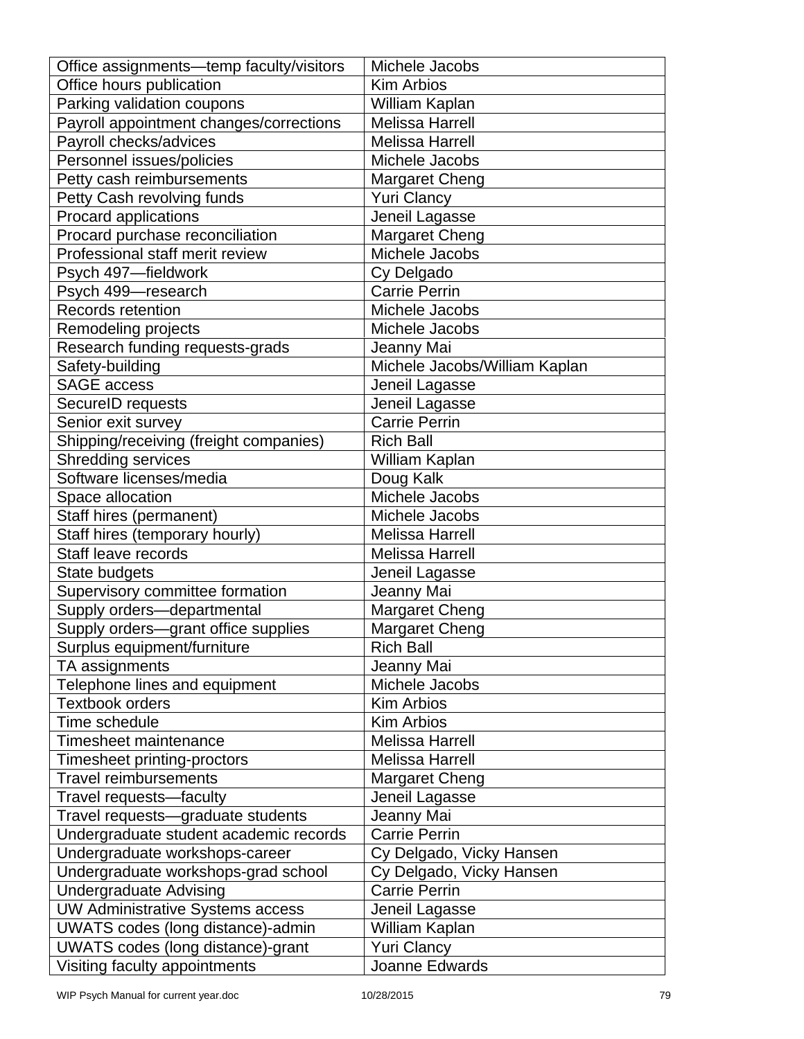| Office assignments—temp faculty/visitors | Michele Jacobs |
|---|---|
| Office hours publication | Kim Arbios |
| Parking validation coupons | William Kaplan |
| Payroll appointment changes/corrections | Melissa Harrell |
| Payroll checks/advices | Melissa Harrell |
| Personnel issues/policies | Michele Jacobs |
| Petty cash reimbursements | Margaret Cheng |
| Petty Cash revolving funds | Yuri Clancy |
| Procard applications | Jeneil Lagasse |
| Procard purchase reconciliation | Margaret Cheng |
| Professional staff merit review | Michele Jacobs |
| Psych 497—fieldwork | Cy Delgado |
| Psych 499—research | Carrie Perrin |
| Records retention | Michele Jacobs |
| Remodeling projects | Michele Jacobs |
| Research funding requests-grads | Jeanny Mai |
| Safety-building | Michele Jacobs/William Kaplan |
| SAGE access | Jeneil Lagasse |
| SecureID requests | Jeneil Lagasse |
| Senior exit survey | Carrie Perrin |
| Shipping/receiving (freight companies) | Rich Ball |
| Shredding services | William Kaplan |
| Software licenses/media | Doug Kalk |
| Space allocation | Michele Jacobs |
| Staff hires (permanent) | Michele Jacobs |
| Staff hires (temporary hourly) | Melissa Harrell |
| Staff leave records | Melissa Harrell |
| State budgets | Jeneil Lagasse |
| Supervisory committee formation | Jeanny Mai |
| Supply orders—departmental | Margaret Cheng |
| Supply orders—grant office supplies | Margaret Cheng |
| Surplus equipment/furniture | Rich Ball |
| TA assignments | Jeanny Mai |
| Telephone lines and equipment | Michele Jacobs |
| Textbook orders | Kim Arbios |
| Time schedule | Kim Arbios |
| Timesheet maintenance | Melissa Harrell |
| Timesheet printing-proctors | Melissa Harrell |
| Travel reimbursements | Margaret Cheng |
| Travel requests—faculty | Jeneil Lagasse |
| Travel requests—graduate students | Jeanny Mai |
| Undergraduate student academic records | Carrie Perrin |
| Undergraduate workshops-career | Cy Delgado, Vicky Hansen |
| Undergraduate workshops-grad school | Cy Delgado, Vicky Hansen |
| Undergraduate Advising | Carrie Perrin |
| UW Administrative Systems access | Jeneil Lagasse |
| UWATS codes (long distance)-admin | William Kaplan |
| UWATS codes (long distance)-grant | Yuri Clancy |
| Visiting faculty appointments | Joanne Edwards |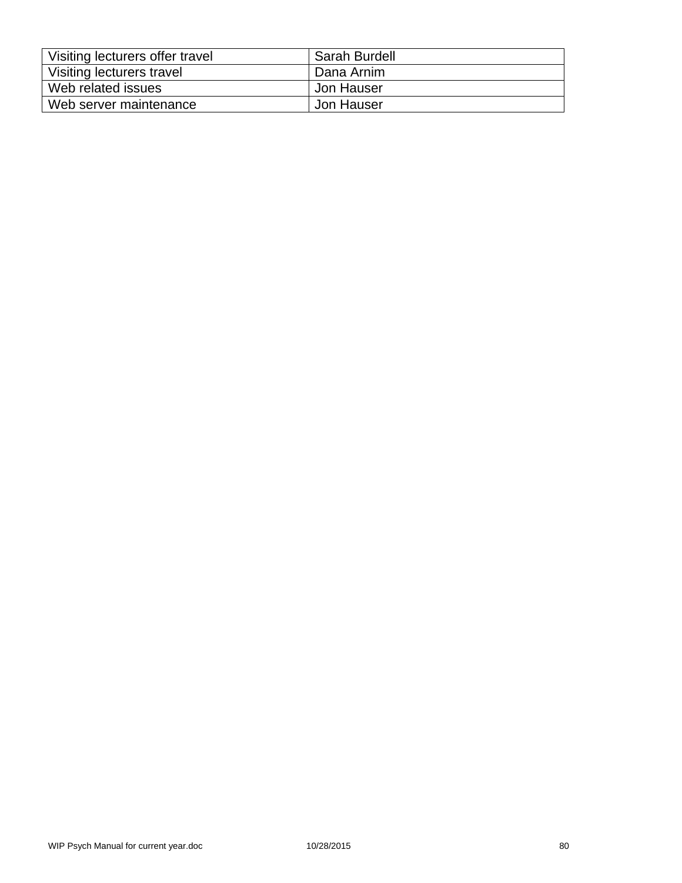| Visiting lecturers offer travel | Sarah Burdell |
|---|---|
| Visiting lecturers travel | Dana Arnim |
| Web related issues | Jon Hauser |
| Web server maintenance | Jon Hauser |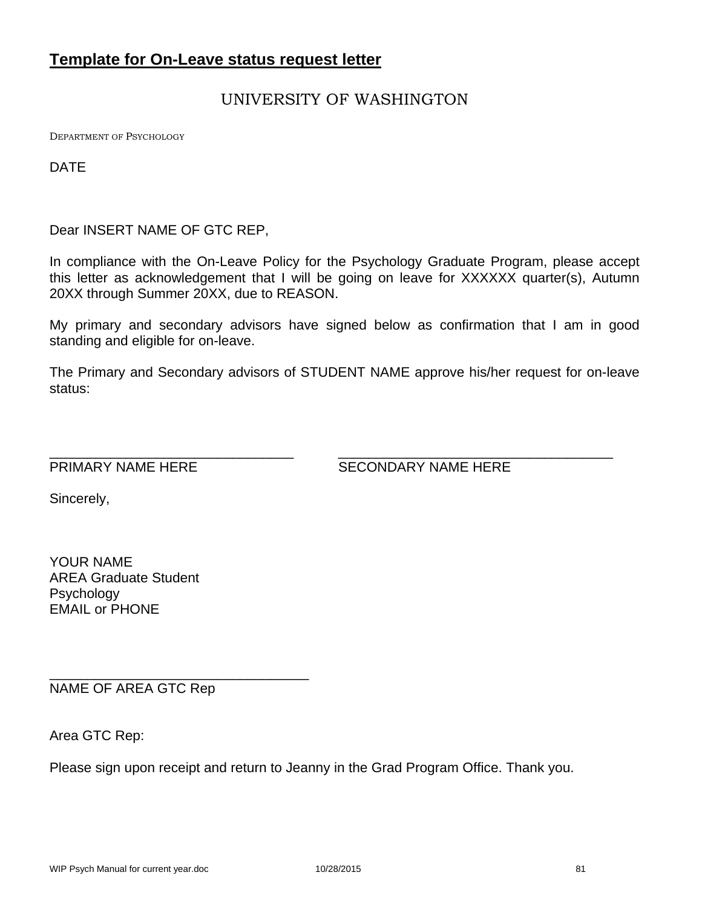## Template for On-Leave status request letter

UNIVERSITY OF WASHINGTON

DEPARTMENT OF PSYCHOLOGY

DATE

Dear INSERT NAME OF GTC REP,

In compliance with the On-Leave Policy for the Psychology Graduate Program, please accept this letter as acknowledgement that I will be going on leave for XXXXXX quarter(s), Autumn 20XX through Summer 20XX, due to REASON.

My primary and secondary advisors have signed below as confirmation that I am in good standing and eligible for on-leave.

The Primary and Secondary advisors of STUDENT NAME approve his/her request for on-leave status:

_______________________________ ___________________________________
PRIMARY NAME HERE SECONDARY NAME HERE

Sincerely,

YOUR NAME
AREA Graduate Student
Psychology
EMAIL or PHONE

_________________________________
NAME OF AREA GTC Rep

Area GTC Rep:

Please sign upon receipt and return to Jeanny in the Grad Program Office. Thank you.